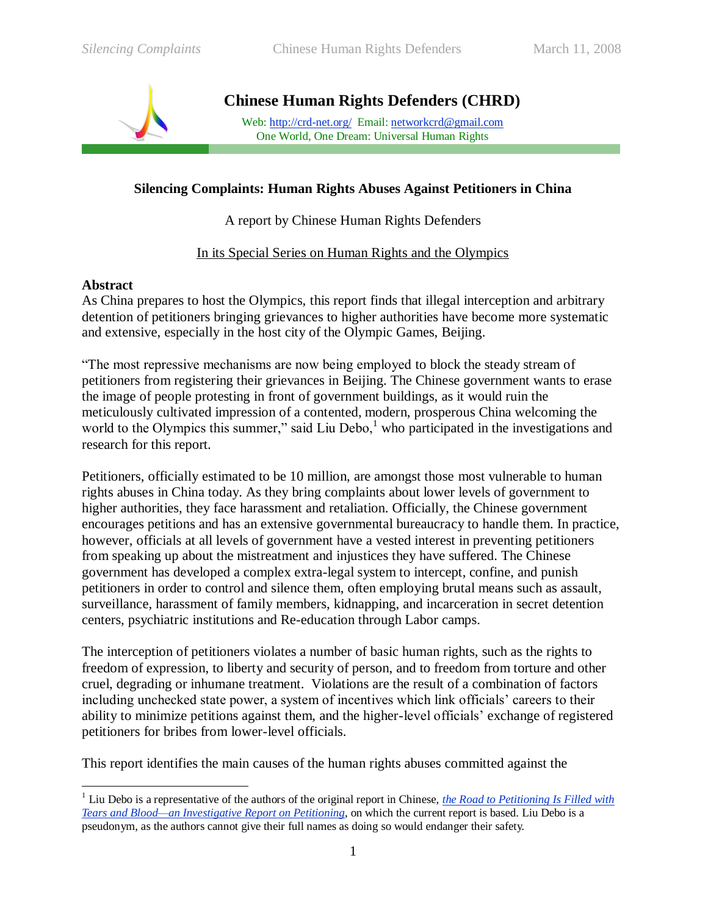# Chinese Human Rights Defenders (CHRD)

Web: http://crd-net.org/ Email: networkcrd@gmail.com
One World, One Dream: Universal Human Rights

## Silencing Complaints: Human Rights Abuses Against Petitioners in China

A report by Chinese Human Rights Defenders

In its Special Series on Human Rights and the Olympics

### Abstract

As China prepares to host the Olympics, this report finds that illegal interception and arbitrary detention of petitioners bringing grievances to higher authorities have become more systematic and extensive, especially in the host city of the Olympic Games, Beijing.

"The most repressive mechanisms are now being employed to block the steady stream of petitioners from registering their grievances in Beijing. The Chinese government wants to erase the image of people protesting in front of government buildings, as it would ruin the meticulously cultivated impression of a contented, modern, prosperous China welcoming the world to the Olympics this summer," said Liu Debo,[1] who participated in the investigations and research for this report.

Petitioners, officially estimated to be 10 million, are amongst those most vulnerable to human rights abuses in China today. As they bring complaints about lower levels of government to higher authorities, they face harassment and retaliation. Officially, the Chinese government encourages petitions and has an extensive governmental bureaucracy to handle them. In practice, however, officials at all levels of government have a vested interest in preventing petitioners from speaking up about the mistreatment and injustices they have suffered. The Chinese government has developed a complex extra-legal system to intercept, confine, and punish petitioners in order to control and silence them, often employing brutal means such as assault, surveillance, harassment of family members, kidnapping, and incarceration in secret detention centers, psychiatric institutions and Re-education through Labor camps.

The interception of petitioners violates a number of basic human rights, such as the rights to freedom of expression, to liberty and security of person, and to freedom from torture and other cruel, degrading or inhumane treatment. Violations are the result of a combination of factors including unchecked state power, a system of incentives which link officials' careers to their ability to minimize petitions against them, and the higher-level officials' exchange of registered petitioners for bribes from lower-level officials.

This report identifies the main causes of the human rights abuses committed against the

---

[1] Liu Debo is a representative of the authors of the original report in Chinese, *the Road to Petitioning Is Filled with Tears and Blood—an Investigative Report on Petitioning*, on which the current report is based. Liu Debo is a pseudonym, as the authors cannot give their full names as doing so would endanger their safety.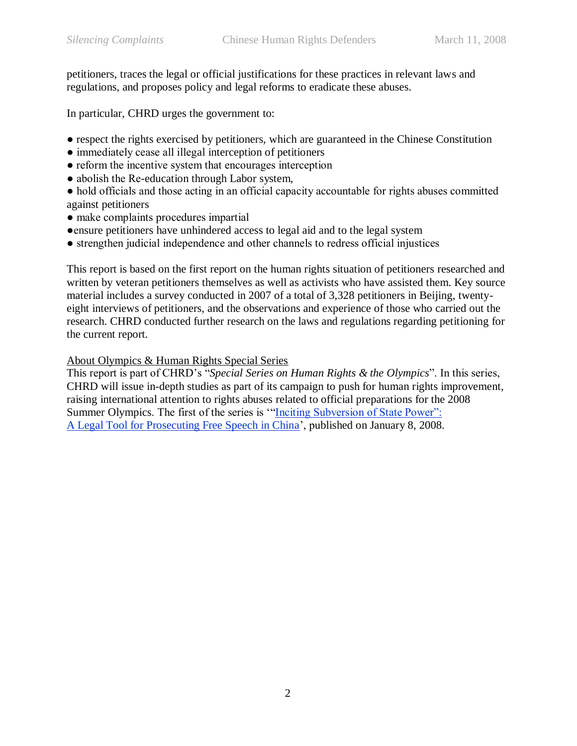petitioners, traces the legal or official justifications for these practices in relevant laws and regulations, and proposes policy and legal reforms to eradicate these abuses.

In particular, CHRD urges the government to:

- respect the rights exercised by petitioners, which are guaranteed in the Chinese Constitution
- immediately cease all illegal interception of petitioners
- reform the incentive system that encourages interception
- abolish the Re-education through Labor system,
- hold officials and those acting in an official capacity accountable for rights abuses committed against petitioners
- make complaints procedures impartial
- ensure petitioners have unhindered access to legal aid and to the legal system
- strengthen judicial independence and other channels to redress official injustices

This report is based on the first report on the human rights situation of petitioners researched and written by veteran petitioners themselves as well as activists who have assisted them. Key source material includes a survey conducted in 2007 of a total of 3,328 petitioners in Beijing, twenty-eight interviews of petitioners, and the observations and experience of those who carried out the research. CHRD conducted further research on the laws and regulations regarding petitioning for the current report.

<u>About Olympics & Human Rights Special Series</u>

This report is part of CHRD's "*Special Series on Human Rights & the Olympics*". In this series, CHRD will issue in-depth studies as part of its campaign to push for human rights improvement, raising international attention to rights abuses related to official preparations for the 2008 Summer Olympics. The first of the series is '"Inciting Subversion of State Power": A Legal Tool for Prosecuting Free Speech in China', published on January 8, 2008.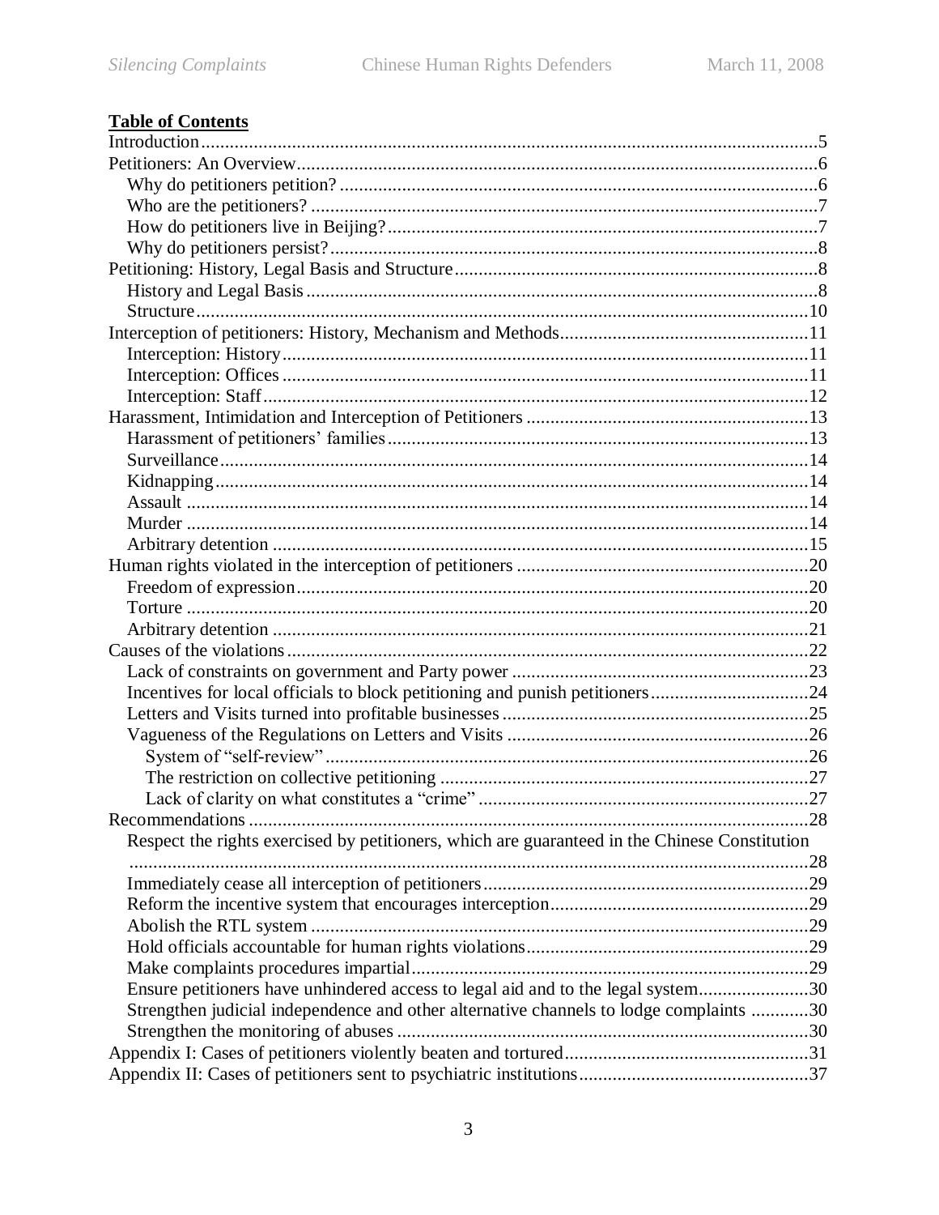**Table of Contents**

Introduction .....5
Petitioners: An Overview .....6
- Why do petitioners petition? .....6
- Who are the petitioners? .....7
- How do petitioners live in Beijing? .....7
- Why do petitioners persist? .....8

Petitioning: History, Legal Basis and Structure .....8
- History and Legal Basis .....8
- Structure .....10

Interception of petitioners: History, Mechanism and Methods .....11
- Interception: History .....11
- Interception: Offices .....11
- Interception: Staff .....12

Harassment, Intimidation and Interception of Petitioners .....13
- Harassment of petitioners' families .....13
- Surveillance .....14
- Kidnapping .....14
- Assault .....14
- Murder .....14
- Arbitrary detention .....15

Human rights violated in the interception of petitioners .....20
- Freedom of expression .....20
- Torture .....20
- Arbitrary detention .....21

Causes of the violations .....22
- Lack of constraints on government and Party power .....23
- Incentives for local officials to block petitioning and punish petitioners .....24
- Letters and Visits turned into profitable businesses .....25
- Vagueness of the Regulations on Letters and Visits .....26
  - System of "self-review" .....26
  - The restriction on collective petitioning .....27
  - Lack of clarity on what constitutes a "crime" .....27

Recommendations .....28
- Respect the rights exercised by petitioners, which are guaranteed in the Chinese Constitution .....28
- Immediately cease all interception of petitioners .....29
- Reform the incentive system that encourages interception .....29
- Abolish the RTL system .....29
- Hold officials accountable for human rights violations .....29
- Make complaints procedures impartial .....29
- Ensure petitioners have unhindered access to legal aid and to the legal system .....30
- Strengthen judicial independence and other alternative channels to lodge complaints .....30
- Strengthen the monitoring of abuses .....30

Appendix I: Cases of petitioners violently beaten and tortured .....31
Appendix II: Cases of petitioners sent to psychiatric institutions .....37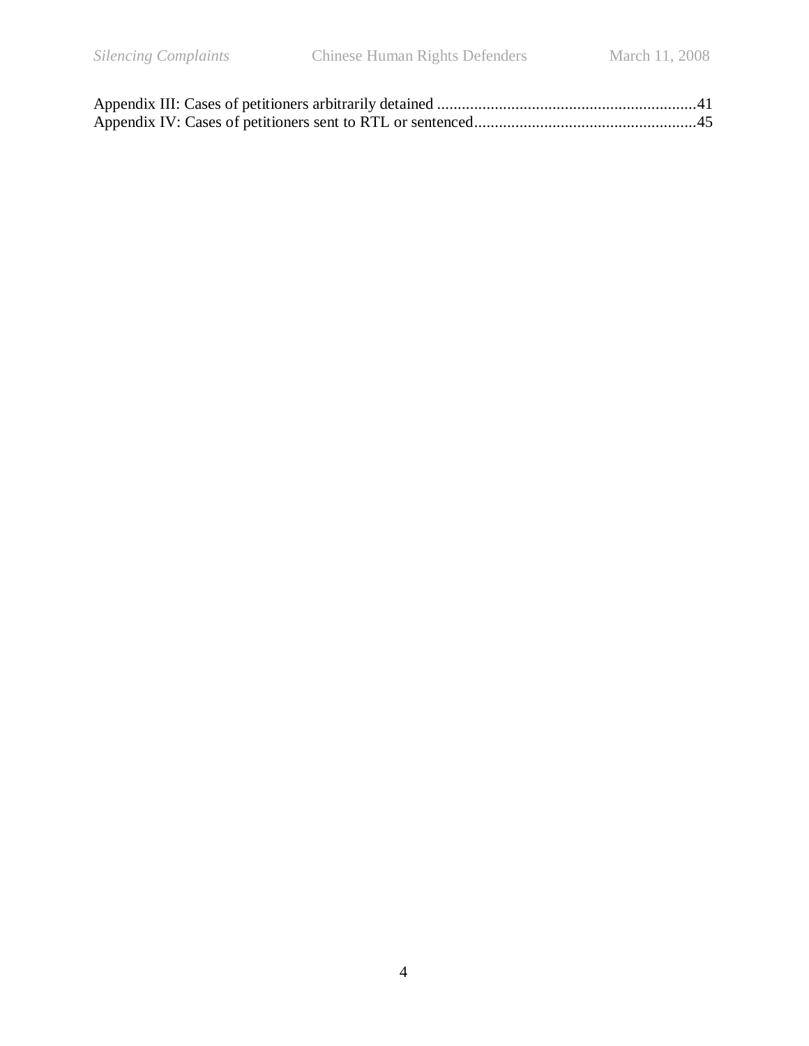Appendix III: Cases of petitioners arbitrarily detained ..............................................................41
Appendix IV: Cases of petitioners sent to RTL or sentenced.....................................................45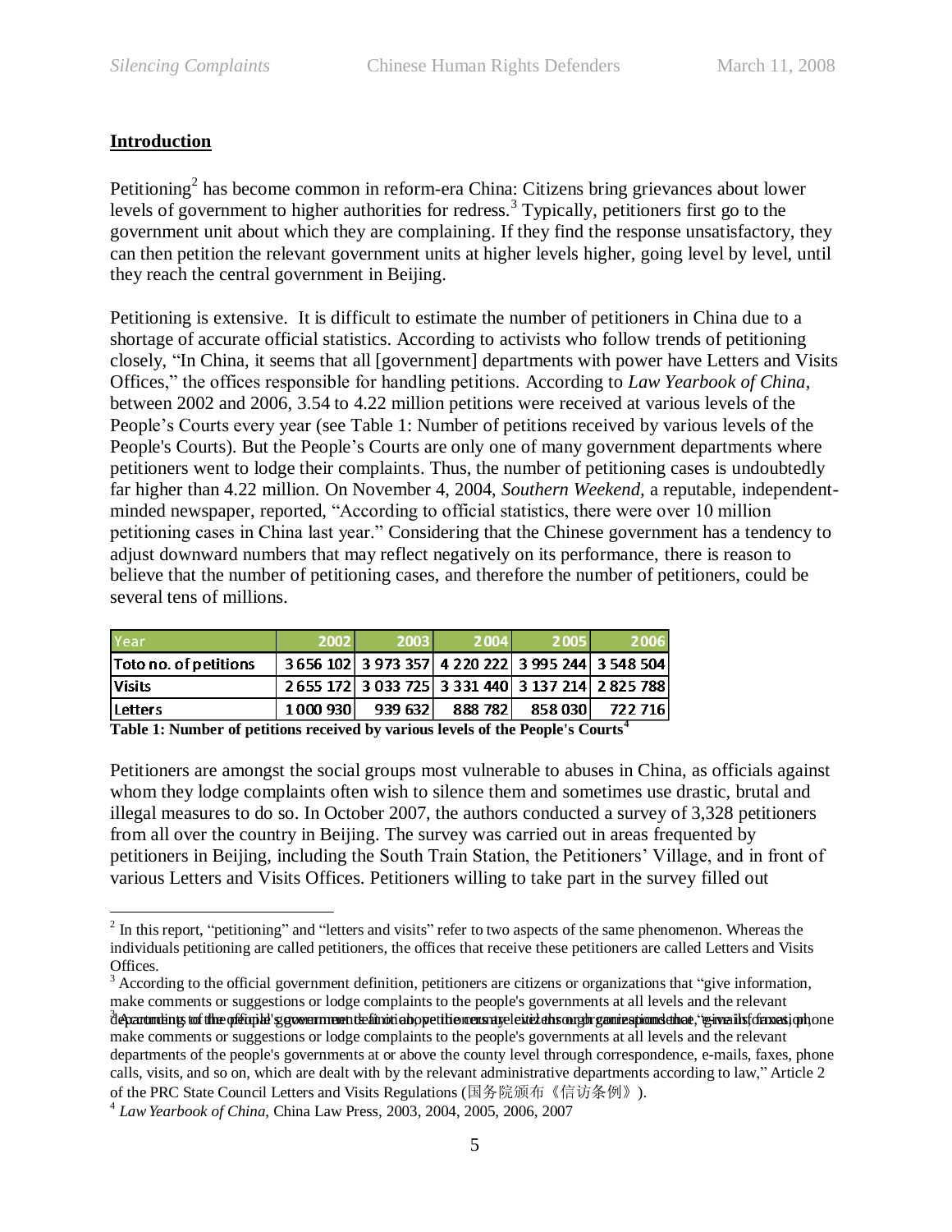## Introduction

Petitioning[2] has become common in reform-era China: Citizens bring grievances about lower levels of government to higher authorities for redress.[3] Typically, petitioners first go to the government unit about which they are complaining. If they find the response unsatisfactory, they can then petition the relevant government units at higher levels higher, going level by level, until they reach the central government in Beijing.

Petitioning is extensive. It is difficult to estimate the number of petitioners in China due to a shortage of accurate official statistics. According to activists who follow trends of petitioning closely, "In China, it seems that all [government] departments with power have Letters and Visits Offices," the offices responsible for handling petitions. According to *Law Yearbook of China*, between 2002 and 2006, 3.54 to 4.22 million petitions were received at various levels of the People's Courts every year (see Table 1: Number of petitions received by various levels of the People's Courts). But the People's Courts are only one of many government departments where petitioners went to lodge their complaints. Thus, the number of petitioning cases is undoubtedly far higher than 4.22 million. On November 4, 2004, *Southern Weekend,* a reputable, independent-minded newspaper, reported, "According to official statistics, there were over 10 million petitioning cases in China last year." Considering that the Chinese government has a tendency to adjust downward numbers that may reflect negatively on its performance, there is reason to believe that the number of petitioning cases, and therefore the number of petitioners, could be several tens of millions.

| Year | 2002 | 2003 | 2004 | 2005 | 2006 |
|---|---|---|---|---|---|
| Toto no. of petitions | 3 656 102 | 3 973 357 | 4 220 222 | 3 995 244 | 3 548 504 |
| Visits | 2 655 172 | 3 033 725 | 3 331 440 | 3 137 214 | 2 825 788 |
| Letters | 1 000 930 | 939 632 | 888 782 | 858 030 | 722 716 |

**Table 1: Number of petitions received by various levels of the People's Courts[4]**

Petitioners are amongst the social groups most vulnerable to abuses in China, as officials against whom they lodge complaints often wish to silence them and sometimes use drastic, brutal and illegal measures to do so. In October 2007, the authors conducted a survey of 3,328 petitioners from all over the country in Beijing. The survey was carried out in areas frequented by petitioners in Beijing, including the South Train Station, the Petitioners' Village, and in front of various Letters and Visits Offices. Petitioners willing to take part in the survey filled out

[2] In this report, "petitioning" and "letters and visits" refer to two aspects of the same phenomenon. Whereas the individuals petitioning are called petitioners, the offices that receive these petitioners are called Letters and Visits Offices.

[3] According to the official government definition, petitioners are citizens or organizations that "give information, make comments or suggestions or lodge complaints to the people's governments at all levels and the relevant departments of the people's governments at or above the county level through correspondence, e-mails, faxes, phone calls, visits, and so on, which are dealt with by the relevant administrative departments according to law," Article 2 of the PRC State Council Letters and Visits Regulations (国务院颁布《信访条例》).

[4] *Law Yearbook of China*, China Law Press, 2003, 2004, 2005, 2006, 2007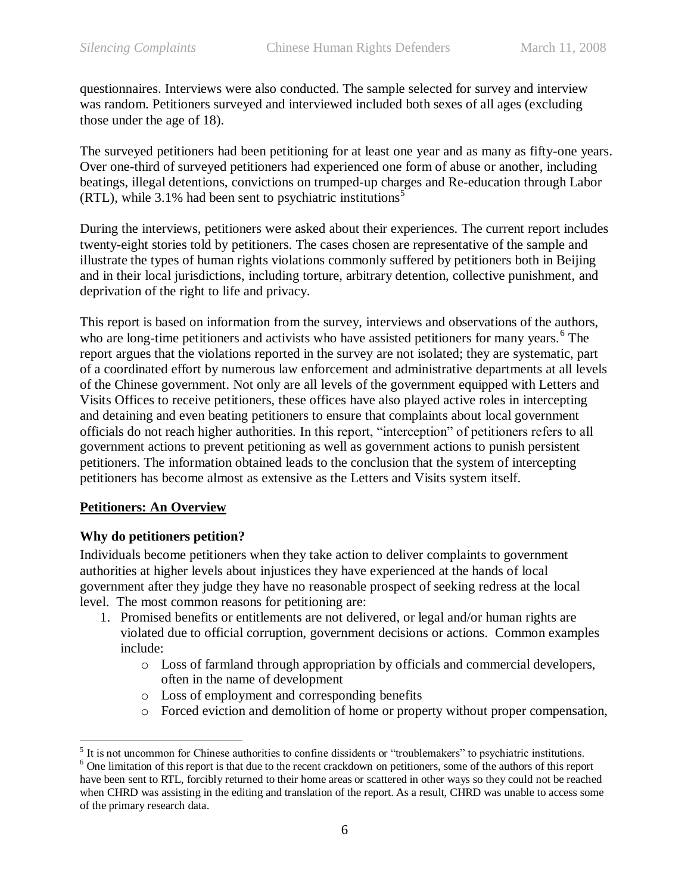questionnaires. Interviews were also conducted. The sample selected for survey and interview was random. Petitioners surveyed and interviewed included both sexes of all ages (excluding those under the age of 18).

The surveyed petitioners had been petitioning for at least one year and as many as fifty-one years. Over one-third of surveyed petitioners had experienced one form of abuse or another, including beatings, illegal detentions, convictions on trumped-up charges and Re-education through Labor (RTL), while 3.1% had been sent to psychiatric institutions[5]

During the interviews, petitioners were asked about their experiences. The current report includes twenty-eight stories told by petitioners. The cases chosen are representative of the sample and illustrate the types of human rights violations commonly suffered by petitioners both in Beijing and in their local jurisdictions, including torture, arbitrary detention, collective punishment, and deprivation of the right to life and privacy.

This report is based on information from the survey, interviews and observations of the authors, who are long-time petitioners and activists who have assisted petitioners for many years.[6] The report argues that the violations reported in the survey are not isolated; they are systematic, part of a coordinated effort by numerous law enforcement and administrative departments at all levels of the Chinese government. Not only are all levels of the government equipped with Letters and Visits Offices to receive petitioners, these offices have also played active roles in intercepting and detaining and even beating petitioners to ensure that complaints about local government officials do not reach higher authorities. In this report, "interception" of petitioners refers to all government actions to prevent petitioning as well as government actions to punish persistent petitioners. The information obtained leads to the conclusion that the system of intercepting petitioners has become almost as extensive as the Letters and Visits system itself.

## Petitioners: An Overview

### Why do petitioners petition?

Individuals become petitioners when they take action to deliver complaints to government authorities at higher levels about injustices they have experienced at the hands of local government after they judge they have no reasonable prospect of seeking redress at the local level. The most common reasons for petitioning are:

1. Promised benefits or entitlements are not delivered, or legal and/or human rights are violated due to official corruption, government decisions or actions. Common examples include:
    - Loss of farmland through appropriation by officials and commercial developers, often in the name of development
    - Loss of employment and corresponding benefits
    - Forced eviction and demolition of home or property without proper compensation,

---

[5] It is not uncommon for Chinese authorities to confine dissidents or "troublemakers" to psychiatric institutions.

[6] One limitation of this report is that due to the recent crackdown on petitioners, some of the authors of this report have been sent to RTL, forcibly returned to their home areas or scattered in other ways so they could not be reached when CHRD was assisting in the editing and translation of the report. As a result, CHRD was unable to access some of the primary research data.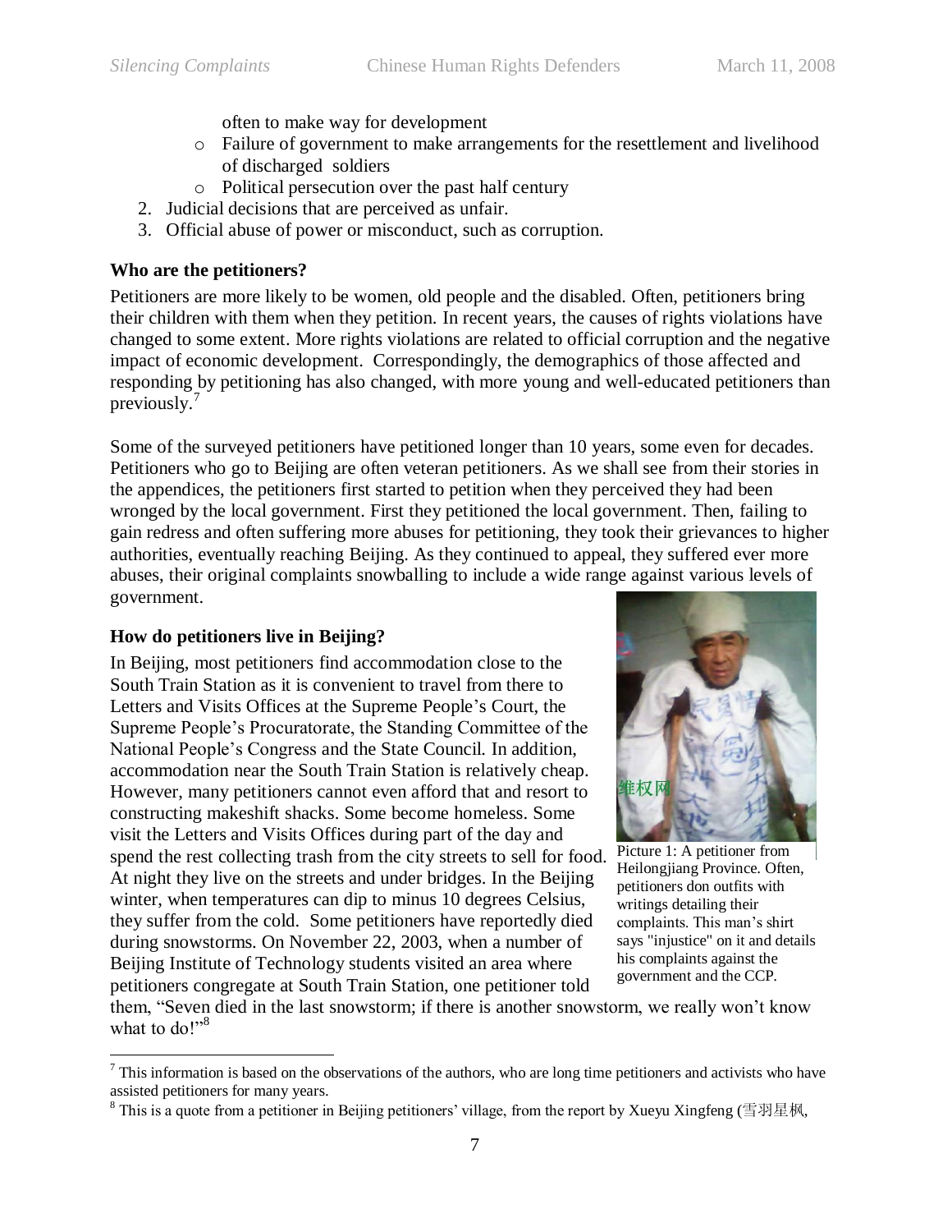often to make way for development

  - Failure of government to make arrangements for the resettlement and livelihood of discharged soldiers
  - Political persecution over the past half century
2. Judicial decisions that are perceived as unfair.
3. Official abuse of power or misconduct, such as corruption.

**Who are the petitioners?**

Petitioners are more likely to be women, old people and the disabled. Often, petitioners bring their children with them when they petition. In recent years, the causes of rights violations have changed to some extent. More rights violations are related to official corruption and the negative impact of economic development. Correspondingly, the demographics of those affected and responding by petitioning has also changed, with more young and well-educated petitioners than previously.[7]

Some of the surveyed petitioners have petitioned longer than 10 years, some even for decades. Petitioners who go to Beijing are often veteran petitioners. As we shall see from their stories in the appendices, the petitioners first started to petition when they perceived they had been wronged by the local government. First they petitioned the local government. Then, failing to gain redress and often suffering more abuses for petitioning, they took their grievances to higher authorities, eventually reaching Beijing. As they continued to appeal, they suffered ever more abuses, their original complaints snowballing to include a wide range against various levels of government.

**How do petitioners live in Beijing?**

In Beijing, most petitioners find accommodation close to the South Train Station as it is convenient to travel from there to Letters and Visits Offices at the Supreme People's Court, the Supreme People's Procuratorate, the Standing Committee of the National People's Congress and the State Council. In addition, accommodation near the South Train Station is relatively cheap. However, many petitioners cannot even afford that and resort to constructing makeshift shacks. Some become homeless. Some visit the Letters and Visits Offices during part of the day and spend the rest collecting trash from the city streets to sell for food. At night they live on the streets and under bridges. In the Beijing winter, when temperatures can dip to minus 10 degrees Celsius, they suffer from the cold. Some petitioners have reportedly died during snowstorms. On November 22, 2003, when a number of Beijing Institute of Technology students visited an area where petitioners congregate at South Train Station, one petitioner told them, "Seven died in the last snowstorm; if there is another snowstorm, we really won't know what to do!"[8]

Picture 1: A petitioner from Heilongjiang Province. Often, petitioners don outfits with writings detailing their complaints. This man's shirt says "injustice" on it and details his complaints against the government and the CCP.

[7] This information is based on the observations of the authors, who are long time petitioners and activists who have assisted petitioners for many years.

[8] This is a quote from a petitioner in Beijing petitioners' village, from the report by Xueyu Xingfeng (雪羽星枫,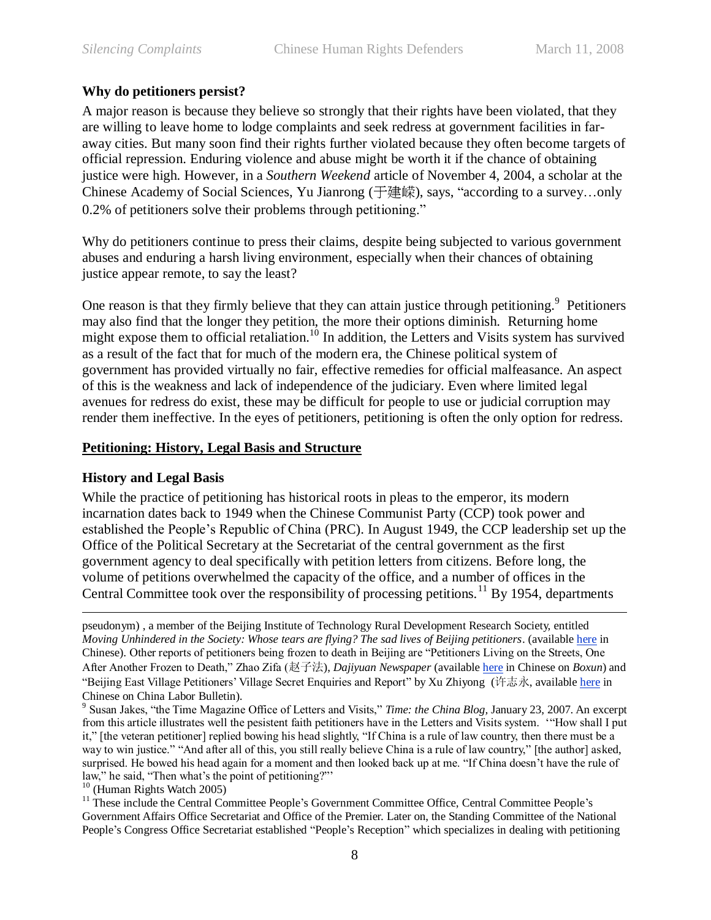### Why do petitioners persist?

A major reason is because they believe so strongly that their rights have been violated, that they are willing to leave home to lodge complaints and seek redress at government facilities in far-away cities. But many soon find their rights further violated because they often become targets of official repression. Enduring violence and abuse might be worth it if the chance of obtaining justice were high. However, in a *Southern Weekend* article of November 4, 2004, a scholar at the Chinese Academy of Social Sciences, Yu Jianrong (于建嵘), says, "according to a survey…only 0.2% of petitioners solve their problems through petitioning."

Why do petitioners continue to press their claims, despite being subjected to various government abuses and enduring a harsh living environment, especially when their chances of obtaining justice appear remote, to say the least?

One reason is that they firmly believe that they can attain justice through petitioning.[9] Petitioners may also find that the longer they petition, the more their options diminish. Returning home might expose them to official retaliation.[10] In addition, the Letters and Visits system has survived as a result of the fact that for much of the modern era, the Chinese political system of government has provided virtually no fair, effective remedies for official malfeasance. An aspect of this is the weakness and lack of independence of the judiciary. Even where limited legal avenues for redress do exist, these may be difficult for people to use or judicial corruption may render them ineffective. In the eyes of petitioners, petitioning is often the only option for redress.

## Petitioning: History, Legal Basis and Structure

### History and Legal Basis

While the practice of petitioning has historical roots in pleas to the emperor, its modern incarnation dates back to 1949 when the Chinese Communist Party (CCP) took power and established the People's Republic of China (PRC). In August 1949, the CCP leadership set up the Office of the Political Secretary at the Secretariat of the central government as the first government agency to deal specifically with petition letters from citizens. Before long, the volume of petitions overwhelmed the capacity of the office, and a number of offices in the Central Committee took over the responsibility of processing petitions.[11] By 1954, departments

---

pseudonym) , a member of the Beijing Institute of Technology Rural Development Research Society, entitled *Moving Unhindered in the Society: Whose tears are flying? The sad lives of Beijing petitioners*. (available here in Chinese). Other reports of petitioners being frozen to death in Beijing are "Petitioners Living on the Streets, One After Another Frozen to Death," Zhao Zifa (赵子法), *Dajiyuan Newspaper* (available here in Chinese on *Boxun*) and "Beijing East Village Petitioners' Village Secret Enquiries and Report" by Xu Zhiyong (许志永, available here in Chinese on China Labor Bulletin).

[9] Susan Jakes, "the Time Magazine Office of Letters and Visits," *Time: the China Blog*, January 23, 2007. An excerpt from this article illustrates well the pesistent faith petitioners have in the Letters and Visits system. '"How shall I put it," [the veteran petitioner] replied bowing his head slightly, "If China is a rule of law country, then there must be a way to win justice." "And after all of this, you still really believe China is a rule of law country," [the author] asked, surprised. He bowed his head again for a moment and then looked back up at me. "If China doesn't have the rule of law," he said, "Then what's the point of petitioning?"'

[10] (Human Rights Watch 2005)

[11] These include the Central Committee People's Government Committee Office, Central Committee People's Government Affairs Office Secretariat and Office of the Premier. Later on, the Standing Committee of the National People's Congress Office Secretariat established "People's Reception" which specializes in dealing with petitioning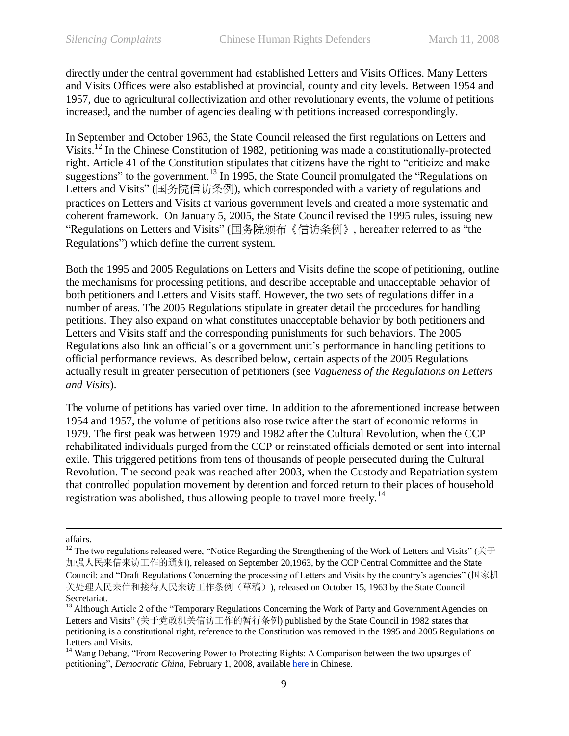directly under the central government had established Letters and Visits Offices. Many Letters and Visits Offices were also established at provincial, county and city levels. Between 1954 and 1957, due to agricultural collectivization and other revolutionary events, the volume of petitions increased, and the number of agencies dealing with petitions increased correspondingly.

In September and October 1963, the State Council released the first regulations on Letters and Visits.[12] In the Chinese Constitution of 1982, petitioning was made a constitutionally-protected right. Article 41 of the Constitution stipulates that citizens have the right to "criticize and make suggestions" to the government.[13] In 1995, the State Council promulgated the "Regulations on Letters and Visits" (国务院信访条例), which corresponded with a variety of regulations and practices on Letters and Visits at various government levels and created a more systematic and coherent framework. On January 5, 2005, the State Council revised the 1995 rules, issuing new "Regulations on Letters and Visits" (国务院颁布《信访条例》, hereafter referred to as "the Regulations") which define the current system.

Both the 1995 and 2005 Regulations on Letters and Visits define the scope of petitioning, outline the mechanisms for processing petitions, and describe acceptable and unacceptable behavior of both petitioners and Letters and Visits staff. However, the two sets of regulations differ in a number of areas. The 2005 Regulations stipulate in greater detail the procedures for handling petitions. They also expand on what constitutes unacceptable behavior by both petitioners and Letters and Visits staff and the corresponding punishments for such behaviors. The 2005 Regulations also link an official's or a government unit's performance in handling petitions to official performance reviews. As described below, certain aspects of the 2005 Regulations actually result in greater persecution of petitioners (see *Vagueness of the Regulations on Letters and Visits*).

The volume of petitions has varied over time. In addition to the aforementioned increase between 1954 and 1957, the volume of petitions also rose twice after the start of economic reforms in 1979. The first peak was between 1979 and 1982 after the Cultural Revolution, when the CCP rehabilitated individuals purged from the CCP or reinstated officials demoted or sent into internal exile. This triggered petitions from tens of thousands of people persecuted during the Cultural Revolution. The second peak was reached after 2003, when the Custody and Repatriation system that controlled population movement by detention and forced return to their places of household registration was abolished, thus allowing people to travel more freely.[14]

---

affairs.

[12] The two regulations released were, "Notice Regarding the Strengthening of the Work of Letters and Visits" (关于加强人民来信来访工作的通知), released on September 20,1963, by the CCP Central Committee and the State Council; and "Draft Regulations Concerning the processing of Letters and Visits by the country's agencies" (国家机关处理人民来信和接待人民来访工作条例（草稿）), released on October 15, 1963 by the State Council Secretariat.

[13] Although Article 2 of the "Temporary Regulations Concerning the Work of Party and Government Agencies on Letters and Visits" (关于党政机关信访工作的暂行条例) published by the State Council in 1982 states that petitioning is a constitutional right, reference to the Constitution was removed in the 1995 and 2005 Regulations on Letters and Visits.

[14] Wang Debang, "From Recovering Power to Protecting Rights: A Comparison between the two upsurges of petitioning", *Democratic China*, February 1, 2008, available here in Chinese.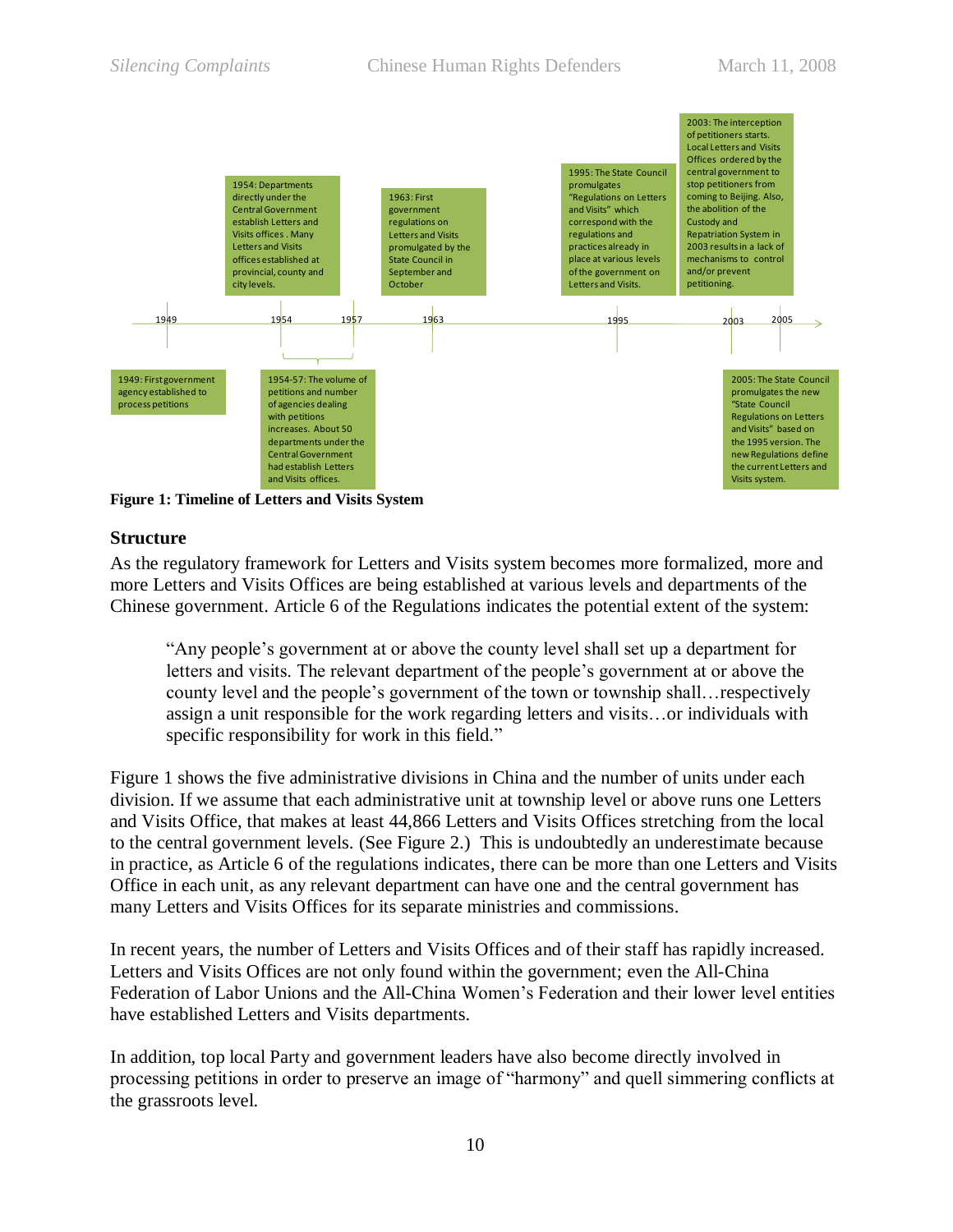1949: First government agency established to process petitions

1954: Departments directly under the Central Government establish Letters and Visits offices. Many Letters and Visits offices established at provincial, county and city levels.

1954-57: The volume of petitions and number of agencies dealing with petitions increases. About 50 departments under the Central Government had establish Letters and Visits offices.

1963: First government regulations on Letters and Visits promulgated by the State Council in September and October

1995: The State Council promulgates "Regulations on Letters and Visits" which correspond with the regulations and practices already in place at various levels of the government on Letters and Visits.

2003: The interception of petitioners starts. Local Letters and Visits Offices ordered by the central government to stop petitioners from coming to Beijing. Also, the abolition of the Custody and Repatriation System in 2003 results in a lack of mechanisms to control and/or prevent petitioning.

2005: The State Council promulgates the new "State Council Regulations on Letters and Visits" based on the 1995 version. The new Regulations define the current Letters and Visits system.

**Figure 1: Timeline of Letters and Visits System**

## Structure

As the regulatory framework for Letters and Visits system becomes more formalized, more and more Letters and Visits Offices are being established at various levels and departments of the Chinese government. Article 6 of the Regulations indicates the potential extent of the system:

> "Any people's government at or above the county level shall set up a department for letters and visits. The relevant department of the people's government at or above the county level and the people's government of the town or township shall…respectively assign a unit responsible for the work regarding letters and visits…or individuals with specific responsibility for work in this field."

Figure 1 shows the five administrative divisions in China and the number of units under each division. If we assume that each administrative unit at township level or above runs one Letters and Visits Office, that makes at least 44,866 Letters and Visits Offices stretching from the local to the central government levels. (See Figure 2.) This is undoubtedly an underestimate because in practice, as Article 6 of the regulations indicates, there can be more than one Letters and Visits Office in each unit, as any relevant department can have one and the central government has many Letters and Visits Offices for its separate ministries and commissions.

In recent years, the number of Letters and Visits Offices and of their staff has rapidly increased. Letters and Visits Offices are not only found within the government; even the All-China Federation of Labor Unions and the All-China Women's Federation and their lower level entities have established Letters and Visits departments.

In addition, top local Party and government leaders have also become directly involved in processing petitions in order to preserve an image of "harmony" and quell simmering conflicts at the grassroots level.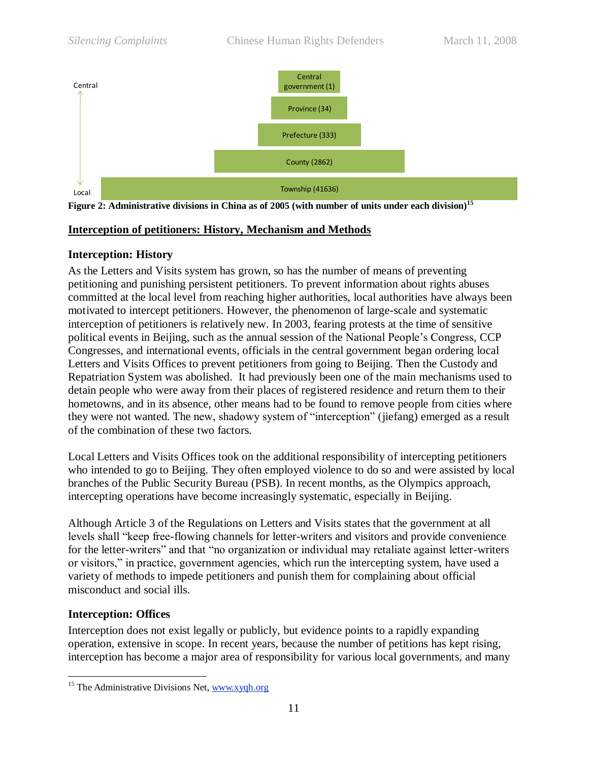Central

Central government (1)

Province (34)

Prefecture (333)

County (2862)

Township (41636)

Local

**Figure 2: Administrative divisions in China as of 2005 (with number of units under each division)**[15]

## Interception of petitioners: History, Mechanism and Methods

### Interception: History

As the Letters and Visits system has grown, so has the number of means of preventing petitioning and punishing persistent petitioners. To prevent information about rights abuses committed at the local level from reaching higher authorities, local authorities have always been motivated to intercept petitioners. However, the phenomenon of large-scale and systematic interception of petitioners is relatively new. In 2003, fearing protests at the time of sensitive political events in Beijing, such as the annual session of the National People's Congress, CCP Congresses, and international events, officials in the central government began ordering local Letters and Visits Offices to prevent petitioners from going to Beijing. Then the Custody and Repatriation System was abolished. It had previously been one of the main mechanisms used to detain people who were away from their places of registered residence and return them to their hometowns, and in its absence, other means had to be found to remove people from cities where they were not wanted. The new, shadowy system of "interception" (jiefang) emerged as a result of the combination of these two factors.

Local Letters and Visits Offices took on the additional responsibility of intercepting petitioners who intended to go to Beijing. They often employed violence to do so and were assisted by local branches of the Public Security Bureau (PSB). In recent months, as the Olympics approach, intercepting operations have become increasingly systematic, especially in Beijing.

Although Article 3 of the Regulations on Letters and Visits states that the government at all levels shall "keep free-flowing channels for letter-writers and visitors and provide convenience for the letter-writers" and that "no organization or individual may retaliate against letter-writers or visitors," in practice, government agencies, which run the intercepting system, have used a variety of methods to impede petitioners and punish them for complaining about official misconduct and social ills.

### Interception: Offices

Interception does not exist legally or publicly, but evidence points to a rapidly expanding operation, extensive in scope. In recent years, because the number of petitions has kept rising, interception has become a major area of responsibility for various local governments, and many

---

[15] The Administrative Divisions Net, www.xyqh.org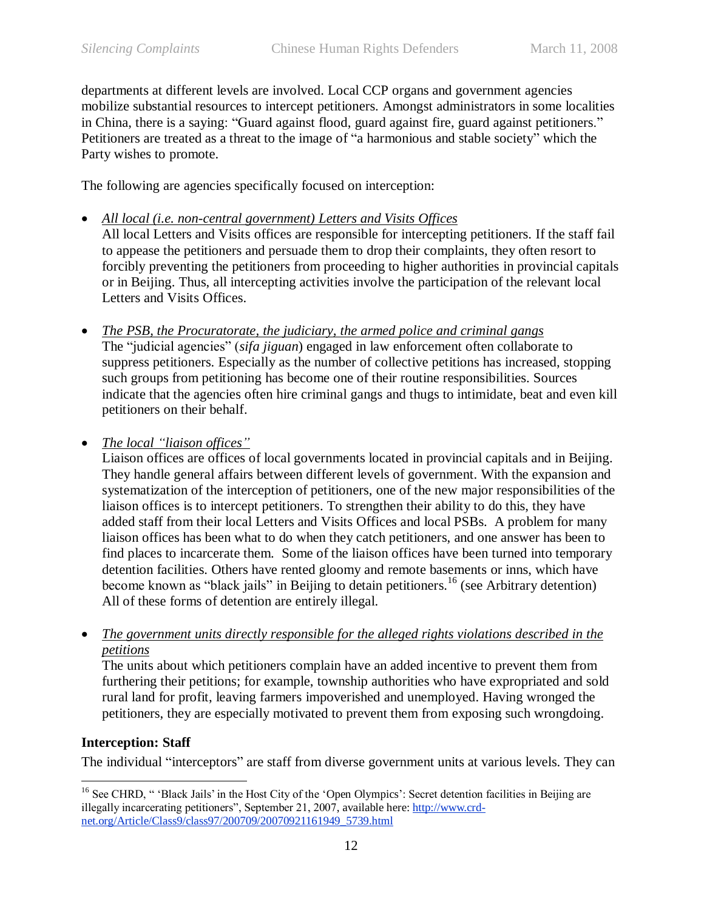departments at different levels are involved. Local CCP organs and government agencies mobilize substantial resources to intercept petitioners. Amongst administrators in some localities in China, there is a saying: "Guard against flood, guard against fire, guard against petitioners." Petitioners are treated as a threat to the image of "a harmonious and stable society" which the Party wishes to promote.

The following are agencies specifically focused on interception:

- <u>*All local (i.e. non-central government) Letters and Visits Offices*</u>
  All local Letters and Visits offices are responsible for intercepting petitioners. If the staff fail to appease the petitioners and persuade them to drop their complaints, they often resort to forcibly preventing the petitioners from proceeding to higher authorities in provincial capitals or in Beijing. Thus, all intercepting activities involve the participation of the relevant local Letters and Visits Offices.

- <u>*The PSB, the Procuratorate, the judiciary, the armed police and criminal gangs*</u>
  The "judicial agencies" (*sifa jiguan*) engaged in law enforcement often collaborate to suppress petitioners. Especially as the number of collective petitions has increased, stopping such groups from petitioning has become one of their routine responsibilities. Sources indicate that the agencies often hire criminal gangs and thugs to intimidate, beat and even kill petitioners on their behalf.

- <u>*The local "liaison offices"*</u>
  Liaison offices are offices of local governments located in provincial capitals and in Beijing. They handle general affairs between different levels of government. With the expansion and systematization of the interception of petitioners, one of the new major responsibilities of the liaison offices is to intercept petitioners. To strengthen their ability to do this, they have added staff from their local Letters and Visits Offices and local PSBs. A problem for many liaison offices has been what to do when they catch petitioners, and one answer has been to find places to incarcerate them. Some of the liaison offices have been turned into temporary detention facilities. Others have rented gloomy and remote basements or inns, which have become known as "black jails" in Beijing to detain petitioners.[16] (see Arbitrary detention) All of these forms of detention are entirely illegal.

- <u>*The government units directly responsible for the alleged rights violations described in the petitions*</u>
  The units about which petitioners complain have an added incentive to prevent them from furthering their petitions; for example, township authorities who have expropriated and sold rural land for profit, leaving farmers impoverished and unemployed. Having wronged the petitioners, they are especially motivated to prevent them from exposing such wrongdoing.

**Interception: Staff**

The individual "interceptors" are staff from diverse government units at various levels. They can

---

[16] See CHRD, " 'Black Jails' in the Host City of the 'Open Olympics': Secret detention facilities in Beijing are illegally incarcerating petitioners", September 21, 2007, available here: http://www.crd-net.org/Article/Class9/class97/200709/20070921161949_5739.html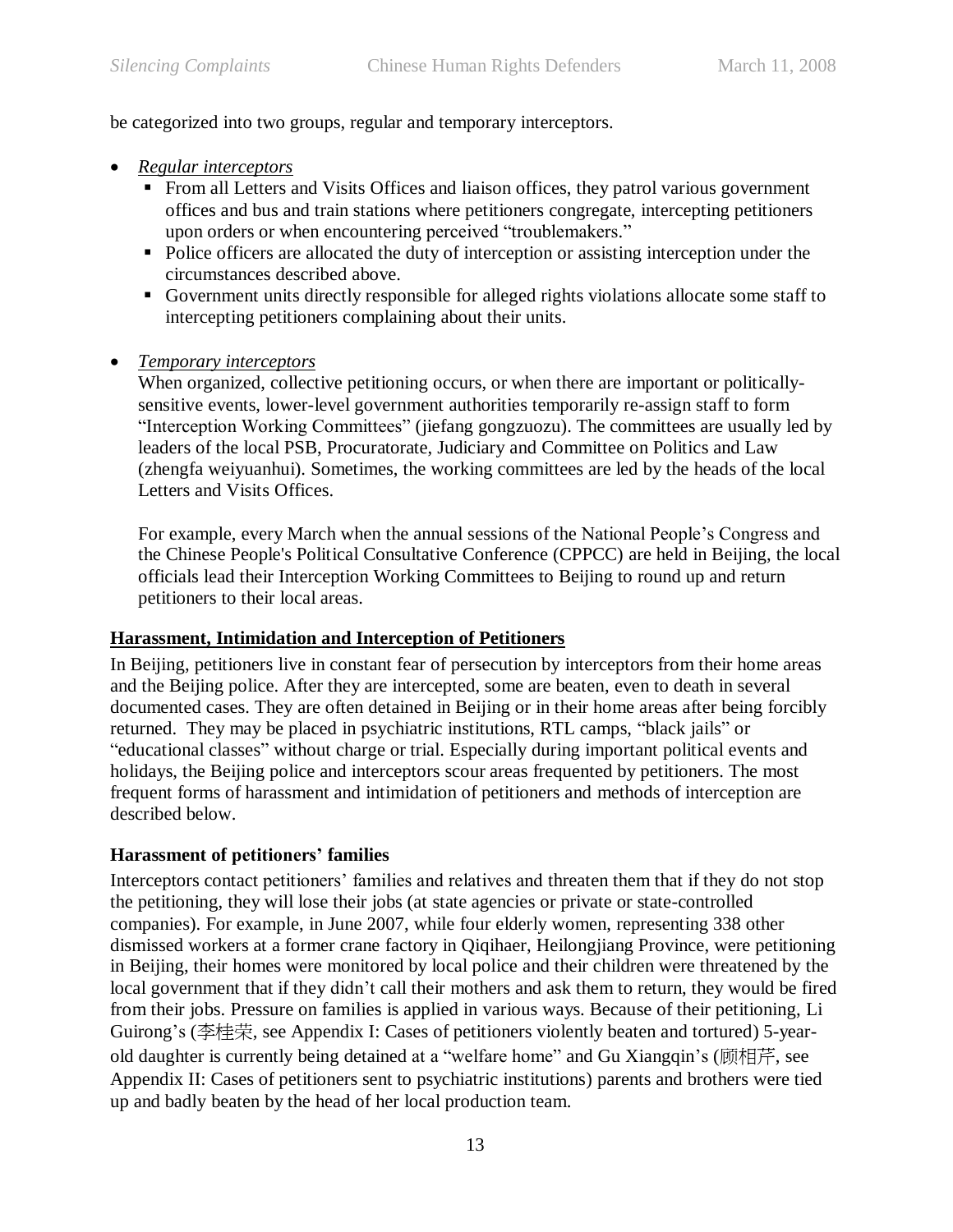be categorized into two groups, regular and temporary interceptors.

- *Regular interceptors*
  - From all Letters and Visits Offices and liaison offices, they patrol various government offices and bus and train stations where petitioners congregate, intercepting petitioners upon orders or when encountering perceived "troublemakers."
  - Police officers are allocated the duty of interception or assisting interception under the circumstances described above.
  - Government units directly responsible for alleged rights violations allocate some staff to intercepting petitioners complaining about their units.

- *Temporary interceptors*

  When organized, collective petitioning occurs, or when there are important or politically-sensitive events, lower-level government authorities temporarily re-assign staff to form "Interception Working Committees" (jiefang gongzuozu). The committees are usually led by leaders of the local PSB, Procuratorate, Judiciary and Committee on Politics and Law (zhengfa weiyuanhui). Sometimes, the working committees are led by the heads of the local Letters and Visits Offices.

  For example, every March when the annual sessions of the National People's Congress and the Chinese People's Political Consultative Conference (CPPCC) are held in Beijing, the local officials lead their Interception Working Committees to Beijing to round up and return petitioners to their local areas.

## Harassment, Intimidation and Interception of Petitioners

In Beijing, petitioners live in constant fear of persecution by interceptors from their home areas and the Beijing police. After they are intercepted, some are beaten, even to death in several documented cases. They are often detained in Beijing or in their home areas after being forcibly returned. They may be placed in psychiatric institutions, RTL camps, "black jails" or "educational classes" without charge or trial. Especially during important political events and holidays, the Beijing police and interceptors scour areas frequented by petitioners. The most frequent forms of harassment and intimidation of petitioners and methods of interception are described below.

### Harassment of petitioners' families

Interceptors contact petitioners' families and relatives and threaten them that if they do not stop the petitioning, they will lose their jobs (at state agencies or private or state-controlled companies). For example, in June 2007, while four elderly women, representing 338 other dismissed workers at a former crane factory in Qiqihaer, Heilongjiang Province, were petitioning in Beijing, their homes were monitored by local police and their children were threatened by the local government that if they didn't call their mothers and ask them to return, they would be fired from their jobs. Pressure on families is applied in various ways. Because of their petitioning, Li Guirong's (李桂荣, see Appendix I: Cases of petitioners violently beaten and tortured) 5-year-old daughter is currently being detained at a "welfare home" and Gu Xiangqin's (顾相芹, see Appendix II: Cases of petitioners sent to psychiatric institutions) parents and brothers were tied up and badly beaten by the head of her local production team.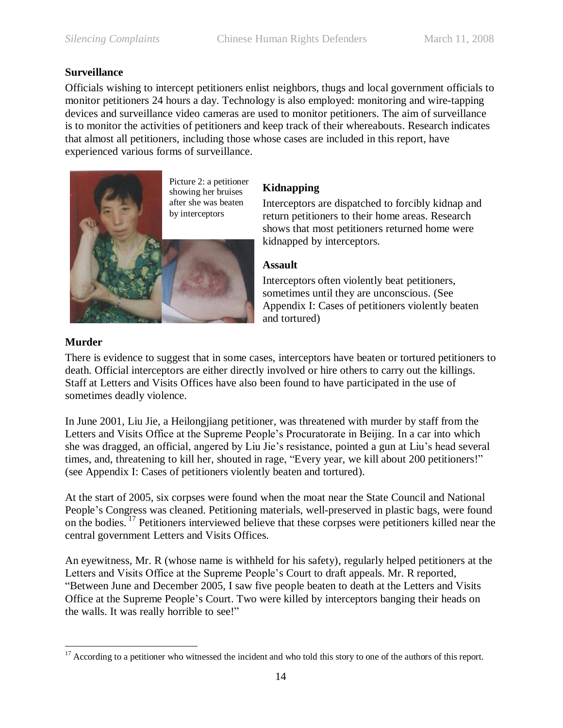### Surveillance

Officials wishing to intercept petitioners enlist neighbors, thugs and local government officials to monitor petitioners 24 hours a day. Technology is also employed: monitoring and wire-tapping devices and surveillance video cameras are used to monitor petitioners. The aim of surveillance is to monitor the activities of petitioners and keep track of their whereabouts. Research indicates that almost all petitioners, including those whose cases are included in this report, have experienced various forms of surveillance.

Picture 2: a petitioner showing her bruises after she was beaten by interceptors

### Kidnapping

Interceptors are dispatched to forcibly kidnap and return petitioners to their home areas. Research shows that most petitioners returned home were kidnapped by interceptors.

### Assault

Interceptors often violently beat petitioners, sometimes until they are unconscious. (See Appendix I: Cases of petitioners violently beaten and tortured)

### Murder

There is evidence to suggest that in some cases, interceptors have beaten or tortured petitioners to death. Official interceptors are either directly involved or hire others to carry out the killings. Staff at Letters and Visits Offices have also been found to have participated in the use of sometimes deadly violence.

In June 2001, Liu Jie, a Heilongjiang petitioner, was threatened with murder by staff from the Letters and Visits Office at the Supreme People's Procuratorate in Beijing. In a car into which she was dragged, an official, angered by Liu Jie's resistance, pointed a gun at Liu's head several times, and, threatening to kill her, shouted in rage, "Every year, we kill about 200 petitioners!" (see Appendix I: Cases of petitioners violently beaten and tortured).

At the start of 2005, six corpses were found when the moat near the State Council and National People's Congress was cleaned. Petitioning materials, well-preserved in plastic bags, were found on the bodies.[17] Petitioners interviewed believe that these corpses were petitioners killed near the central government Letters and Visits Offices.

An eyewitness, Mr. R (whose name is withheld for his safety), regularly helped petitioners at the Letters and Visits Office at the Supreme People's Court to draft appeals. Mr. R reported, "Between June and December 2005, I saw five people beaten to death at the Letters and Visits Office at the Supreme People's Court. Two were killed by interceptors banging their heads on the walls. It was really horrible to see!"

---

[17] According to a petitioner who witnessed the incident and who told this story to one of the authors of this report.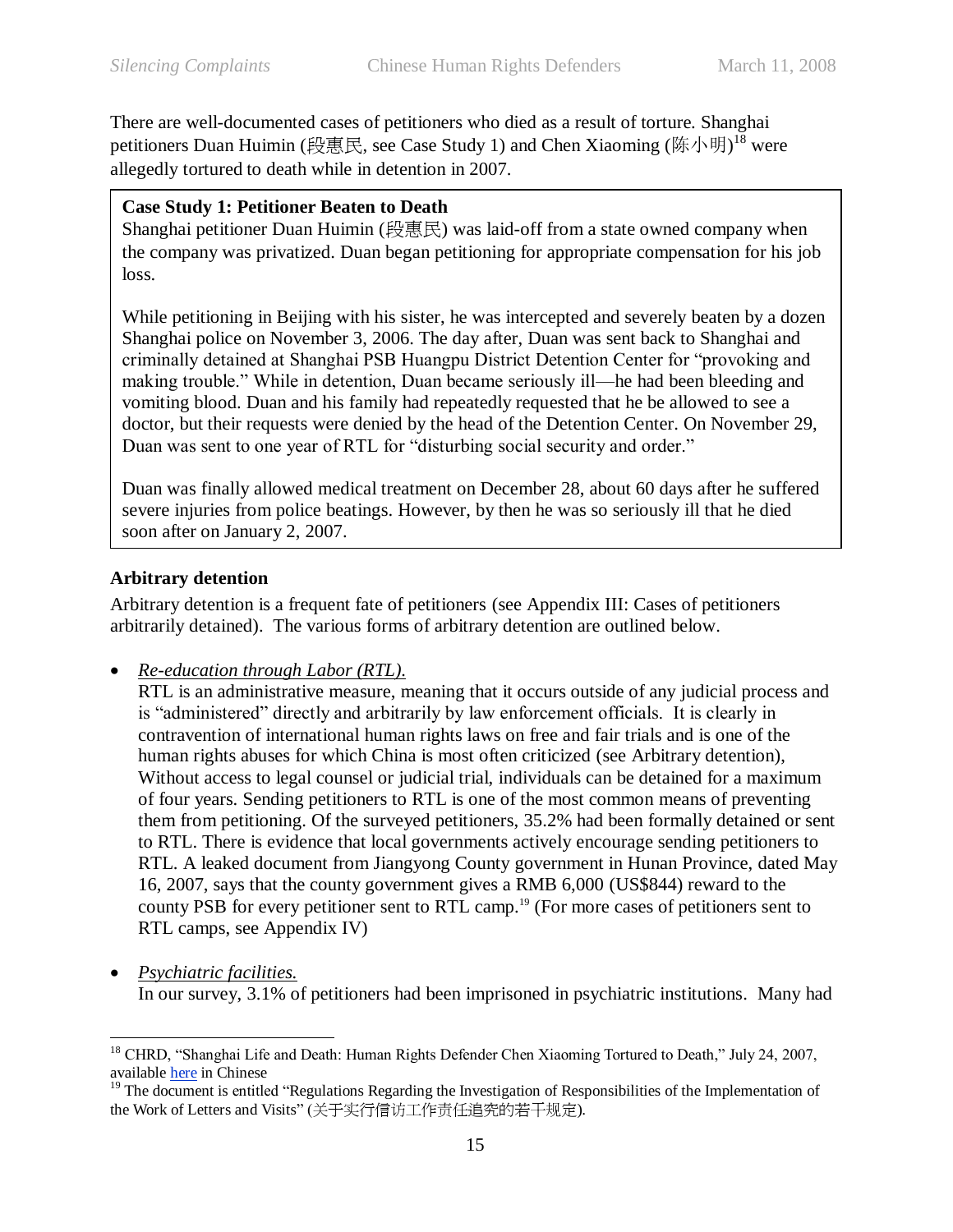There are well-documented cases of petitioners who died as a result of torture. Shanghai petitioners Duan Huimin (段惠民, see Case Study 1) and Chen Xiaoming (陈小明)[18] were allegedly tortured to death while in detention in 2007.

> **Case Study 1: Petitioner Beaten to Death**
> Shanghai petitioner Duan Huimin (段惠民) was laid-off from a state owned company when the company was privatized. Duan began petitioning for appropriate compensation for his job loss.
>
> While petitioning in Beijing with his sister, he was intercepted and severely beaten by a dozen Shanghai police on November 3, 2006. The day after, Duan was sent back to Shanghai and criminally detained at Shanghai PSB Huangpu District Detention Center for "provoking and making trouble." While in detention, Duan became seriously ill—he had been bleeding and vomiting blood. Duan and his family had repeatedly requested that he be allowed to see a doctor, but their requests were denied by the head of the Detention Center. On November 29, Duan was sent to one year of RTL for "disturbing social security and order."
>
> Duan was finally allowed medical treatment on December 28, about 60 days after he suffered severe injuries from police beatings. However, by then he was so seriously ill that he died soon after on January 2, 2007.

**Arbitrary detention**

Arbitrary detention is a frequent fate of petitioners (see Appendix III: Cases of petitioners arbitrarily detained). The various forms of arbitrary detention are outlined below.

- *Re-education through Labor (RTL).*
  RTL is an administrative measure, meaning that it occurs outside of any judicial process and is "administered" directly and arbitrarily by law enforcement officials. It is clearly in contravention of international human rights laws on free and fair trials and is one of the human rights abuses for which China is most often criticized (see Arbitrary detention), Without access to legal counsel or judicial trial, individuals can be detained for a maximum of four years. Sending petitioners to RTL is one of the most common means of preventing them from petitioning. Of the surveyed petitioners, 35.2% had been formally detained or sent to RTL. There is evidence that local governments actively encourage sending petitioners to RTL. A leaked document from Jiangyong County government in Hunan Province, dated May 16, 2007, says that the county government gives a RMB 6,000 (US$844) reward to the county PSB for every petitioner sent to RTL camp.[19] (For more cases of petitioners sent to RTL camps, see Appendix IV)

- *Psychiatric facilities.*
  In our survey, 3.1% of petitioners had been imprisoned in psychiatric institutions. Many had

---

[18] CHRD, "Shanghai Life and Death: Human Rights Defender Chen Xiaoming Tortured to Death," July 24, 2007, available here in Chinese

[19] The document is entitled "Regulations Regarding the Investigation of Responsibilities of the Implementation of the Work of Letters and Visits" (关于实行信访工作责任追究的若干规定).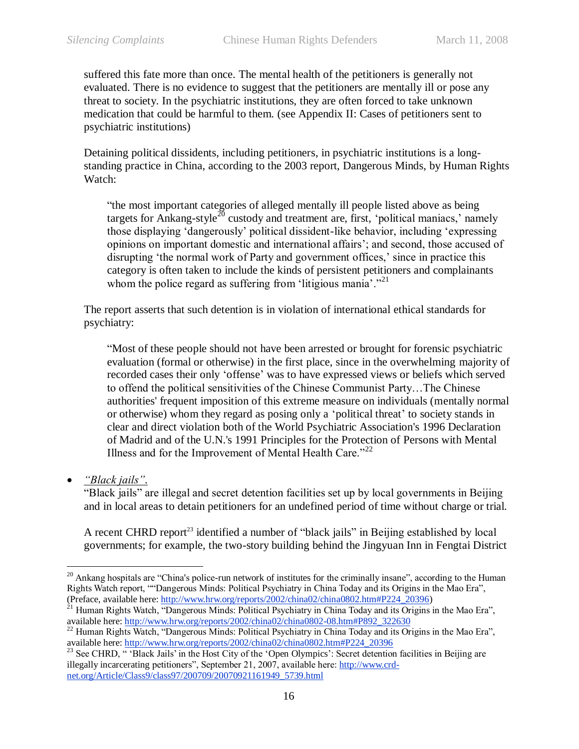suffered this fate more than once. The mental health of the petitioners is generally not evaluated. There is no evidence to suggest that the petitioners are mentally ill or pose any threat to society. In the psychiatric institutions, they are often forced to take unknown medication that could be harmful to them. (see Appendix II: Cases of petitioners sent to psychiatric institutions)

Detaining political dissidents, including petitioners, in psychiatric institutions is a long-standing practice in China, according to the 2003 report, Dangerous Minds, by Human Rights Watch:

> "the most important categories of alleged mentally ill people listed above as being targets for Ankang-style[20] custody and treatment are, first, 'political maniacs,' namely those displaying 'dangerously' political dissident-like behavior, including 'expressing opinions on important domestic and international affairs'; and second, those accused of disrupting 'the normal work of Party and government offices,' since in practice this category is often taken to include the kinds of persistent petitioners and complainants whom the police regard as suffering from 'litigious mania'."[21]

The report asserts that such detention is in violation of international ethical standards for psychiatry:

> "Most of these people should not have been arrested or brought for forensic psychiatric evaluation (formal or otherwise) in the first place, since in the overwhelming majority of recorded cases their only 'offense' was to have expressed views or beliefs which served to offend the political sensitivities of the Chinese Communist Party…The Chinese authorities' frequent imposition of this extreme measure on individuals (mentally normal or otherwise) whom they regard as posing only a 'political threat' to society stands in clear and direct violation both of the World Psychiatric Association's 1996 Declaration of Madrid and of the U.N.'s 1991 Principles for the Protection of Persons with Mental Illness and for the Improvement of Mental Health Care."[22]

- *"Black jails".*
  "Black jails" are illegal and secret detention facilities set up by local governments in Beijing and in local areas to detain petitioners for an undefined period of time without charge or trial.

  A recent CHRD report[23] identified a number of "black jails" in Beijing established by local governments; for example, the two-story building behind the Jingyuan Inn in Fengtai District

---

[20] Ankang hospitals are "China's police-run network of institutes for the criminally insane", according to the Human Rights Watch report, ""Dangerous Minds: Political Psychiatry in China Today and its Origins in the Mao Era", (Preface, available here: http://www.hrw.org/reports/2002/china02/china0802.htm#P224_20396)

[21] Human Rights Watch, "Dangerous Minds: Political Psychiatry in China Today and its Origins in the Mao Era", available here: http://www.hrw.org/reports/2002/china02/china0802-08.htm#P892_322630

[22] Human Rights Watch, "Dangerous Minds: Political Psychiatry in China Today and its Origins in the Mao Era", available here: http://www.hrw.org/reports/2002/china02/china0802.htm#P224_20396

[23] See CHRD, " 'Black Jails' in the Host City of the 'Open Olympics': Secret detention facilities in Beijing are illegally incarcerating petitioners", September 21, 2007, available here: http://www.crd-net.org/Article/Class9/class97/200709/20070921161949_5739.html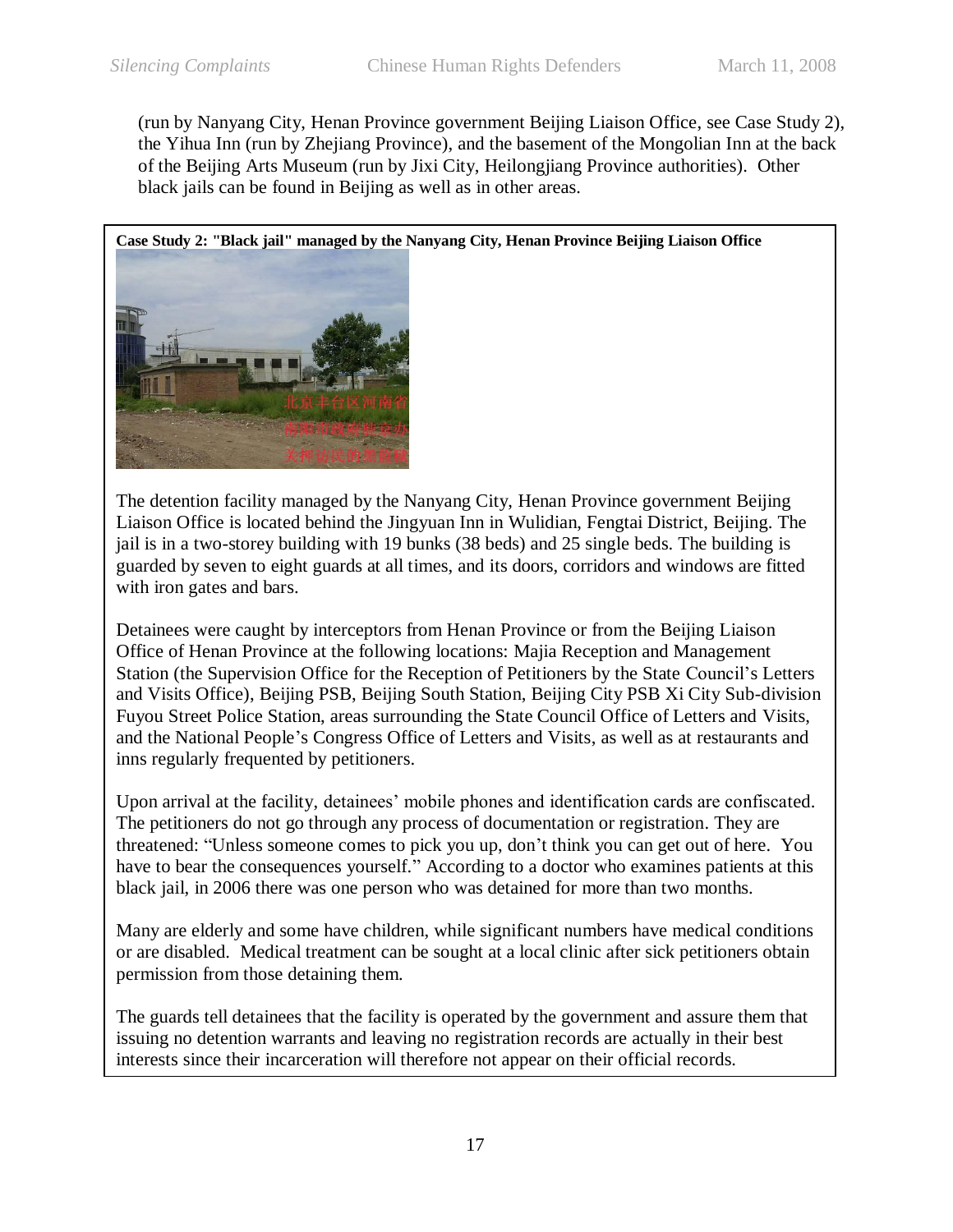(run by Nanyang City, Henan Province government Beijing Liaison Office, see Case Study 2), the Yihua Inn (run by Zhejiang Province), and the basement of the Mongolian Inn at the back of the Beijing Arts Museum (run by Jixi City, Heilongjiang Province authorities). Other black jails can be found in Beijing as well as in other areas.

**Case Study 2: "Black jail" managed by the Nanyang City, Henan Province Beijing Liaison Office**

The detention facility managed by the Nanyang City, Henan Province government Beijing Liaison Office is located behind the Jingyuan Inn in Wulidian, Fengtai District, Beijing. The jail is in a two-storey building with 19 bunks (38 beds) and 25 single beds. The building is guarded by seven to eight guards at all times, and its doors, corridors and windows are fitted with iron gates and bars.

Detainees were caught by interceptors from Henan Province or from the Beijing Liaison Office of Henan Province at the following locations: Majia Reception and Management Station (the Supervision Office for the Reception of Petitioners by the State Council's Letters and Visits Office), Beijing PSB, Beijing South Station, Beijing City PSB Xi City Sub-division Fuyou Street Police Station, areas surrounding the State Council Office of Letters and Visits, and the National People's Congress Office of Letters and Visits, as well as at restaurants and inns regularly frequented by petitioners.

Upon arrival at the facility, detainees' mobile phones and identification cards are confiscated. The petitioners do not go through any process of documentation or registration. They are threatened: "Unless someone comes to pick you up, don't think you can get out of here. You have to bear the consequences yourself." According to a doctor who examines patients at this black jail, in 2006 there was one person who was detained for more than two months.

Many are elderly and some have children, while significant numbers have medical conditions or are disabled. Medical treatment can be sought at a local clinic after sick petitioners obtain permission from those detaining them.

The guards tell detainees that the facility is operated by the government and assure them that issuing no detention warrants and leaving no registration records are actually in their best interests since their incarceration will therefore not appear on their official records.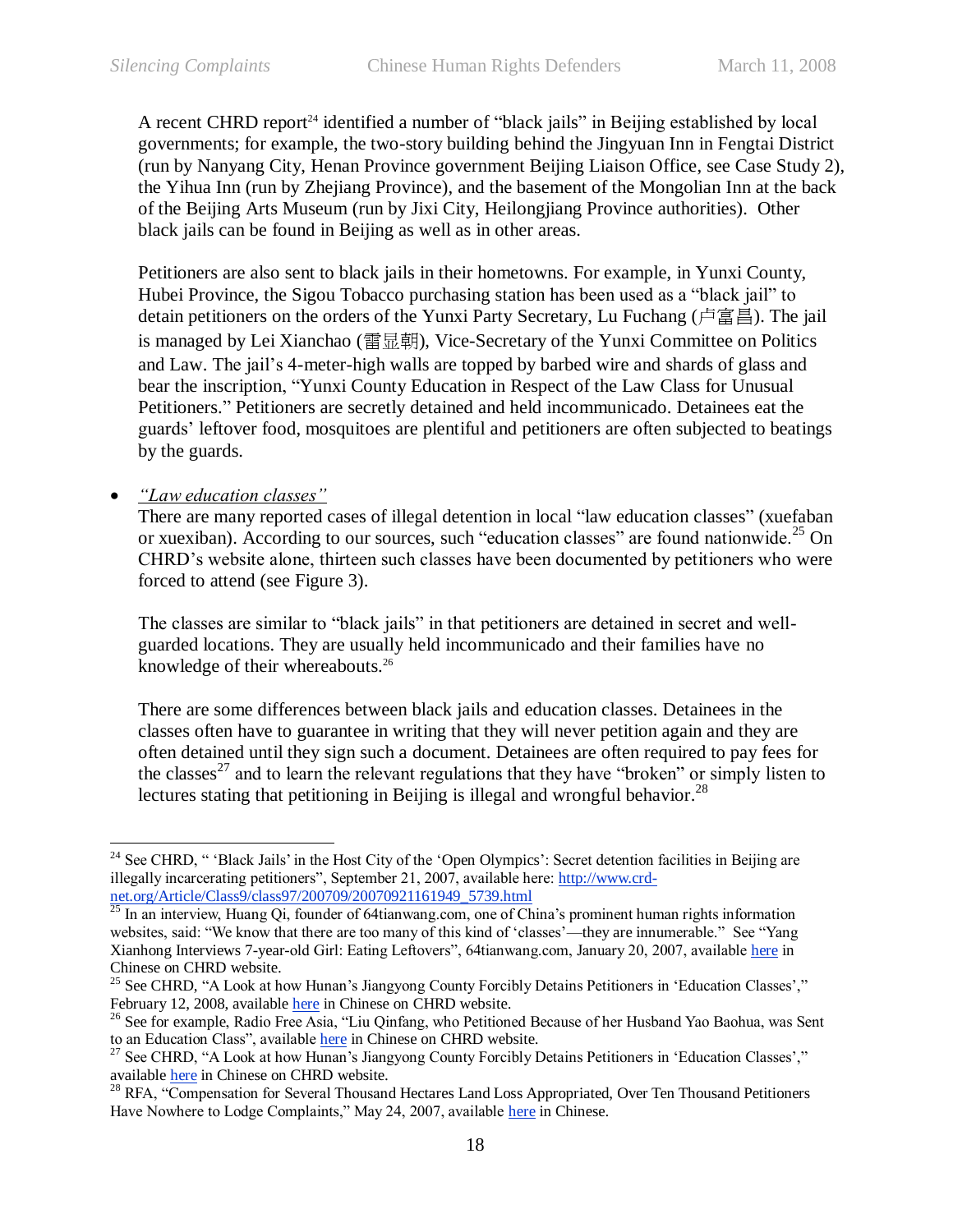A recent CHRD report[24] identified a number of "black jails" in Beijing established by local governments; for example, the two-story building behind the Jingyuan Inn in Fengtai District (run by Nanyang City, Henan Province government Beijing Liaison Office, see Case Study 2), the Yihua Inn (run by Zhejiang Province), and the basement of the Mongolian Inn at the back of the Beijing Arts Museum (run by Jixi City, Heilongjiang Province authorities). Other black jails can be found in Beijing as well as in other areas.

Petitioners are also sent to black jails in their hometowns. For example, in Yunxi County, Hubei Province, the Sigou Tobacco purchasing station has been used as a "black jail" to detain petitioners on the orders of the Yunxi Party Secretary, Lu Fuchang (卢富昌). The jail is managed by Lei Xianchao (雷显朝), Vice-Secretary of the Yunxi Committee on Politics and Law. The jail's 4-meter-high walls are topped by barbed wire and shards of glass and bear the inscription, "Yunxi County Education in Respect of the Law Class for Unusual Petitioners." Petitioners are secretly detained and held incommunicado. Detainees eat the guards' leftover food, mosquitoes are plentiful and petitioners are often subjected to beatings by the guards.

- *"Law education classes"*

  There are many reported cases of illegal detention in local "law education classes" (xuefaban or xuexiban). According to our sources, such "education classes" are found nationwide.[25] On CHRD's website alone, thirteen such classes have been documented by petitioners who were forced to attend (see Figure 3).

  The classes are similar to "black jails" in that petitioners are detained in secret and well-guarded locations. They are usually held incommunicado and their families have no knowledge of their whereabouts.[26]

  There are some differences between black jails and education classes. Detainees in the classes often have to guarantee in writing that they will never petition again and they are often detained until they sign such a document. Detainees are often required to pay fees for the classes[27] and to learn the relevant regulations that they have "broken" or simply listen to lectures stating that petitioning in Beijing is illegal and wrongful behavior.[28]

---

[24] See CHRD, " 'Black Jails' in the Host City of the 'Open Olympics': Secret detention facilities in Beijing are illegally incarcerating petitioners", September 21, 2007, available here: http://www.crd-net.org/Article/Class9/class97/200709/20070921161949_5739.html

[25] In an interview, Huang Qi, founder of 64tianwang.com, one of China's prominent human rights information websites, said: "We know that there are too many of this kind of 'classes'—they are innumerable." See "Yang Xianhong Interviews 7-year-old Girl: Eating Leftovers", 64tianwang.com, January 20, 2007, available here in Chinese on CHRD website.

[25] See CHRD, "A Look at how Hunan's Jiangyong County Forcibly Detains Petitioners in 'Education Classes'," February 12, 2008, available here in Chinese on CHRD website.

[26] See for example, Radio Free Asia, "Liu Qinfang, who Petitioned Because of her Husband Yao Baohua, was Sent to an Education Class", available here in Chinese on CHRD website.

[27] See CHRD, "A Look at how Hunan's Jiangyong County Forcibly Detains Petitioners in 'Education Classes'," available here in Chinese on CHRD website.

[28] RFA, "Compensation for Several Thousand Hectares Land Loss Appropriated, Over Ten Thousand Petitioners Have Nowhere to Lodge Complaints," May 24, 2007, available here in Chinese.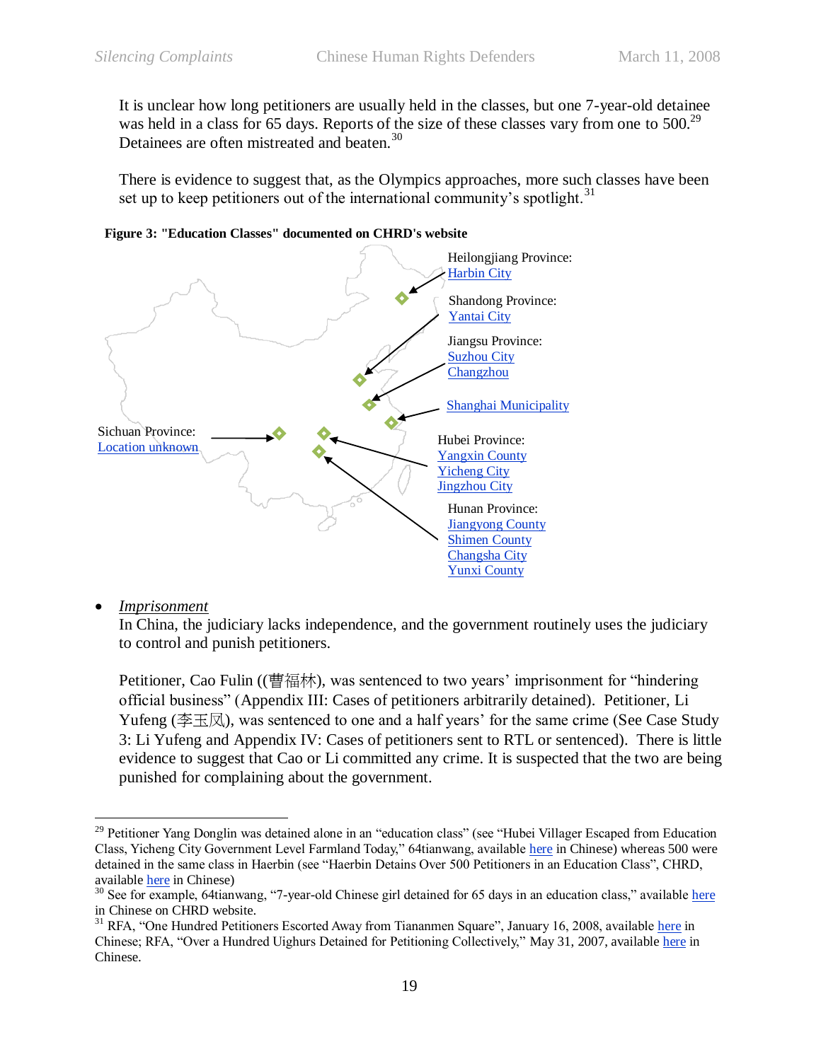It is unclear how long petitioners are usually held in the classes, but one 7-year-old detainee was held in a class for 65 days. Reports of the size of these classes vary from one to 500.[29] Detainees are often mistreated and beaten.[30]

There is evidence to suggest that, as the Olympics approaches, more such classes have been set up to keep petitioners out of the international community's spotlight.[31]

**Figure 3: "Education Classes" documented on CHRD's website**

Heilongjiang Province:
Harbin City

Shandong Province:
Yantai City

Jiangsu Province:
Suzhou City
Changzhou

Shanghai Municipality

Sichuan Province:
Location unknown

Hubei Province:
Yangxin County
Yicheng City
Jingzhou City

Hunan Province:
Jiangyong County
Shimen County
Changsha City
Yunxi County

- *Imprisonment*
  In China, the judiciary lacks independence, and the government routinely uses the judiciary to control and punish petitioners.

  Petitioner, Cao Fulin ((曹福林), was sentenced to two years' imprisonment for "hindering official business" (Appendix III: Cases of petitioners arbitrarily detained). Petitioner, Li Yufeng (李玉凤), was sentenced to one and a half years' for the same crime (See Case Study 3: Li Yufeng and Appendix IV: Cases of petitioners sent to RTL or sentenced). There is little evidence to suggest that Cao or Li committed any crime. It is suspected that the two are being punished for complaining about the government.

---

[29] Petitioner Yang Donglin was detained alone in an "education class" (see "Hubei Villager Escaped from Education Class, Yicheng City Government Level Farmland Today," 64tianwang, available here in Chinese) whereas 500 were detained in the same class in Haerbin (see "Haerbin Detains Over 500 Petitioners in an Education Class", CHRD, available here in Chinese)

[30] See for example, 64tianwang, "7-year-old Chinese girl detained for 65 days in an education class," available here in Chinese on CHRD website.

[31] RFA, "One Hundred Petitioners Escorted Away from Tiananmen Square", January 16, 2008, available here in Chinese; RFA, "Over a Hundred Uighurs Detained for Petitioning Collectively," May 31, 2007, available here in Chinese.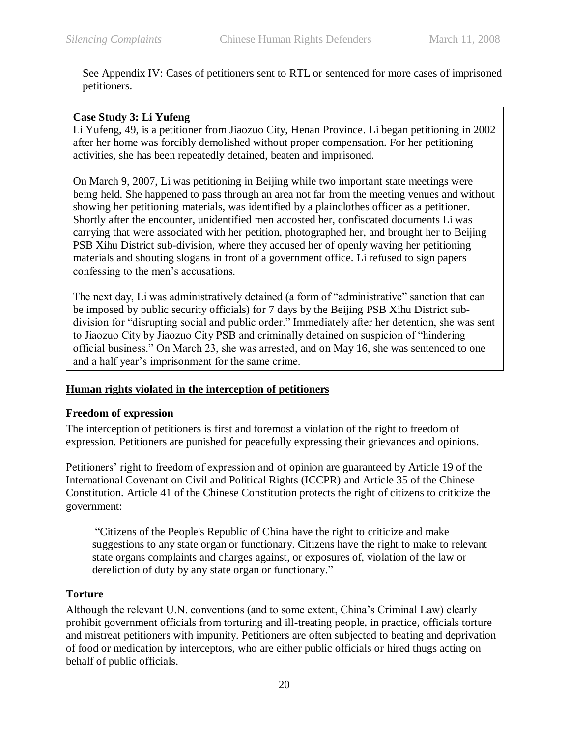See Appendix IV: Cases of petitioners sent to RTL or sentenced for more cases of imprisoned petitioners.

> **Case Study 3: Li Yufeng**
> Li Yufeng, 49, is a petitioner from Jiaozuo City, Henan Province. Li began petitioning in 2002 after her home was forcibly demolished without proper compensation. For her petitioning activities, she has been repeatedly detained, beaten and imprisoned.
>
> On March 9, 2007, Li was petitioning in Beijing while two important state meetings were being held. She happened to pass through an area not far from the meeting venues and without showing her petitioning materials, was identified by a plainclothes officer as a petitioner. Shortly after the encounter, unidentified men accosted her, confiscated documents Li was carrying that were associated with her petition, photographed her, and brought her to Beijing PSB Xihu District sub-division, where they accused her of openly waving her petitioning materials and shouting slogans in front of a government office. Li refused to sign papers confessing to the men's accusations.
>
> The next day, Li was administratively detained (a form of "administrative" sanction that can be imposed by public security officials) for 7 days by the Beijing PSB Xihu District sub-division for "disrupting social and public order." Immediately after her detention, she was sent to Jiaozuo City by Jiaozuo City PSB and criminally detained on suspicion of "hindering official business." On March 23, she was arrested, and on May 16, she was sentenced to one and a half year's imprisonment for the same crime.

## Human rights violated in the interception of petitioners

### Freedom of expression

The interception of petitioners is first and foremost a violation of the right to freedom of expression. Petitioners are punished for peacefully expressing their grievances and opinions.

Petitioners' right to freedom of expression and of opinion are guaranteed by Article 19 of the International Covenant on Civil and Political Rights (ICCPR) and Article 35 of the Chinese Constitution. Article 41 of the Chinese Constitution protects the right of citizens to criticize the government:

> "Citizens of the People's Republic of China have the right to criticize and make suggestions to any state organ or functionary. Citizens have the right to make to relevant state organs complaints and charges against, or exposures of, violation of the law or dereliction of duty by any state organ or functionary."

### Torture

Although the relevant U.N. conventions (and to some extent, China's Criminal Law) clearly prohibit government officials from torturing and ill-treating people, in practice, officials torture and mistreat petitioners with impunity. Petitioners are often subjected to beating and deprivation of food or medication by interceptors, who are either public officials or hired thugs acting on behalf of public officials.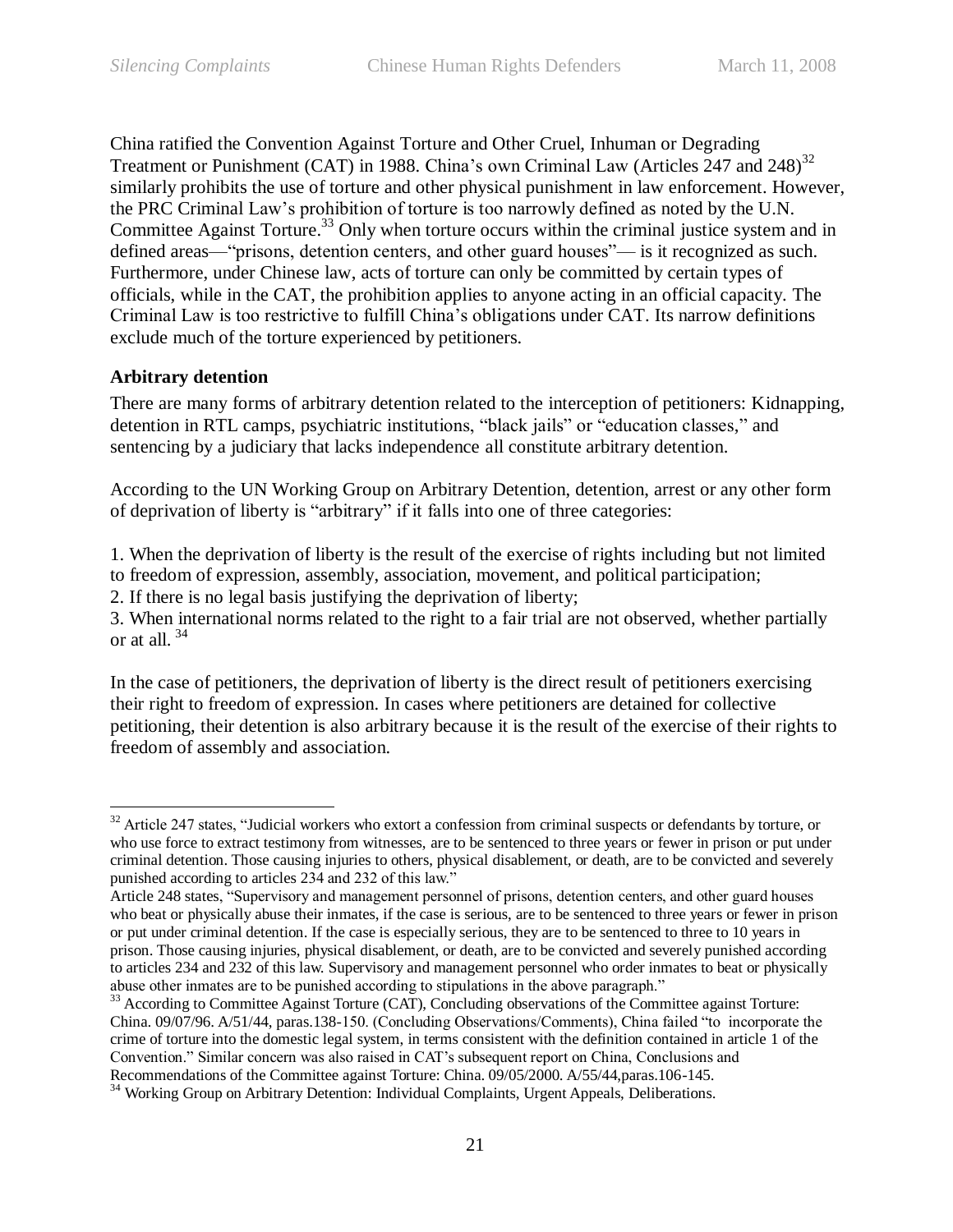China ratified the Convention Against Torture and Other Cruel, Inhuman or Degrading Treatment or Punishment (CAT) in 1988. China's own Criminal Law (Articles 247 and 248)[32] similarly prohibits the use of torture and other physical punishment in law enforcement. However, the PRC Criminal Law's prohibition of torture is too narrowly defined as noted by the U.N. Committee Against Torture.[33] Only when torture occurs within the criminal justice system and in defined areas—"prisons, detention centers, and other guard houses"— is it recognized as such. Furthermore, under Chinese law, acts of torture can only be committed by certain types of officials, while in the CAT, the prohibition applies to anyone acting in an official capacity. The Criminal Law is too restrictive to fulfill China's obligations under CAT. Its narrow definitions exclude much of the torture experienced by petitioners.

**Arbitrary detention**

There are many forms of arbitrary detention related to the interception of petitioners: Kidnapping, detention in RTL camps, psychiatric institutions, "black jails" or "education classes," and sentencing by a judiciary that lacks independence all constitute arbitrary detention.

According to the UN Working Group on Arbitrary Detention, detention, arrest or any other form of deprivation of liberty is "arbitrary" if it falls into one of three categories:

1. When the deprivation of liberty is the result of the exercise of rights including but not limited to freedom of expression, assembly, association, movement, and political participation;
2. If there is no legal basis justifying the deprivation of liberty;
3. When international norms related to the right to a fair trial are not observed, whether partially or at all. [34]

In the case of petitioners, the deprivation of liberty is the direct result of petitioners exercising their right to freedom of expression. In cases where petitioners are detained for collective petitioning, their detention is also arbitrary because it is the result of the exercise of their rights to freedom of assembly and association.

---

[32] Article 247 states, "Judicial workers who extort a confession from criminal suspects or defendants by torture, or who use force to extract testimony from witnesses, are to be sentenced to three years or fewer in prison or put under criminal detention. Those causing injuries to others, physical disablement, or death, are to be convicted and severely punished according to articles 234 and 232 of this law."
Article 248 states, "Supervisory and management personnel of prisons, detention centers, and other guard houses who beat or physically abuse their inmates, if the case is serious, are to be sentenced to three years or fewer in prison or put under criminal detention. If the case is especially serious, they are to be sentenced to three to 10 years in prison. Those causing injuries, physical disablement, or death, are to be convicted and severely punished according to articles 234 and 232 of this law. Supervisory and management personnel who order inmates to beat or physically abuse other inmates are to be punished according to stipulations in the above paragraph."

[33] According to Committee Against Torture (CAT), Concluding observations of the Committee against Torture: China. 09/07/96. A/51/44, paras.138-150. (Concluding Observations/Comments), China failed "to incorporate the crime of torture into the domestic legal system, in terms consistent with the definition contained in article 1 of the Convention." Similar concern was also raised in CAT's subsequent report on China, Conclusions and Recommendations of the Committee against Torture: China. 09/05/2000. A/55/44,paras.106-145.

[34] Working Group on Arbitrary Detention: Individual Complaints, Urgent Appeals, Deliberations.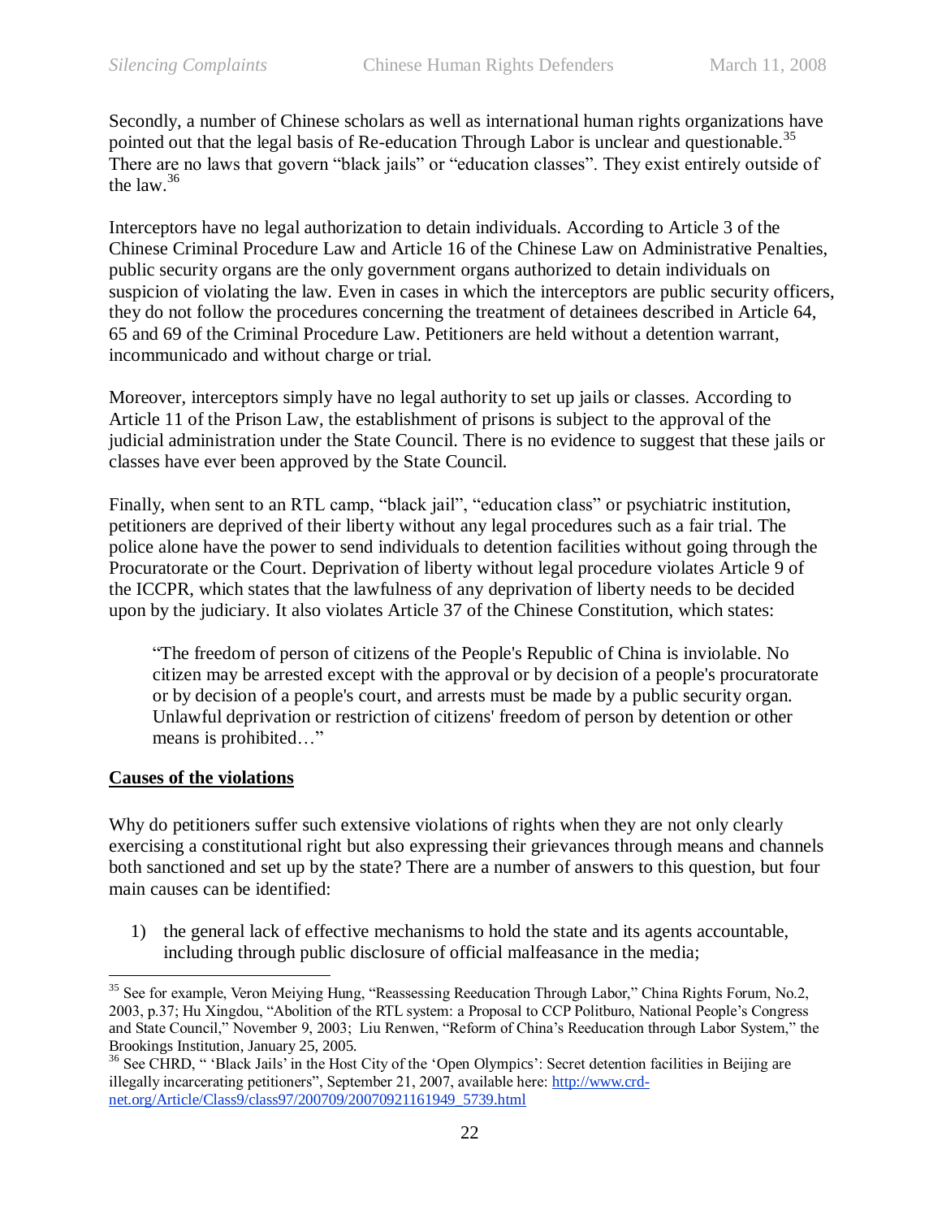Secondly, a number of Chinese scholars as well as international human rights organizations have pointed out that the legal basis of Re-education Through Labor is unclear and questionable.[35] There are no laws that govern "black jails" or "education classes". They exist entirely outside of the law.[36]

Interceptors have no legal authorization to detain individuals. According to Article 3 of the Chinese Criminal Procedure Law and Article 16 of the Chinese Law on Administrative Penalties, public security organs are the only government organs authorized to detain individuals on suspicion of violating the law. Even in cases in which the interceptors are public security officers, they do not follow the procedures concerning the treatment of detainees described in Article 64, 65 and 69 of the Criminal Procedure Law. Petitioners are held without a detention warrant, incommunicado and without charge or trial.

Moreover, interceptors simply have no legal authority to set up jails or classes. According to Article 11 of the Prison Law, the establishment of prisons is subject to the approval of the judicial administration under the State Council. There is no evidence to suggest that these jails or classes have ever been approved by the State Council.

Finally, when sent to an RTL camp, "black jail", "education class" or psychiatric institution, petitioners are deprived of their liberty without any legal procedures such as a fair trial. The police alone have the power to send individuals to detention facilities without going through the Procuratorate or the Court. Deprivation of liberty without legal procedure violates Article 9 of the ICCPR, which states that the lawfulness of any deprivation of liberty needs to be decided upon by the judiciary. It also violates Article 37 of the Chinese Constitution, which states:

> "The freedom of person of citizens of the People's Republic of China is inviolable. No citizen may be arrested except with the approval or by decision of a people's procuratorate or by decision of a people's court, and arrests must be made by a public security organ. Unlawful deprivation or restriction of citizens' freedom of person by detention or other means is prohibited…"

**Causes of the violations**

Why do petitioners suffer such extensive violations of rights when they are not only clearly exercising a constitutional right but also expressing their grievances through means and channels both sanctioned and set up by the state? There are a number of answers to this question, but four main causes can be identified:

1) the general lack of effective mechanisms to hold the state and its agents accountable, including through public disclosure of official malfeasance in the media;

---

[35] See for example, Veron Meiying Hung, "Reassessing Reeducation Through Labor," China Rights Forum, No.2, 2003, p.37; Hu Xingdou, "Abolition of the RTL system: a Proposal to CCP Politburo, National People's Congress and State Council," November 9, 2003; Liu Renwen, "Reform of China's Reeducation through Labor System," the Brookings Institution, January 25, 2005.

[36] See CHRD, " 'Black Jails' in the Host City of the 'Open Olympics': Secret detention facilities in Beijing are illegally incarcerating petitioners", September 21, 2007, available here: http://www.crd-net.org/Article/Class9/class97/200709/20070921161949_5739.html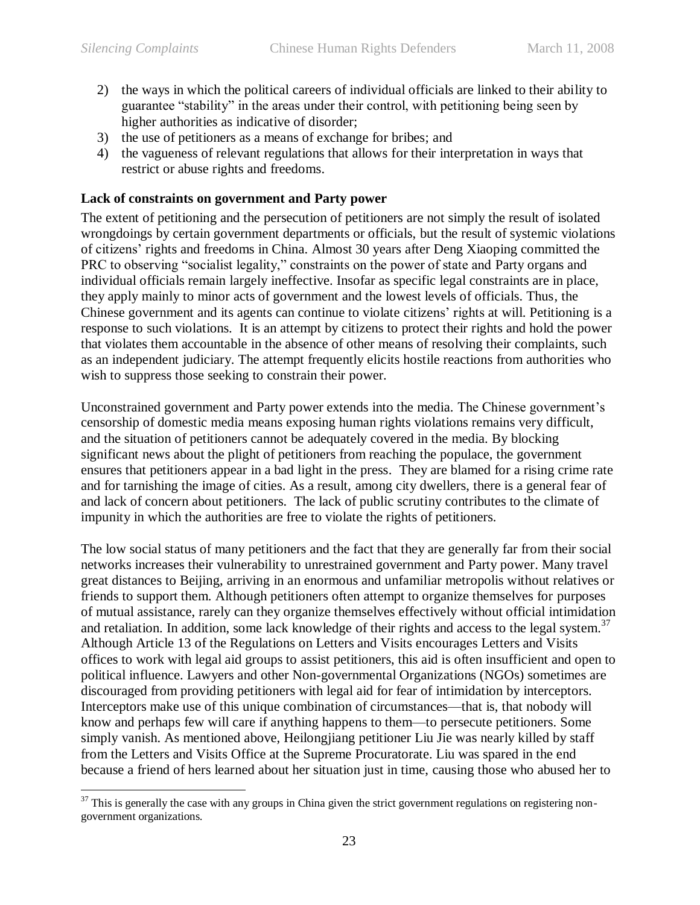2) the ways in which the political careers of individual officials are linked to their ability to guarantee "stability" in the areas under their control, with petitioning being seen by higher authorities as indicative of disorder;
3) the use of petitioners as a means of exchange for bribes; and
4) the vagueness of relevant regulations that allows for their interpretation in ways that restrict or abuse rights and freedoms.

**Lack of constraints on government and Party power**

The extent of petitioning and the persecution of petitioners are not simply the result of isolated wrongdoings by certain government departments or officials, but the result of systemic violations of citizens' rights and freedoms in China. Almost 30 years after Deng Xiaoping committed the PRC to observing "socialist legality," constraints on the power of state and Party organs and individual officials remain largely ineffective. Insofar as specific legal constraints are in place, they apply mainly to minor acts of government and the lowest levels of officials. Thus, the Chinese government and its agents can continue to violate citizens' rights at will. Petitioning is a response to such violations. It is an attempt by citizens to protect their rights and hold the power that violates them accountable in the absence of other means of resolving their complaints, such as an independent judiciary. The attempt frequently elicits hostile reactions from authorities who wish to suppress those seeking to constrain their power.

Unconstrained government and Party power extends into the media. The Chinese government's censorship of domestic media means exposing human rights violations remains very difficult, and the situation of petitioners cannot be adequately covered in the media. By blocking significant news about the plight of petitioners from reaching the populace, the government ensures that petitioners appear in a bad light in the press. They are blamed for a rising crime rate and for tarnishing the image of cities. As a result, among city dwellers, there is a general fear of and lack of concern about petitioners. The lack of public scrutiny contributes to the climate of impunity in which the authorities are free to violate the rights of petitioners.

The low social status of many petitioners and the fact that they are generally far from their social networks increases their vulnerability to unrestrained government and Party power. Many travel great distances to Beijing, arriving in an enormous and unfamiliar metropolis without relatives or friends to support them. Although petitioners often attempt to organize themselves for purposes of mutual assistance, rarely can they organize themselves effectively without official intimidation and retaliation. In addition, some lack knowledge of their rights and access to the legal system.[37] Although Article 13 of the Regulations on Letters and Visits encourages Letters and Visits offices to work with legal aid groups to assist petitioners, this aid is often insufficient and open to political influence. Lawyers and other Non-governmental Organizations (NGOs) sometimes are discouraged from providing petitioners with legal aid for fear of intimidation by interceptors. Interceptors make use of this unique combination of circumstances—that is, that nobody will know and perhaps few will care if anything happens to them—to persecute petitioners. Some simply vanish. As mentioned above, Heilongjiang petitioner Liu Jie was nearly killed by staff from the Letters and Visits Office at the Supreme Procuratorate. Liu was spared in the end because a friend of hers learned about her situation just in time, causing those who abused her to

[37] This is generally the case with any groups in China given the strict government regulations on registering non-government organizations.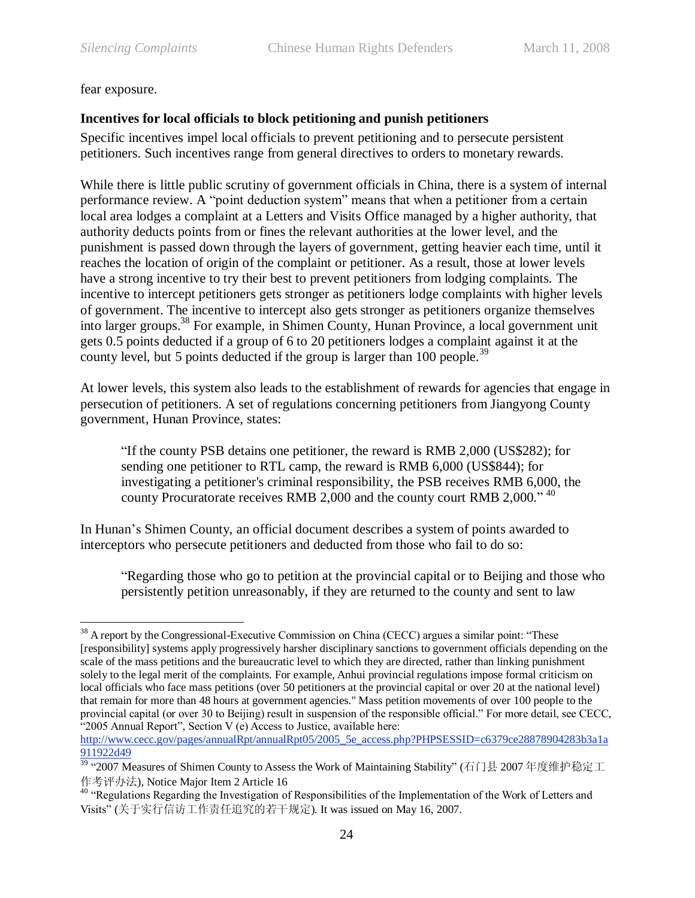fear exposure.

**Incentives for local officials to block petitioning and punish petitioners**

Specific incentives impel local officials to prevent petitioning and to persecute persistent petitioners. Such incentives range from general directives to orders to monetary rewards.

While there is little public scrutiny of government officials in China, there is a system of internal performance review. A "point deduction system" means that when a petitioner from a certain local area lodges a complaint at a Letters and Visits Office managed by a higher authority, that authority deducts points from or fines the relevant authorities at the lower level, and the punishment is passed down through the layers of government, getting heavier each time, until it reaches the location of origin of the complaint or petitioner. As a result, those at lower levels have a strong incentive to try their best to prevent petitioners from lodging complaints. The incentive to intercept petitioners gets stronger as petitioners lodge complaints with higher levels of government. The incentive to intercept also gets stronger as petitioners organize themselves into larger groups.[38] For example, in Shimen County, Hunan Province, a local government unit gets 0.5 points deducted if a group of 6 to 20 petitioners lodges a complaint against it at the county level, but 5 points deducted if the group is larger than 100 people.[39]

At lower levels, this system also leads to the establishment of rewards for agencies that engage in persecution of petitioners. A set of regulations concerning petitioners from Jiangyong County government, Hunan Province, states:

> "If the county PSB detains one petitioner, the reward is RMB 2,000 (US$282); for sending one petitioner to RTL camp, the reward is RMB 6,000 (US$844); for investigating a petitioner's criminal responsibility, the PSB receives RMB 6,000, the county Procuratorate receives RMB 2,000 and the county court RMB 2,000." [40]

In Hunan's Shimen County, an official document describes a system of points awarded to interceptors who persecute petitioners and deducted from those who fail to do so:

> "Regarding those who go to petition at the provincial capital or to Beijing and those who persistently petition unreasonably, if they are returned to the county and sent to law

---

[38] A report by the Congressional-Executive Commission on China (CECC) argues a similar point: "These [responsibility] systems apply progressively harsher disciplinary sanctions to government officials depending on the scale of the mass petitions and the bureaucratic level to which they are directed, rather than linking punishment solely to the legal merit of the complaints. For example, Anhui provincial regulations impose formal criticism on local officials who face mass petitions (over 50 petitioners at the provincial capital or over 20 at the national level) that remain for more than 48 hours at government agencies." Mass petition movements of over 100 people to the provincial capital (or over 30 to Beijing) result in suspension of the responsible official." For more detail, see CECC, "2005 Annual Report", Section V (e) Access to Justice, available here: http://www.cecc.gov/pages/annualRpt/annualRpt05/2005_5e_access.php?PHPSESSID=c6379ce28878904283b3a1a911922d49

[39] "2007 Measures of Shimen County to Assess the Work of Maintaining Stability" (石门县 2007 年度维护稳定工作考评办法), Notice Major Item 2 Article 16

[40] "Regulations Regarding the Investigation of Responsibilities of the Implementation of the Work of Letters and Visits" (关于实行信访工作责任追究的若干规定). It was issued on May 16, 2007.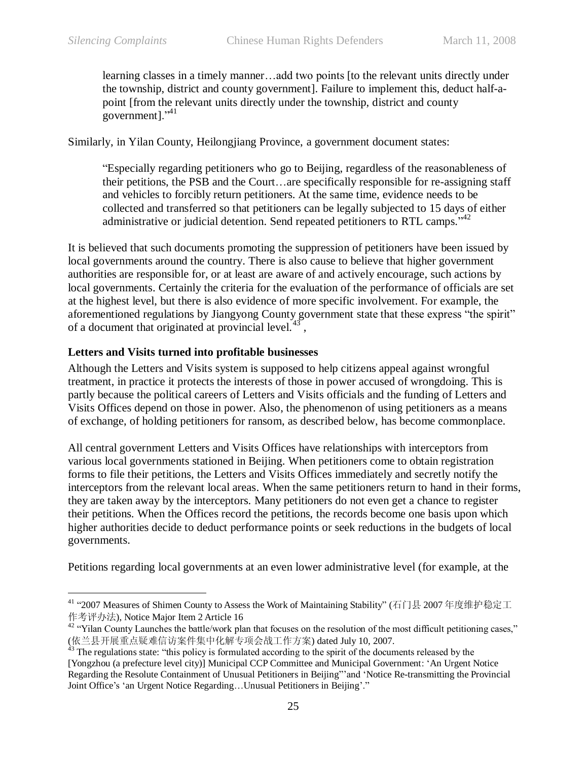learning classes in a timely manner…add two points [to the relevant units directly under the township, district and county government]. Failure to implement this, deduct half-a-point [from the relevant units directly under the township, district and county government]."[41]

Similarly, in Yilan County, Heilongjiang Province, a government document states:

> "Especially regarding petitioners who go to Beijing, regardless of the reasonableness of their petitions, the PSB and the Court…are specifically responsible for re-assigning staff and vehicles to forcibly return petitioners. At the same time, evidence needs to be collected and transferred so that petitioners can be legally subjected to 15 days of either administrative or judicial detention. Send repeated petitioners to RTL camps."[42]

It is believed that such documents promoting the suppression of petitioners have been issued by local governments around the country. There is also cause to believe that higher government authorities are responsible for, or at least are aware of and actively encourage, such actions by local governments. Certainly the criteria for the evaluation of the performance of officials are set at the highest level, but there is also evidence of more specific involvement. For example, the aforementioned regulations by Jiangyong County government state that these express "the spirit" of a document that originated at provincial level.[43] ,

**Letters and Visits turned into profitable businesses**

Although the Letters and Visits system is supposed to help citizens appeal against wrongful treatment, in practice it protects the interests of those in power accused of wrongdoing. This is partly because the political careers of Letters and Visits officials and the funding of Letters and Visits Offices depend on those in power. Also, the phenomenon of using petitioners as a means of exchange, of holding petitioners for ransom, as described below, has become commonplace.

All central government Letters and Visits Offices have relationships with interceptors from various local governments stationed in Beijing. When petitioners come to obtain registration forms to file their petitions, the Letters and Visits Offices immediately and secretly notify the interceptors from the relevant local areas. When the same petitioners return to hand in their forms, they are taken away by the interceptors. Many petitioners do not even get a chance to register their petitions. When the Offices record the petitions, the records become one basis upon which higher authorities decide to deduct performance points or seek reductions in the budgets of local governments.

Petitions regarding local governments at an even lower administrative level (for example, at the

---

[41] "2007 Measures of Shimen County to Assess the Work of Maintaining Stability" (石门县 2007 年度维护稳定工作考评办法), Notice Major Item 2 Article 16

[42] "Yilan County Launches the battle/work plan that focuses on the resolution of the most difficult petitioning cases," (依兰县开展重点疑难信访案件集中化解专项会战工作方案) dated July 10, 2007.

[43] The regulations state: "this policy is formulated according to the spirit of the documents released by the [Yongzhou (a prefecture level city)] Municipal CCP Committee and Municipal Government: 'An Urgent Notice Regarding the Resolute Containment of Unusual Petitioners in Beijing"'and 'Notice Re-transmitting the Provincial Joint Office's 'an Urgent Notice Regarding…Unusual Petitioners in Beijing'."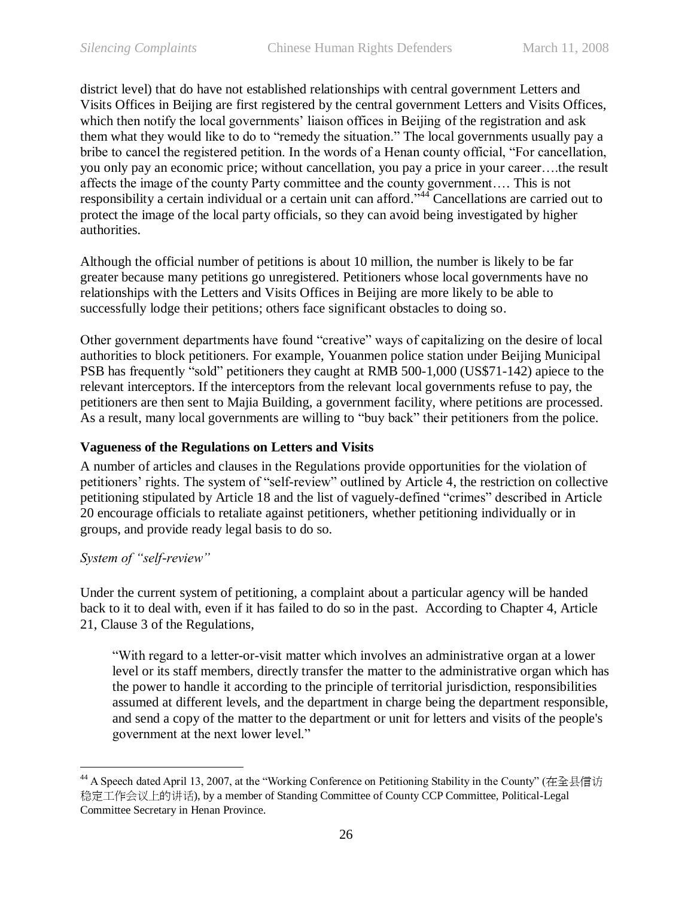district level) that do have not established relationships with central government Letters and Visits Offices in Beijing are first registered by the central government Letters and Visits Offices, which then notify the local governments' liaison offices in Beijing of the registration and ask them what they would like to do to "remedy the situation." The local governments usually pay a bribe to cancel the registered petition. In the words of a Henan county official, "For cancellation, you only pay an economic price; without cancellation, you pay a price in your career….the result affects the image of the county Party committee and the county government…. This is not responsibility a certain individual or a certain unit can afford."[44] Cancellations are carried out to protect the image of the local party officials, so they can avoid being investigated by higher authorities.

Although the official number of petitions is about 10 million, the number is likely to be far greater because many petitions go unregistered. Petitioners whose local governments have no relationships with the Letters and Visits Offices in Beijing are more likely to be able to successfully lodge their petitions; others face significant obstacles to doing so.

Other government departments have found "creative" ways of capitalizing on the desire of local authorities to block petitioners. For example, Youanmen police station under Beijing Municipal PSB has frequently "sold" petitioners they caught at RMB 500-1,000 (US$71-142) apiece to the relevant interceptors. If the interceptors from the relevant local governments refuse to pay, the petitioners are then sent to Majia Building, a government facility, where petitions are processed. As a result, many local governments are willing to "buy back" their petitioners from the police.

**Vagueness of the Regulations on Letters and Visits**

A number of articles and clauses in the Regulations provide opportunities for the violation of petitioners' rights. The system of "self-review" outlined by Article 4, the restriction on collective petitioning stipulated by Article 18 and the list of vaguely-defined "crimes" described in Article 20 encourage officials to retaliate against petitioners, whether petitioning individually or in groups, and provide ready legal basis to do so.

*System of "self-review"*

Under the current system of petitioning, a complaint about a particular agency will be handed back to it to deal with, even if it has failed to do so in the past. According to Chapter 4, Article 21, Clause 3 of the Regulations,

> "With regard to a letter-or-visit matter which involves an administrative organ at a lower level or its staff members, directly transfer the matter to the administrative organ which has the power to handle it according to the principle of territorial jurisdiction, responsibilities assumed at different levels, and the department in charge being the department responsible, and send a copy of the matter to the department or unit for letters and visits of the people's government at the next lower level."

---

[44] A Speech dated April 13, 2007, at the "Working Conference on Petitioning Stability in the County" (在全县信访稳定工作会议上的讲话), by a member of Standing Committee of County CCP Committee, Political-Legal Committee Secretary in Henan Province.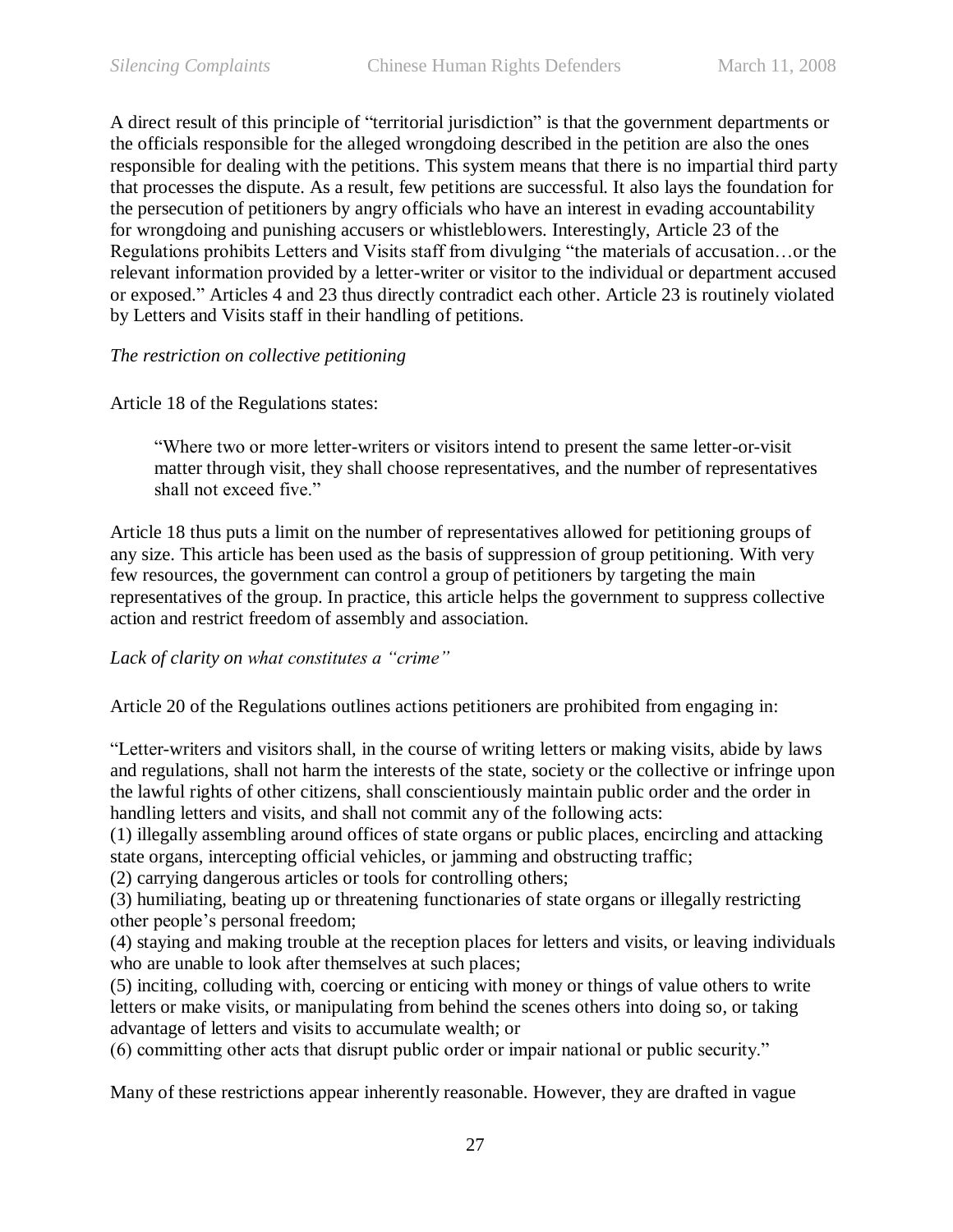A direct result of this principle of "territorial jurisdiction" is that the government departments or the officials responsible for the alleged wrongdoing described in the petition are also the ones responsible for dealing with the petitions. This system means that there is no impartial third party that processes the dispute. As a result, few petitions are successful. It also lays the foundation for the persecution of petitioners by angry officials who have an interest in evading accountability for wrongdoing and punishing accusers or whistleblowers. Interestingly, Article 23 of the Regulations prohibits Letters and Visits staff from divulging "the materials of accusation…or the relevant information provided by a letter-writer or visitor to the individual or department accused or exposed." Articles 4 and 23 thus directly contradict each other. Article 23 is routinely violated by Letters and Visits staff in their handling of petitions.

*The restriction on collective petitioning*

Article 18 of the Regulations states:

> "Where two or more letter-writers or visitors intend to present the same letter-or-visit matter through visit, they shall choose representatives, and the number of representatives shall not exceed five."

Article 18 thus puts a limit on the number of representatives allowed for petitioning groups of any size. This article has been used as the basis of suppression of group petitioning. With very few resources, the government can control a group of petitioners by targeting the main representatives of the group. In practice, this article helps the government to suppress collective action and restrict freedom of assembly and association.

*Lack of clarity on what constitutes a "crime"*

Article 20 of the Regulations outlines actions petitioners are prohibited from engaging in:

"Letter-writers and visitors shall, in the course of writing letters or making visits, abide by laws and regulations, shall not harm the interests of the state, society or the collective or infringe upon the lawful rights of other citizens, shall conscientiously maintain public order and the order in handling letters and visits, and shall not commit any of the following acts:
(1) illegally assembling around offices of state organs or public places, encircling and attacking state organs, intercepting official vehicles, or jamming and obstructing traffic;
(2) carrying dangerous articles or tools for controlling others;
(3) humiliating, beating up or threatening functionaries of state organs or illegally restricting other people's personal freedom;
(4) staying and making trouble at the reception places for letters and visits, or leaving individuals who are unable to look after themselves at such places;
(5) inciting, colluding with, coercing or enticing with money or things of value others to write letters or make visits, or manipulating from behind the scenes others into doing so, or taking advantage of letters and visits to accumulate wealth; or
(6) committing other acts that disrupt public order or impair national or public security."

Many of these restrictions appear inherently reasonable. However, they are drafted in vague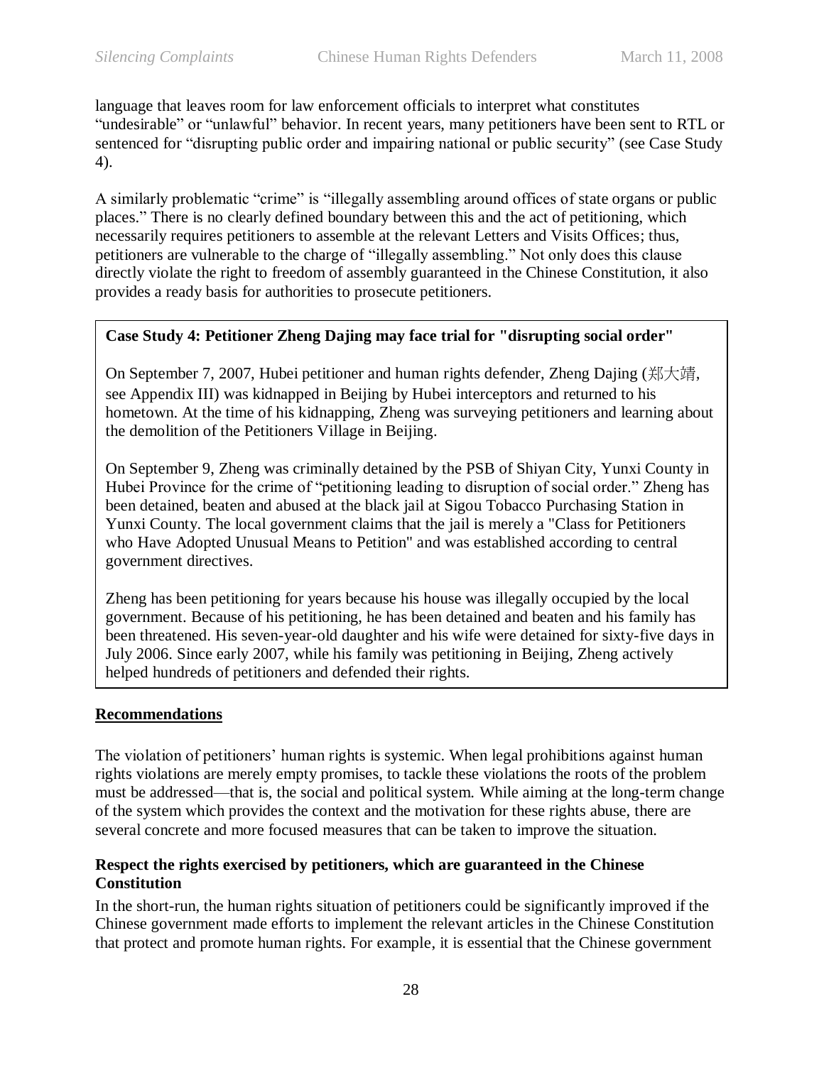language that leaves room for law enforcement officials to interpret what constitutes "undesirable" or "unlawful" behavior. In recent years, many petitioners have been sent to RTL or sentenced for "disrupting public order and impairing national or public security" (see Case Study 4).

A similarly problematic "crime" is "illegally assembling around offices of state organs or public places." There is no clearly defined boundary between this and the act of petitioning, which necessarily requires petitioners to assemble at the relevant Letters and Visits Offices; thus, petitioners are vulnerable to the charge of "illegally assembling." Not only does this clause directly violate the right to freedom of assembly guaranteed in the Chinese Constitution, it also provides a ready basis for authorities to prosecute petitioners.

**Case Study 4: Petitioner Zheng Dajing may face trial for "disrupting social order"**

On September 7, 2007, Hubei petitioner and human rights defender, Zheng Dajing (郑大靖, see Appendix III) was kidnapped in Beijing by Hubei interceptors and returned to his hometown. At the time of his kidnapping, Zheng was surveying petitioners and learning about the demolition of the Petitioners Village in Beijing.

On September 9, Zheng was criminally detained by the PSB of Shiyan City, Yunxi County in Hubei Province for the crime of "petitioning leading to disruption of social order." Zheng has been detained, beaten and abused at the black jail at Sigou Tobacco Purchasing Station in Yunxi County. The local government claims that the jail is merely a "Class for Petitioners who Have Adopted Unusual Means to Petition" and was established according to central government directives.

Zheng has been petitioning for years because his house was illegally occupied by the local government. Because of his petitioning, he has been detained and beaten and his family has been threatened. His seven-year-old daughter and his wife were detained for sixty-five days in July 2006. Since early 2007, while his family was petitioning in Beijing, Zheng actively helped hundreds of petitioners and defended their rights.

## Recommendations

The violation of petitioners' human rights is systemic. When legal prohibitions against human rights violations are merely empty promises, to tackle these violations the roots of the problem must be addressed—that is, the social and political system. While aiming at the long-term change of the system which provides the context and the motivation for these rights abuse, there are several concrete and more focused measures that can be taken to improve the situation.

### Respect the rights exercised by petitioners, which are guaranteed in the Chinese Constitution

In the short-run, the human rights situation of petitioners could be significantly improved if the Chinese government made efforts to implement the relevant articles in the Chinese Constitution that protect and promote human rights. For example, it is essential that the Chinese government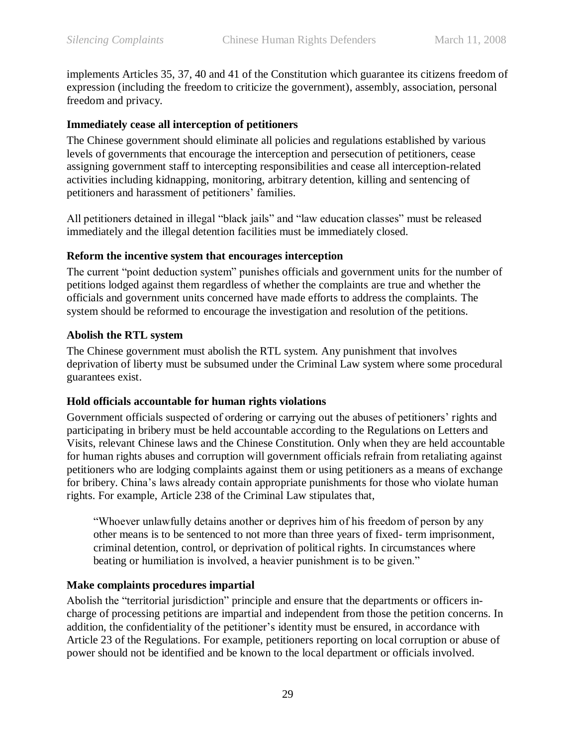implements Articles 35, 37, 40 and 41 of the Constitution which guarantee its citizens freedom of expression (including the freedom to criticize the government), assembly, association, personal freedom and privacy.

**Immediately cease all interception of petitioners**

The Chinese government should eliminate all policies and regulations established by various levels of governments that encourage the interception and persecution of petitioners, cease assigning government staff to intercepting responsibilities and cease all interception-related activities including kidnapping, monitoring, arbitrary detention, killing and sentencing of petitioners and harassment of petitioners' families.

All petitioners detained in illegal "black jails" and "law education classes" must be released immediately and the illegal detention facilities must be immediately closed.

**Reform the incentive system that encourages interception**

The current "point deduction system" punishes officials and government units for the number of petitions lodged against them regardless of whether the complaints are true and whether the officials and government units concerned have made efforts to address the complaints. The system should be reformed to encourage the investigation and resolution of the petitions.

**Abolish the RTL system**

The Chinese government must abolish the RTL system. Any punishment that involves deprivation of liberty must be subsumed under the Criminal Law system where some procedural guarantees exist.

**Hold officials accountable for human rights violations**

Government officials suspected of ordering or carrying out the abuses of petitioners' rights and participating in bribery must be held accountable according to the Regulations on Letters and Visits, relevant Chinese laws and the Chinese Constitution. Only when they are held accountable for human rights abuses and corruption will government officials refrain from retaliating against petitioners who are lodging complaints against them or using petitioners as a means of exchange for bribery. China's laws already contain appropriate punishments for those who violate human rights. For example, Article 238 of the Criminal Law stipulates that,

> "Whoever unlawfully detains another or deprives him of his freedom of person by any other means is to be sentenced to not more than three years of fixed- term imprisonment, criminal detention, control, or deprivation of political rights. In circumstances where beating or humiliation is involved, a heavier punishment is to be given."

**Make complaints procedures impartial**

Abolish the "territorial jurisdiction" principle and ensure that the departments or officers in-charge of processing petitions are impartial and independent from those the petition concerns. In addition, the confidentiality of the petitioner's identity must be ensured, in accordance with Article 23 of the Regulations. For example, petitioners reporting on local corruption or abuse of power should not be identified and be known to the local department or officials involved.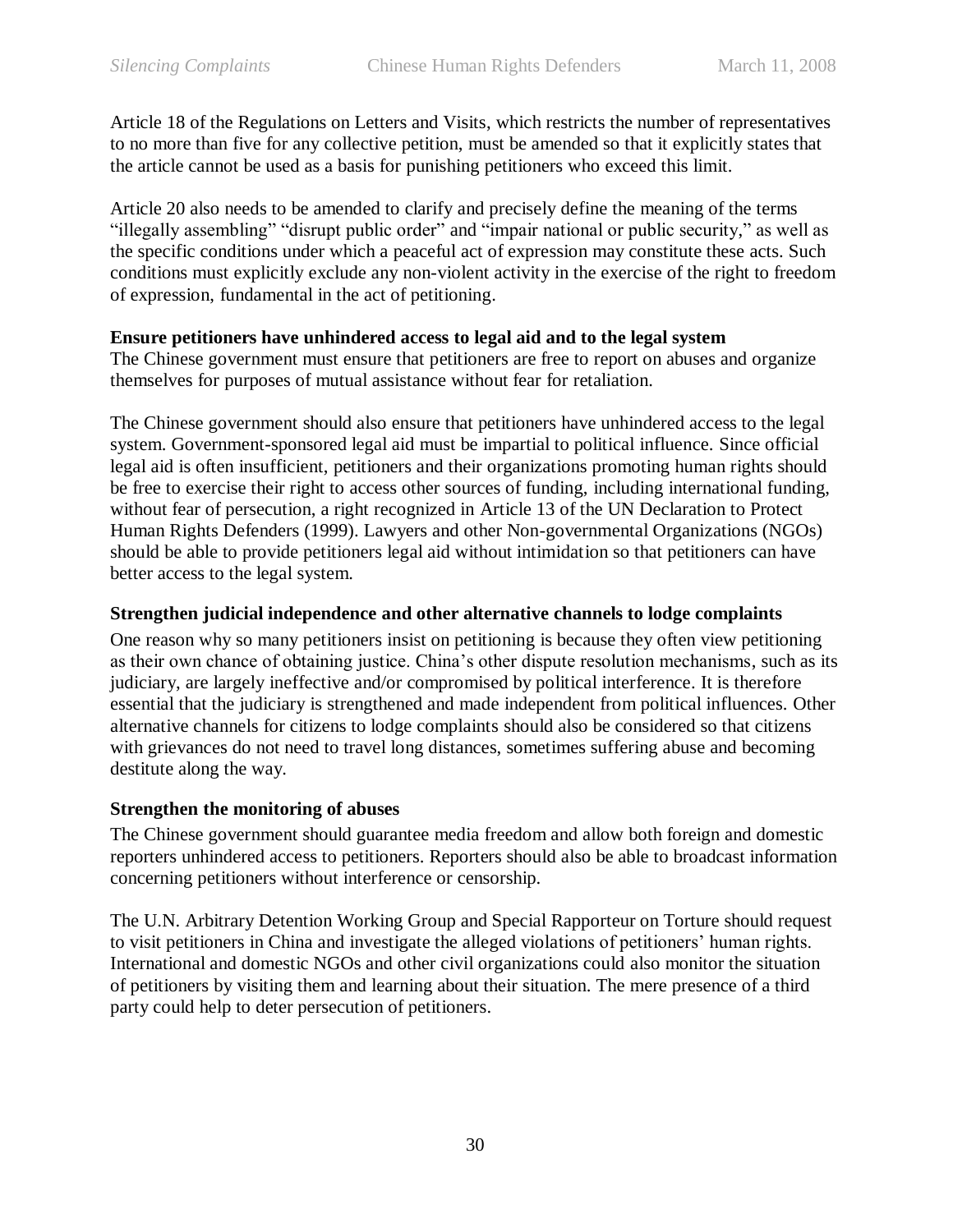Article 18 of the Regulations on Letters and Visits, which restricts the number of representatives to no more than five for any collective petition, must be amended so that it explicitly states that the article cannot be used as a basis for punishing petitioners who exceed this limit.

Article 20 also needs to be amended to clarify and precisely define the meaning of the terms "illegally assembling" "disrupt public order" and "impair national or public security," as well as the specific conditions under which a peaceful act of expression may constitute these acts. Such conditions must explicitly exclude any non-violent activity in the exercise of the right to freedom of expression, fundamental in the act of petitioning.

**Ensure petitioners have unhindered access to legal aid and to the legal system**

The Chinese government must ensure that petitioners are free to report on abuses and organize themselves for purposes of mutual assistance without fear for retaliation.

The Chinese government should also ensure that petitioners have unhindered access to the legal system. Government-sponsored legal aid must be impartial to political influence. Since official legal aid is often insufficient, petitioners and their organizations promoting human rights should be free to exercise their right to access other sources of funding, including international funding, without fear of persecution, a right recognized in Article 13 of the UN Declaration to Protect Human Rights Defenders (1999). Lawyers and other Non-governmental Organizations (NGOs) should be able to provide petitioners legal aid without intimidation so that petitioners can have better access to the legal system.

**Strengthen judicial independence and other alternative channels to lodge complaints**

One reason why so many petitioners insist on petitioning is because they often view petitioning as their own chance of obtaining justice. China's other dispute resolution mechanisms, such as its judiciary, are largely ineffective and/or compromised by political interference. It is therefore essential that the judiciary is strengthened and made independent from political influences. Other alternative channels for citizens to lodge complaints should also be considered so that citizens with grievances do not need to travel long distances, sometimes suffering abuse and becoming destitute along the way.

**Strengthen the monitoring of abuses**

The Chinese government should guarantee media freedom and allow both foreign and domestic reporters unhindered access to petitioners. Reporters should also be able to broadcast information concerning petitioners without interference or censorship.

The U.N. Arbitrary Detention Working Group and Special Rapporteur on Torture should request to visit petitioners in China and investigate the alleged violations of petitioners' human rights. International and domestic NGOs and other civil organizations could also monitor the situation of petitioners by visiting them and learning about their situation. The mere presence of a third party could help to deter persecution of petitioners.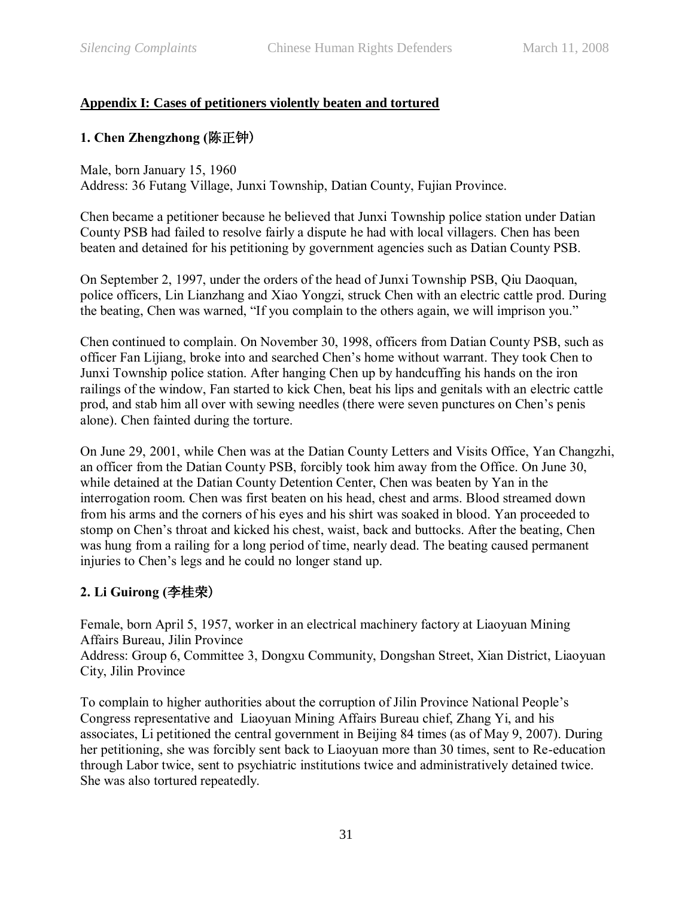**Appendix I: Cases of petitioners violently beaten and tortured**

### 1. Chen Zhengzhong (陈正钟）

Male, born January 15, 1960
Address: 36 Futang Village, Junxi Township, Datian County, Fujian Province.

Chen became a petitioner because he believed that Junxi Township police station under Datian County PSB had failed to resolve fairly a dispute he had with local villagers. Chen has been beaten and detained for his petitioning by government agencies such as Datian County PSB.

On September 2, 1997, under the orders of the head of Junxi Township PSB, Qiu Daoquan, police officers, Lin Lianzhang and Xiao Yongzi, struck Chen with an electric cattle prod. During the beating, Chen was warned, "If you complain to the others again, we will imprison you."

Chen continued to complain. On November 30, 1998, officers from Datian County PSB, such as officer Fan Lijiang, broke into and searched Chen's home without warrant. They took Chen to Junxi Township police station. After hanging Chen up by handcuffing his hands on the iron railings of the window, Fan started to kick Chen, beat his lips and genitals with an electric cattle prod, and stab him all over with sewing needles (there were seven punctures on Chen's penis alone). Chen fainted during the torture.

On June 29, 2001, while Chen was at the Datian County Letters and Visits Office, Yan Changzhi, an officer from the Datian County PSB, forcibly took him away from the Office. On June 30, while detained at the Datian County Detention Center, Chen was beaten by Yan in the interrogation room. Chen was first beaten on his head, chest and arms. Blood streamed down from his arms and the corners of his eyes and his shirt was soaked in blood. Yan proceeded to stomp on Chen's throat and kicked his chest, waist, back and buttocks. After the beating, Chen was hung from a railing for a long period of time, nearly dead. The beating caused permanent injuries to Chen's legs and he could no longer stand up.

### 2. Li Guirong (李桂荣）

Female, born April 5, 1957, worker in an electrical machinery factory at Liaoyuan Mining Affairs Bureau, Jilin Province
Address: Group 6, Committee 3, Dongxu Community, Dongshan Street, Xian District, Liaoyuan City, Jilin Province

To complain to higher authorities about the corruption of Jilin Province National People's Congress representative and Liaoyuan Mining Affairs Bureau chief, Zhang Yi, and his associates, Li petitioned the central government in Beijing 84 times (as of May 9, 2007). During her petitioning, she was forcibly sent back to Liaoyuan more than 30 times, sent to Re-education through Labor twice, sent to psychiatric institutions twice and administratively detained twice. She was also tortured repeatedly.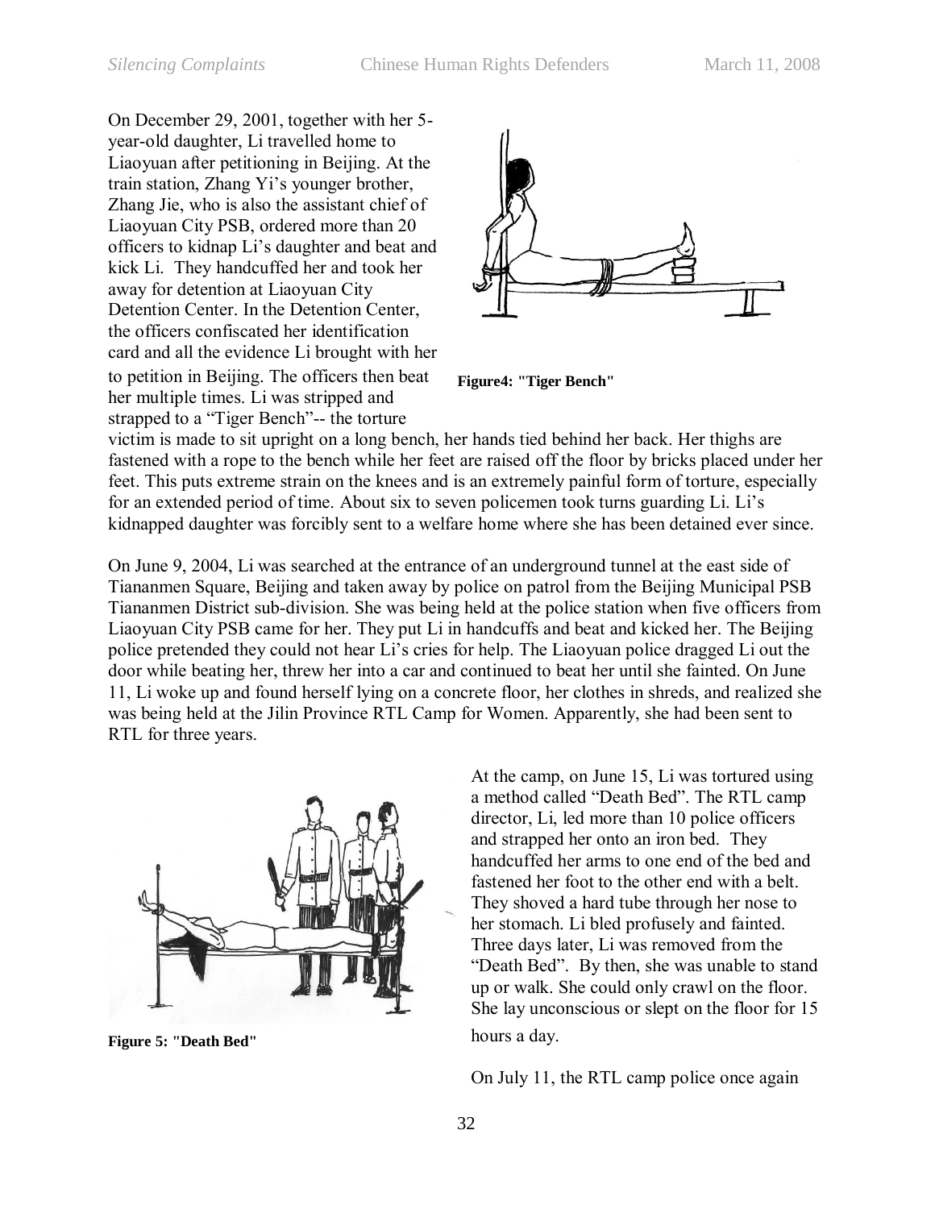On December 29, 2001, together with her 5-year-old daughter, Li travelled home to Liaoyuan after petitioning in Beijing. At the train station, Zhang Yi's younger brother, Zhang Jie, who is also the assistant chief of Liaoyuan City PSB, ordered more than 20 officers to kidnap Li's daughter and beat and kick Li. They handcuffed her and took her away for detention at Liaoyuan City Detention Center. In the Detention Center, the officers confiscated her identification card and all the evidence Li brought with her to petition in Beijing. The officers then beat her multiple times. Li was stripped and strapped to a "Tiger Bench"-- the torture victim is made to sit upright on a long bench, her hands tied behind her back. Her thighs are fastened with a rope to the bench while her feet are raised off the floor by bricks placed under her feet. This puts extreme strain on the knees and is an extremely painful form of torture, especially for an extended period of time. About six to seven policemen took turns guarding Li. Li's kidnapped daughter was forcibly sent to a welfare home where she has been detained ever since.

**Figure4: "Tiger Bench"**

On June 9, 2004, Li was searched at the entrance of an underground tunnel at the east side of Tiananmen Square, Beijing and taken away by police on patrol from the Beijing Municipal PSB Tiananmen District sub-division. She was being held at the police station when five officers from Liaoyuan City PSB came for her. They put Li in handcuffs and beat and kicked her. The Beijing police pretended they could not hear Li's cries for help. The Liaoyuan police dragged Li out the door while beating her, threw her into a car and continued to beat her until she fainted. On June 11, Li woke up and found herself lying on a concrete floor, her clothes in shreds, and realized she was being held at the Jilin Province RTL Camp for Women. Apparently, she had been sent to RTL for three years.

**Figure 5: "Death Bed"**

At the camp, on June 15, Li was tortured using a method called "Death Bed". The RTL camp director, Li, led more than 10 police officers and strapped her onto an iron bed. They handcuffed her arms to one end of the bed and fastened her foot to the other end with a belt. They shoved a hard tube through her nose to her stomach. Li bled profusely and fainted. Three days later, Li was removed from the "Death Bed". By then, she was unable to stand up or walk. She could only crawl on the floor. She lay unconscious or slept on the floor for 15 hours a day.

On July 11, the RTL camp police once again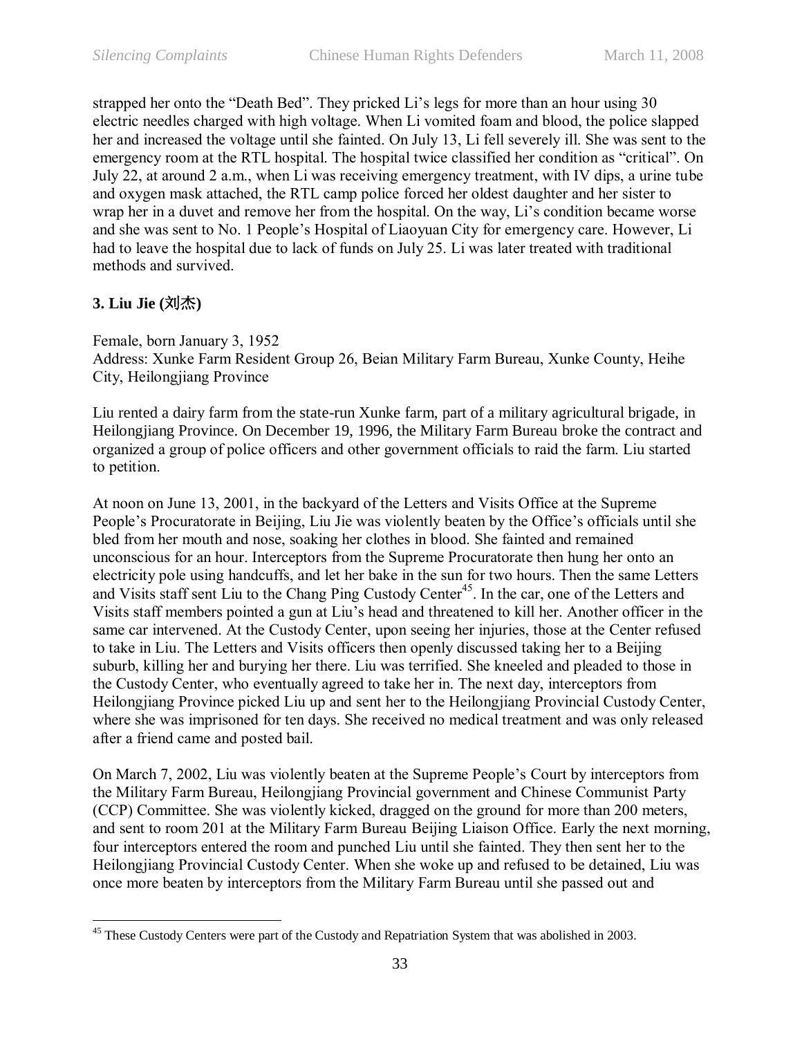strapped her onto the "Death Bed". They pricked Li's legs for more than an hour using 30 electric needles charged with high voltage. When Li vomited foam and blood, the police slapped her and increased the voltage until she fainted. On July 13, Li fell severely ill. She was sent to the emergency room at the RTL hospital. The hospital twice classified her condition as "critical". On July 22, at around 2 a.m., when Li was receiving emergency treatment, with IV dips, a urine tube and oxygen mask attached, the RTL camp police forced her oldest daughter and her sister to wrap her in a duvet and remove her from the hospital. On the way, Li's condition became worse and she was sent to No. 1 People's Hospital of Liaoyuan City for emergency care. However, Li had to leave the hospital due to lack of funds on July 25. Li was later treated with traditional methods and survived.

**3. Liu Jie (刘杰)**

Female, born January 3, 1952
Address: Xunke Farm Resident Group 26, Beian Military Farm Bureau, Xunke County, Heihe City, Heilongjiang Province

Liu rented a dairy farm from the state-run Xunke farm, part of a military agricultural brigade, in Heilongjiang Province. On December 19, 1996, the Military Farm Bureau broke the contract and organized a group of police officers and other government officials to raid the farm. Liu started to petition.

At noon on June 13, 2001, in the backyard of the Letters and Visits Office at the Supreme People's Procuratorate in Beijing, Liu Jie was violently beaten by the Office's officials until she bled from her mouth and nose, soaking her clothes in blood. She fainted and remained unconscious for an hour. Interceptors from the Supreme Procuratorate then hung her onto an electricity pole using handcuffs, and let her bake in the sun for two hours. Then the same Letters and Visits staff sent Liu to the Chang Ping Custody Center[45]. In the car, one of the Letters and Visits staff members pointed a gun at Liu's head and threatened to kill her. Another officer in the same car intervened. At the Custody Center, upon seeing her injuries, those at the Center refused to take in Liu. The Letters and Visits officers then openly discussed taking her to a Beijing suburb, killing her and burying her there. Liu was terrified. She kneeled and pleaded to those in the Custody Center, who eventually agreed to take her in. The next day, interceptors from Heilongjiang Province picked Liu up and sent her to the Heilongjiang Provincial Custody Center, where she was imprisoned for ten days. She received no medical treatment and was only released after a friend came and posted bail.

On March 7, 2002, Liu was violently beaten at the Supreme People's Court by interceptors from the Military Farm Bureau, Heilongjiang Provincial government and Chinese Communist Party (CCP) Committee. She was violently kicked, dragged on the ground for more than 200 meters, and sent to room 201 at the Military Farm Bureau Beijing Liaison Office. Early the next morning, four interceptors entered the room and punched Liu until she fainted. They then sent her to the Heilongjiang Provincial Custody Center. When she woke up and refused to be detained, Liu was once more beaten by interceptors from the Military Farm Bureau until she passed out and

[45] These Custody Centers were part of the Custody and Repatriation System that was abolished in 2003.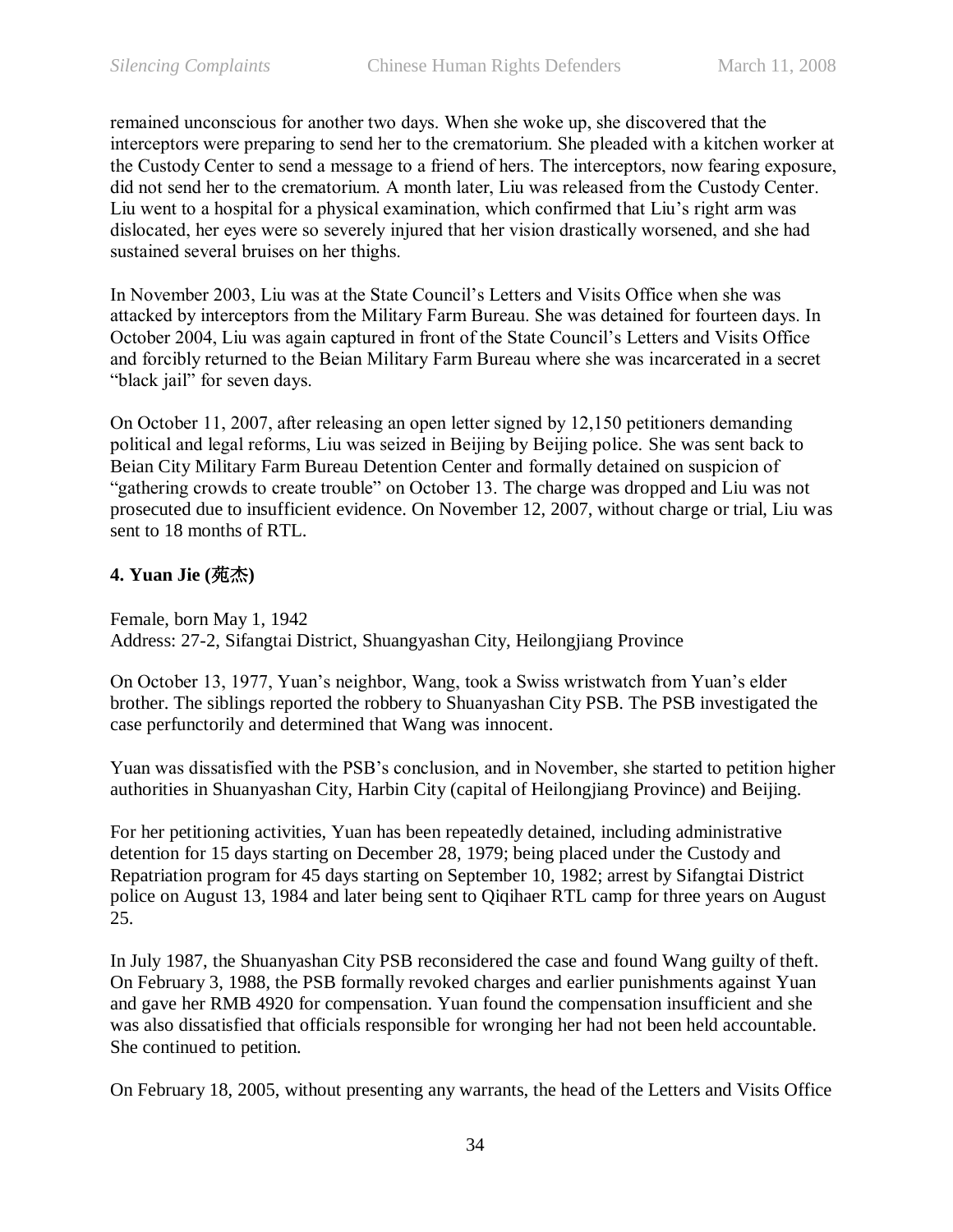remained unconscious for another two days. When she woke up, she discovered that the interceptors were preparing to send her to the crematorium. She pleaded with a kitchen worker at the Custody Center to send a message to a friend of hers. The interceptors, now fearing exposure, did not send her to the crematorium. A month later, Liu was released from the Custody Center. Liu went to a hospital for a physical examination, which confirmed that Liu's right arm was dislocated, her eyes were so severely injured that her vision drastically worsened, and she had sustained several bruises on her thighs.

In November 2003, Liu was at the State Council's Letters and Visits Office when she was attacked by interceptors from the Military Farm Bureau. She was detained for fourteen days. In October 2004, Liu was again captured in front of the State Council's Letters and Visits Office and forcibly returned to the Beian Military Farm Bureau where she was incarcerated in a secret "black jail" for seven days.

On October 11, 2007, after releasing an open letter signed by 12,150 petitioners demanding political and legal reforms, Liu was seized in Beijing by Beijing police. She was sent back to Beian City Military Farm Bureau Detention Center and formally detained on suspicion of "gathering crowds to create trouble" on October 13. The charge was dropped and Liu was not prosecuted due to insufficient evidence. On November 12, 2007, without charge or trial, Liu was sent to 18 months of RTL.

### 4. Yuan Jie (苑杰)

Female, born May 1, 1942
Address: 27-2, Sifangtai District, Shuangyashan City, Heilongjiang Province

On October 13, 1977, Yuan's neighbor, Wang, took a Swiss wristwatch from Yuan's elder brother. The siblings reported the robbery to Shuanyashan City PSB. The PSB investigated the case perfunctorily and determined that Wang was innocent.

Yuan was dissatisfied with the PSB's conclusion, and in November, she started to petition higher authorities in Shuanyashan City, Harbin City (capital of Heilongjiang Province) and Beijing.

For her petitioning activities, Yuan has been repeatedly detained, including administrative detention for 15 days starting on December 28, 1979; being placed under the Custody and Repatriation program for 45 days starting on September 10, 1982; arrest by Sifangtai District police on August 13, 1984 and later being sent to Qiqihaer RTL camp for three years on August 25.

In July 1987, the Shuanyashan City PSB reconsidered the case and found Wang guilty of theft. On February 3, 1988, the PSB formally revoked charges and earlier punishments against Yuan and gave her RMB 4920 for compensation. Yuan found the compensation insufficient and she was also dissatisfied that officials responsible for wronging her had not been held accountable. She continued to petition.

On February 18, 2005, without presenting any warrants, the head of the Letters and Visits Office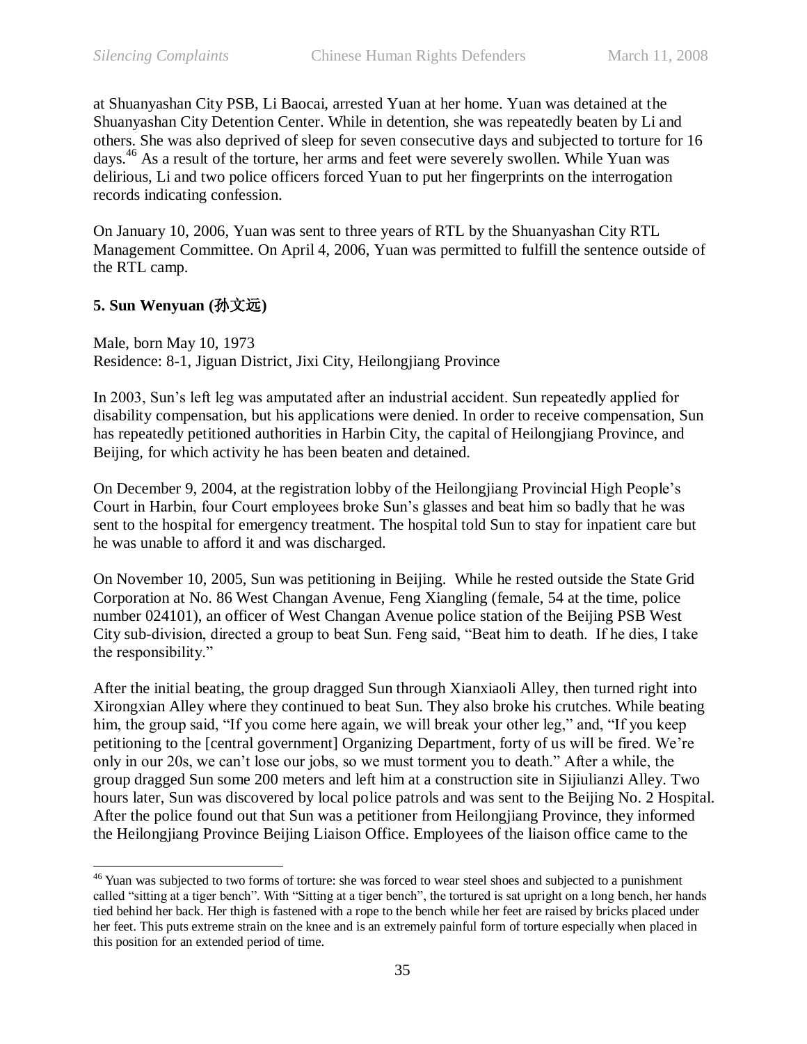at Shuanyashan City PSB, Li Baocai, arrested Yuan at her home. Yuan was detained at the Shuanyashan City Detention Center. While in detention, she was repeatedly beaten by Li and others. She was also deprived of sleep for seven consecutive days and subjected to torture for 16 days.[46] As a result of the torture, her arms and feet were severely swollen. While Yuan was delirious, Li and two police officers forced Yuan to put her fingerprints on the interrogation records indicating confession.

On January 10, 2006, Yuan was sent to three years of RTL by the Shuanyashan City RTL Management Committee. On April 4, 2006, Yuan was permitted to fulfill the sentence outside of the RTL camp.

**5. Sun Wenyuan (孙文远)**

Male, born May 10, 1973
Residence: 8-1, Jiguan District, Jixi City, Heilongjiang Province

In 2003, Sun's left leg was amputated after an industrial accident. Sun repeatedly applied for disability compensation, but his applications were denied. In order to receive compensation, Sun has repeatedly petitioned authorities in Harbin City, the capital of Heilongjiang Province, and Beijing, for which activity he has been beaten and detained.

On December 9, 2004, at the registration lobby of the Heilongjiang Provincial High People's Court in Harbin, four Court employees broke Sun's glasses and beat him so badly that he was sent to the hospital for emergency treatment. The hospital told Sun to stay for inpatient care but he was unable to afford it and was discharged.

On November 10, 2005, Sun was petitioning in Beijing. While he rested outside the State Grid Corporation at No. 86 West Changan Avenue, Feng Xiangling (female, 54 at the time, police number 024101), an officer of West Changan Avenue police station of the Beijing PSB West City sub-division, directed a group to beat Sun. Feng said, "Beat him to death. If he dies, I take the responsibility."

After the initial beating, the group dragged Sun through Xianxiaoli Alley, then turned right into Xirongxian Alley where they continued to beat Sun. They also broke his crutches. While beating him, the group said, "If you come here again, we will break your other leg," and, "If you keep petitioning to the [central government] Organizing Department, forty of us will be fired. We're only in our 20s, we can't lose our jobs, so we must torment you to death." After a while, the group dragged Sun some 200 meters and left him at a construction site in Sijiulianzi Alley. Two hours later, Sun was discovered by local police patrols and was sent to the Beijing No. 2 Hospital. After the police found out that Sun was a petitioner from Heilongjiang Province, they informed the Heilongjiang Province Beijing Liaison Office. Employees of the liaison office came to the

[46] Yuan was subjected to two forms of torture: she was forced to wear steel shoes and subjected to a punishment called "sitting at a tiger bench". With "Sitting at a tiger bench", the tortured is sat upright on a long bench, her hands tied behind her back. Her thigh is fastened with a rope to the bench while her feet are raised by bricks placed under her feet. This puts extreme strain on the knee and is an extremely painful form of torture especially when placed in this position for an extended period of time.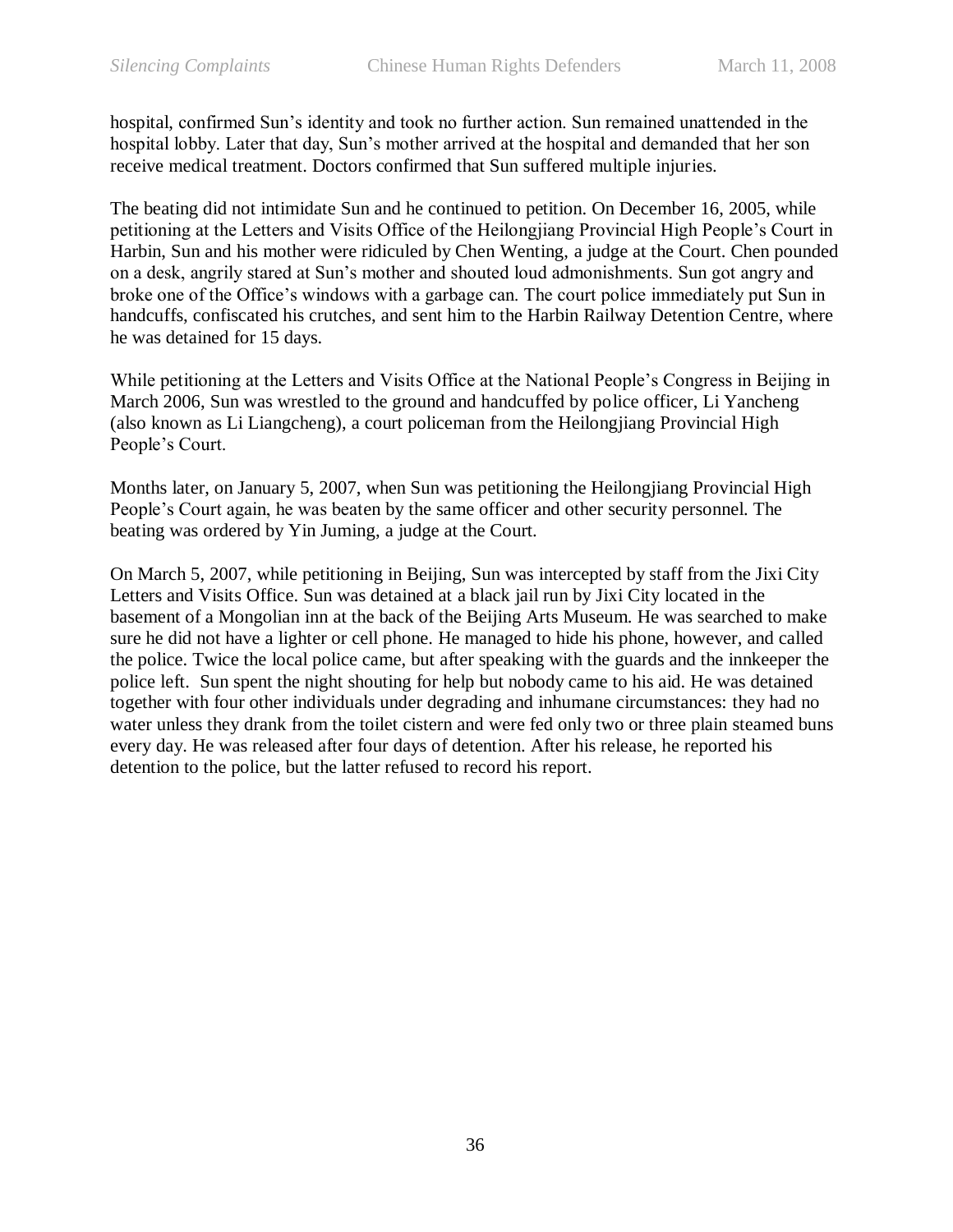hospital, confirmed Sun's identity and took no further action. Sun remained unattended in the hospital lobby. Later that day, Sun's mother arrived at the hospital and demanded that her son receive medical treatment. Doctors confirmed that Sun suffered multiple injuries.

The beating did not intimidate Sun and he continued to petition. On December 16, 2005, while petitioning at the Letters and Visits Office of the Heilongjiang Provincial High People's Court in Harbin, Sun and his mother were ridiculed by Chen Wenting, a judge at the Court. Chen pounded on a desk, angrily stared at Sun's mother and shouted loud admonishments. Sun got angry and broke one of the Office's windows with a garbage can. The court police immediately put Sun in handcuffs, confiscated his crutches, and sent him to the Harbin Railway Detention Centre, where he was detained for 15 days.

While petitioning at the Letters and Visits Office at the National People's Congress in Beijing in March 2006, Sun was wrestled to the ground and handcuffed by police officer, Li Yancheng (also known as Li Liangcheng), a court policeman from the Heilongjiang Provincial High People's Court.

Months later, on January 5, 2007, when Sun was petitioning the Heilongjiang Provincial High People's Court again, he was beaten by the same officer and other security personnel. The beating was ordered by Yin Juming, a judge at the Court.

On March 5, 2007, while petitioning in Beijing, Sun was intercepted by staff from the Jixi City Letters and Visits Office. Sun was detained at a black jail run by Jixi City located in the basement of a Mongolian inn at the back of the Beijing Arts Museum. He was searched to make sure he did not have a lighter or cell phone. He managed to hide his phone, however, and called the police. Twice the local police came, but after speaking with the guards and the innkeeper the police left. Sun spent the night shouting for help but nobody came to his aid. He was detained together with four other individuals under degrading and inhumane circumstances: they had no water unless they drank from the toilet cistern and were fed only two or three plain steamed buns every day. He was released after four days of detention. After his release, he reported his detention to the police, but the latter refused to record his report.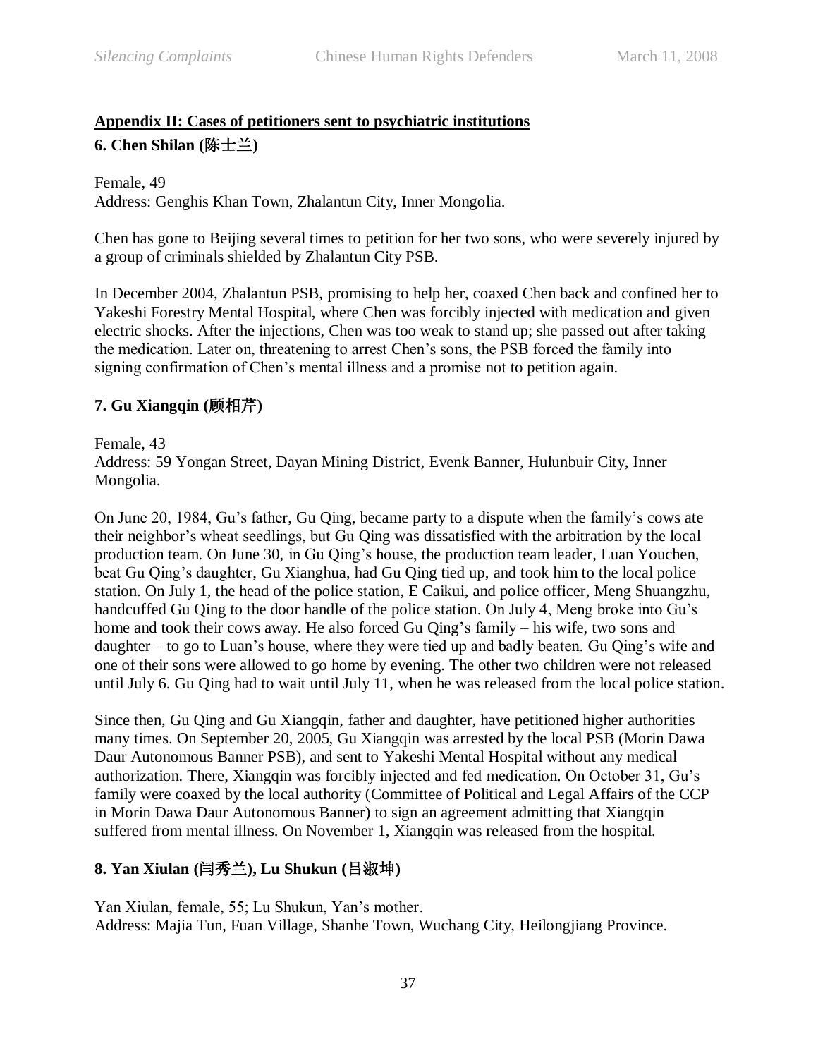## Appendix II: Cases of petitioners sent to psychiatric institutions

### 6. Chen Shilan (陈士兰)

Female, 49
Address: Genghis Khan Town, Zhalantun City, Inner Mongolia.

Chen has gone to Beijing several times to petition for her two sons, who were severely injured by a group of criminals shielded by Zhalantun City PSB.

In December 2004, Zhalantun PSB, promising to help her, coaxed Chen back and confined her to Yakeshi Forestry Mental Hospital, where Chen was forcibly injected with medication and given electric shocks. After the injections, Chen was too weak to stand up; she passed out after taking the medication. Later on, threatening to arrest Chen's sons, the PSB forced the family into signing confirmation of Chen's mental illness and a promise not to petition again.

### 7. Gu Xiangqin (顾相芹)

Female, 43
Address: 59 Yongan Street, Dayan Mining District, Evenk Banner, Hulunbuir City, Inner Mongolia.

On June 20, 1984, Gu's father, Gu Qing, became party to a dispute when the family's cows ate their neighbor's wheat seedlings, but Gu Qing was dissatisfied with the arbitration by the local production team. On June 30, in Gu Qing's house, the production team leader, Luan Youchen, beat Gu Qing's daughter, Gu Xianghua, had Gu Qing tied up, and took him to the local police station. On July 1, the head of the police station, E Caikui, and police officer, Meng Shuangzhu, handcuffed Gu Qing to the door handle of the police station. On July 4, Meng broke into Gu's home and took their cows away. He also forced Gu Qing's family – his wife, two sons and daughter – to go to Luan's house, where they were tied up and badly beaten. Gu Qing's wife and one of their sons were allowed to go home by evening. The other two children were not released until July 6. Gu Qing had to wait until July 11, when he was released from the local police station.

Since then, Gu Qing and Gu Xiangqin, father and daughter, have petitioned higher authorities many times. On September 20, 2005, Gu Xiangqin was arrested by the local PSB (Morin Dawa Daur Autonomous Banner PSB), and sent to Yakeshi Mental Hospital without any medical authorization. There, Xiangqin was forcibly injected and fed medication. On October 31, Gu's family were coaxed by the local authority (Committee of Political and Legal Affairs of the CCP in Morin Dawa Daur Autonomous Banner) to sign an agreement admitting that Xiangqin suffered from mental illness. On November 1, Xiangqin was released from the hospital.

### 8. Yan Xiulan (闫秀兰), Lu Shukun (吕淑坤)

Yan Xiulan, female, 55; Lu Shukun, Yan's mother.
Address: Majia Tun, Fuan Village, Shanhe Town, Wuchang City, Heilongjiang Province.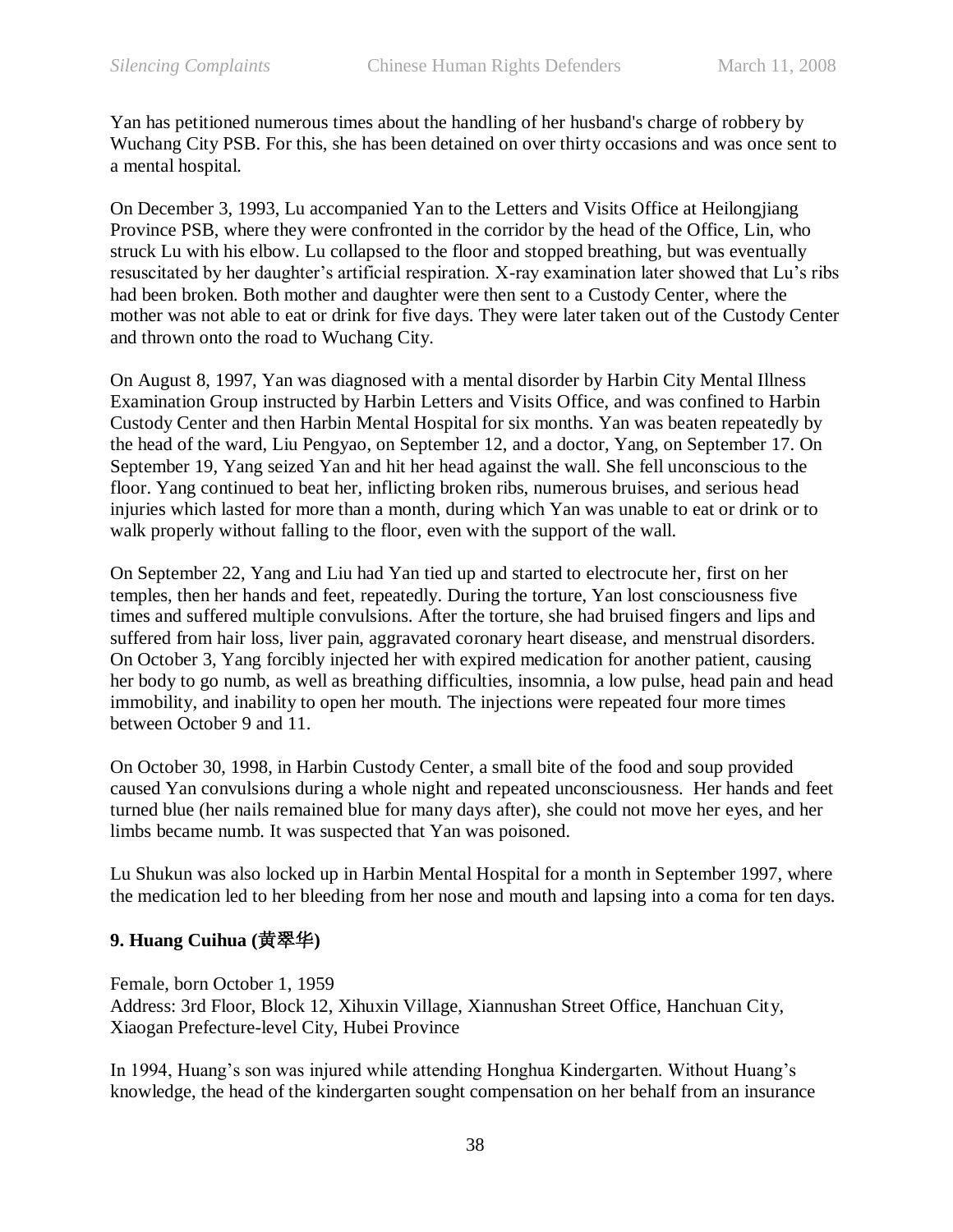Yan has petitioned numerous times about the handling of her husband's charge of robbery by Wuchang City PSB. For this, she has been detained on over thirty occasions and was once sent to a mental hospital.

On December 3, 1993, Lu accompanied Yan to the Letters and Visits Office at Heilongjiang Province PSB, where they were confronted in the corridor by the head of the Office, Lin, who struck Lu with his elbow. Lu collapsed to the floor and stopped breathing, but was eventually resuscitated by her daughter's artificial respiration. X-ray examination later showed that Lu's ribs had been broken. Both mother and daughter were then sent to a Custody Center, where the mother was not able to eat or drink for five days. They were later taken out of the Custody Center and thrown onto the road to Wuchang City.

On August 8, 1997, Yan was diagnosed with a mental disorder by Harbin City Mental Illness Examination Group instructed by Harbin Letters and Visits Office, and was confined to Harbin Custody Center and then Harbin Mental Hospital for six months. Yan was beaten repeatedly by the head of the ward, Liu Pengyao, on September 12, and a doctor, Yang, on September 17. On September 19, Yang seized Yan and hit her head against the wall. She fell unconscious to the floor. Yang continued to beat her, inflicting broken ribs, numerous bruises, and serious head injuries which lasted for more than a month, during which Yan was unable to eat or drink or to walk properly without falling to the floor, even with the support of the wall.

On September 22, Yang and Liu had Yan tied up and started to electrocute her, first on her temples, then her hands and feet, repeatedly. During the torture, Yan lost consciousness five times and suffered multiple convulsions. After the torture, she had bruised fingers and lips and suffered from hair loss, liver pain, aggravated coronary heart disease, and menstrual disorders. On October 3, Yang forcibly injected her with expired medication for another patient, causing her body to go numb, as well as breathing difficulties, insomnia, a low pulse, head pain and head immobility, and inability to open her mouth. The injections were repeated four more times between October 9 and 11.

On October 30, 1998, in Harbin Custody Center, a small bite of the food and soup provided caused Yan convulsions during a whole night and repeated unconsciousness. Her hands and feet turned blue (her nails remained blue for many days after), she could not move her eyes, and her limbs became numb. It was suspected that Yan was poisoned.

Lu Shukun was also locked up in Harbin Mental Hospital for a month in September 1997, where the medication led to her bleeding from her nose and mouth and lapsing into a coma for ten days.

### 9. Huang Cuihua (黄翠华)

Female, born October 1, 1959
Address: 3rd Floor, Block 12, Xihuxin Village, Xiannushan Street Office, Hanchuan City, Xiaogan Prefecture-level City, Hubei Province

In 1994, Huang's son was injured while attending Honghua Kindergarten. Without Huang's knowledge, the head of the kindergarten sought compensation on her behalf from an insurance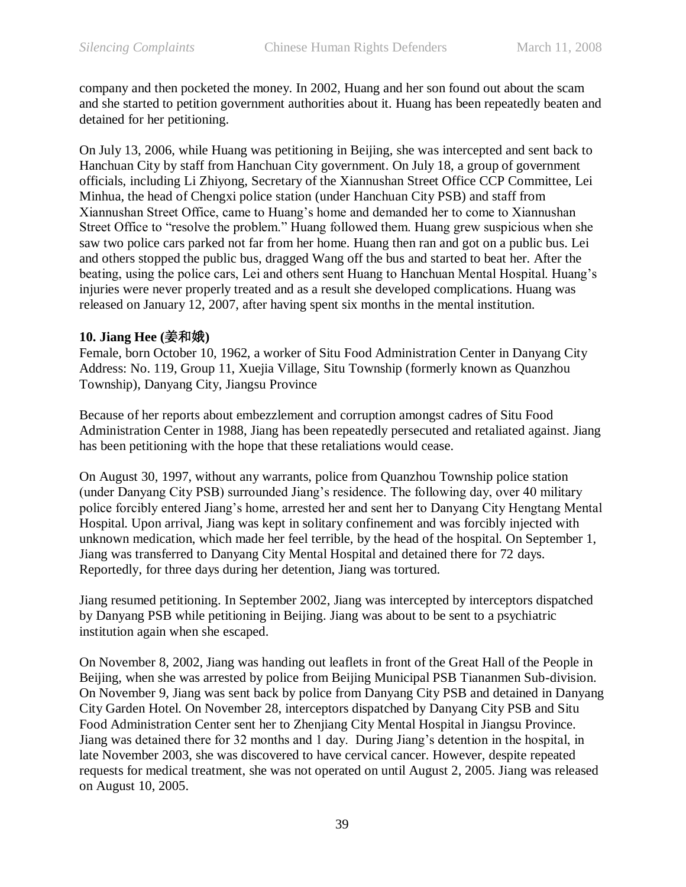company and then pocketed the money. In 2002, Huang and her son found out about the scam and she started to petition government authorities about it. Huang has been repeatedly beaten and detained for her petitioning.

On July 13, 2006, while Huang was petitioning in Beijing, she was intercepted and sent back to Hanchuan City by staff from Hanchuan City government. On July 18, a group of government officials, including Li Zhiyong, Secretary of the Xiannushan Street Office CCP Committee, Lei Minhua, the head of Chengxi police station (under Hanchuan City PSB) and staff from Xiannushan Street Office, came to Huang's home and demanded her to come to Xiannushan Street Office to "resolve the problem." Huang followed them. Huang grew suspicious when she saw two police cars parked not far from her home. Huang then ran and got on a public bus. Lei and others stopped the public bus, dragged Wang off the bus and started to beat her. After the beating, using the police cars, Lei and others sent Huang to Hanchuan Mental Hospital. Huang's injuries were never properly treated and as a result she developed complications. Huang was released on January 12, 2007, after having spent six months in the mental institution.

**10. Jiang Hee (姜和娥)**

Female, born October 10, 1962, a worker of Situ Food Administration Center in Danyang City
Address: No. 119, Group 11, Xuejia Village, Situ Township (formerly known as Quanzhou Township), Danyang City, Jiangsu Province

Because of her reports about embezzlement and corruption amongst cadres of Situ Food Administration Center in 1988, Jiang has been repeatedly persecuted and retaliated against. Jiang has been petitioning with the hope that these retaliations would cease.

On August 30, 1997, without any warrants, police from Quanzhou Township police station (under Danyang City PSB) surrounded Jiang's residence. The following day, over 40 military police forcibly entered Jiang's home, arrested her and sent her to Danyang City Hengtang Mental Hospital. Upon arrival, Jiang was kept in solitary confinement and was forcibly injected with unknown medication, which made her feel terrible, by the head of the hospital. On September 1, Jiang was transferred to Danyang City Mental Hospital and detained there for 72 days. Reportedly, for three days during her detention, Jiang was tortured.

Jiang resumed petitioning. In September 2002, Jiang was intercepted by interceptors dispatched by Danyang PSB while petitioning in Beijing. Jiang was about to be sent to a psychiatric institution again when she escaped.

On November 8, 2002, Jiang was handing out leaflets in front of the Great Hall of the People in Beijing, when she was arrested by police from Beijing Municipal PSB Tiananmen Sub-division. On November 9, Jiang was sent back by police from Danyang City PSB and detained in Danyang City Garden Hotel. On November 28, interceptors dispatched by Danyang City PSB and Situ Food Administration Center sent her to Zhenjiang City Mental Hospital in Jiangsu Province. Jiang was detained there for 32 months and 1 day. During Jiang's detention in the hospital, in late November 2003, she was discovered to have cervical cancer. However, despite repeated requests for medical treatment, she was not operated on until August 2, 2005. Jiang was released on August 10, 2005.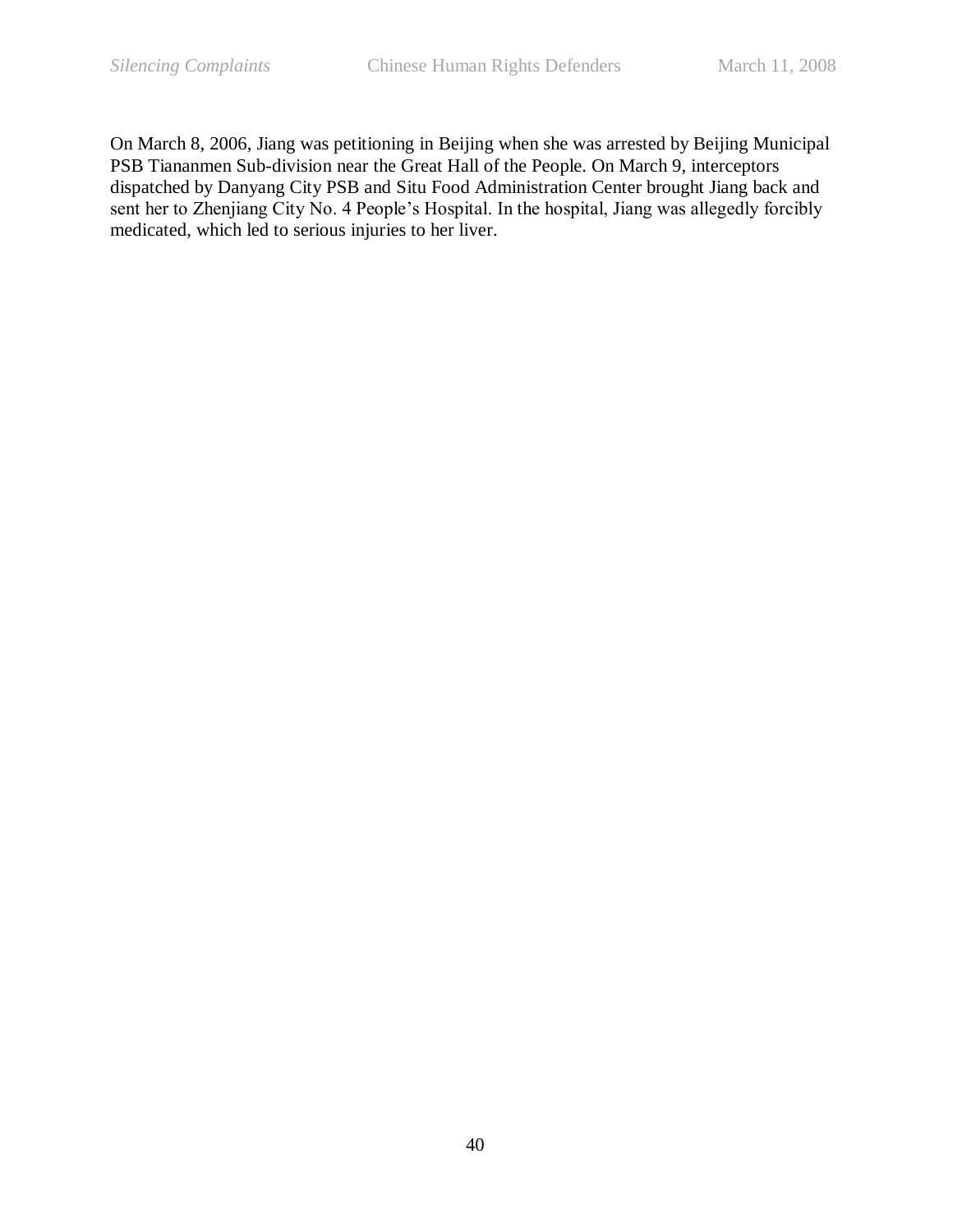On March 8, 2006, Jiang was petitioning in Beijing when she was arrested by Beijing Municipal PSB Tiananmen Sub-division near the Great Hall of the People. On March 9, interceptors dispatched by Danyang City PSB and Situ Food Administration Center brought Jiang back and sent her to Zhenjiang City No. 4 People's Hospital. In the hospital, Jiang was allegedly forcibly medicated, which led to serious injuries to her liver.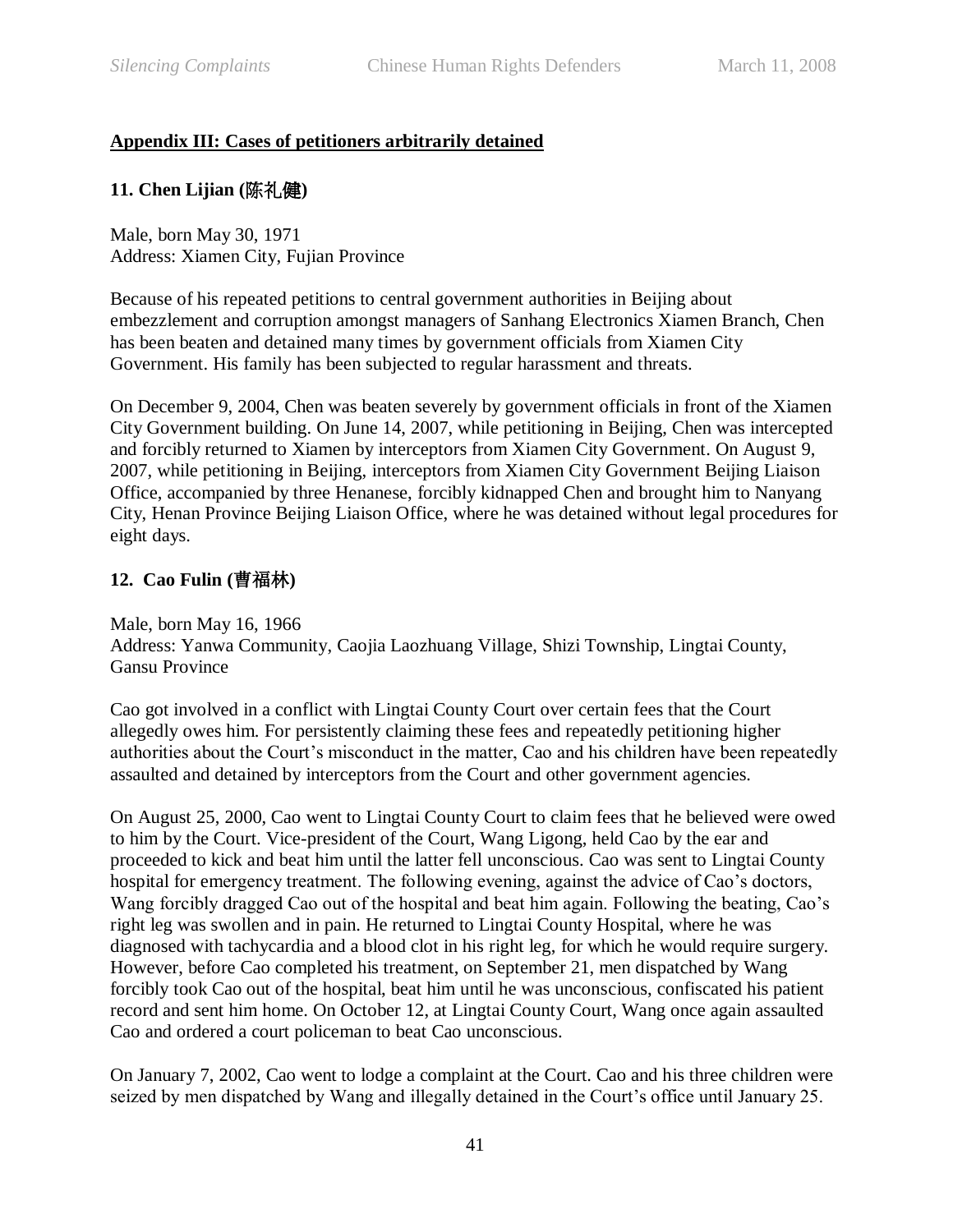**Appendix III: Cases of petitioners arbitrarily detained**

### 11. Chen Lijian (陈礼健)

Male, born May 30, 1971
Address: Xiamen City, Fujian Province

Because of his repeated petitions to central government authorities in Beijing about embezzlement and corruption amongst managers of Sanhang Electronics Xiamen Branch, Chen has been beaten and detained many times by government officials from Xiamen City Government. His family has been subjected to regular harassment and threats.

On December 9, 2004, Chen was beaten severely by government officials in front of the Xiamen City Government building. On June 14, 2007, while petitioning in Beijing, Chen was intercepted and forcibly returned to Xiamen by interceptors from Xiamen City Government. On August 9, 2007, while petitioning in Beijing, interceptors from Xiamen City Government Beijing Liaison Office, accompanied by three Henanese, forcibly kidnapped Chen and brought him to Nanyang City, Henan Province Beijing Liaison Office, where he was detained without legal procedures for eight days.

### 12. Cao Fulin (曹福林)

Male, born May 16, 1966
Address: Yanwa Community, Caojia Laozhuang Village, Shizi Township, Lingtai County, Gansu Province

Cao got involved in a conflict with Lingtai County Court over certain fees that the Court allegedly owes him. For persistently claiming these fees and repeatedly petitioning higher authorities about the Court's misconduct in the matter, Cao and his children have been repeatedly assaulted and detained by interceptors from the Court and other government agencies.

On August 25, 2000, Cao went to Lingtai County Court to claim fees that he believed were owed to him by the Court. Vice-president of the Court, Wang Ligong, held Cao by the ear and proceeded to kick and beat him until the latter fell unconscious. Cao was sent to Lingtai County hospital for emergency treatment. The following evening, against the advice of Cao's doctors, Wang forcibly dragged Cao out of the hospital and beat him again. Following the beating, Cao's right leg was swollen and in pain. He returned to Lingtai County Hospital, where he was diagnosed with tachycardia and a blood clot in his right leg, for which he would require surgery. However, before Cao completed his treatment, on September 21, men dispatched by Wang forcibly took Cao out of the hospital, beat him until he was unconscious, confiscated his patient record and sent him home. On October 12, at Lingtai County Court, Wang once again assaulted Cao and ordered a court policeman to beat Cao unconscious.

On January 7, 2002, Cao went to lodge a complaint at the Court. Cao and his three children were seized by men dispatched by Wang and illegally detained in the Court's office until January 25.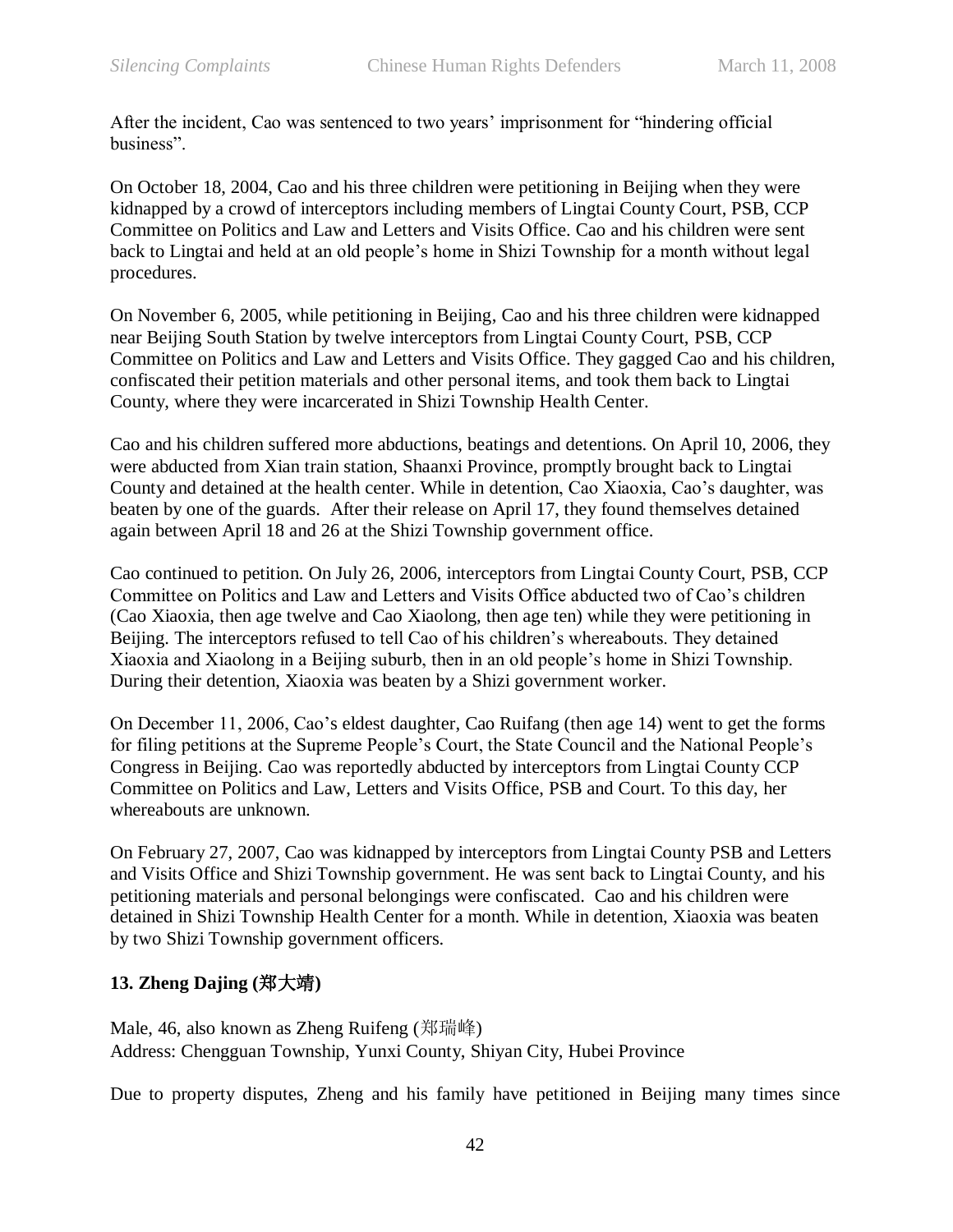After the incident, Cao was sentenced to two years' imprisonment for "hindering official business".

On October 18, 2004, Cao and his three children were petitioning in Beijing when they were kidnapped by a crowd of interceptors including members of Lingtai County Court, PSB, CCP Committee on Politics and Law and Letters and Visits Office. Cao and his children were sent back to Lingtai and held at an old people's home in Shizi Township for a month without legal procedures.

On November 6, 2005, while petitioning in Beijing, Cao and his three children were kidnapped near Beijing South Station by twelve interceptors from Lingtai County Court, PSB, CCP Committee on Politics and Law and Letters and Visits Office. They gagged Cao and his children, confiscated their petition materials and other personal items, and took them back to Lingtai County, where they were incarcerated in Shizi Township Health Center.

Cao and his children suffered more abductions, beatings and detentions. On April 10, 2006, they were abducted from Xian train station, Shaanxi Province, promptly brought back to Lingtai County and detained at the health center. While in detention, Cao Xiaoxia, Cao's daughter, was beaten by one of the guards. After their release on April 17, they found themselves detained again between April 18 and 26 at the Shizi Township government office.

Cao continued to petition. On July 26, 2006, interceptors from Lingtai County Court, PSB, CCP Committee on Politics and Law and Letters and Visits Office abducted two of Cao's children (Cao Xiaoxia, then age twelve and Cao Xiaolong, then age ten) while they were petitioning in Beijing. The interceptors refused to tell Cao of his children's whereabouts. They detained Xiaoxia and Xiaolong in a Beijing suburb, then in an old people's home in Shizi Township. During their detention, Xiaoxia was beaten by a Shizi government worker.

On December 11, 2006, Cao's eldest daughter, Cao Ruifang (then age 14) went to get the forms for filing petitions at the Supreme People's Court, the State Council and the National People's Congress in Beijing. Cao was reportedly abducted by interceptors from Lingtai County CCP Committee on Politics and Law, Letters and Visits Office, PSB and Court. To this day, her whereabouts are unknown.

On February 27, 2007, Cao was kidnapped by interceptors from Lingtai County PSB and Letters and Visits Office and Shizi Township government. He was sent back to Lingtai County, and his petitioning materials and personal belongings were confiscated. Cao and his children were detained in Shizi Township Health Center for a month. While in detention, Xiaoxia was beaten by two Shizi Township government officers.

### 13. Zheng Dajing (郑大靖)

Male, 46, also known as Zheng Ruifeng (郑瑞峰)
Address: Chengguan Township, Yunxi County, Shiyan City, Hubei Province

Due to property disputes, Zheng and his family have petitioned in Beijing many times since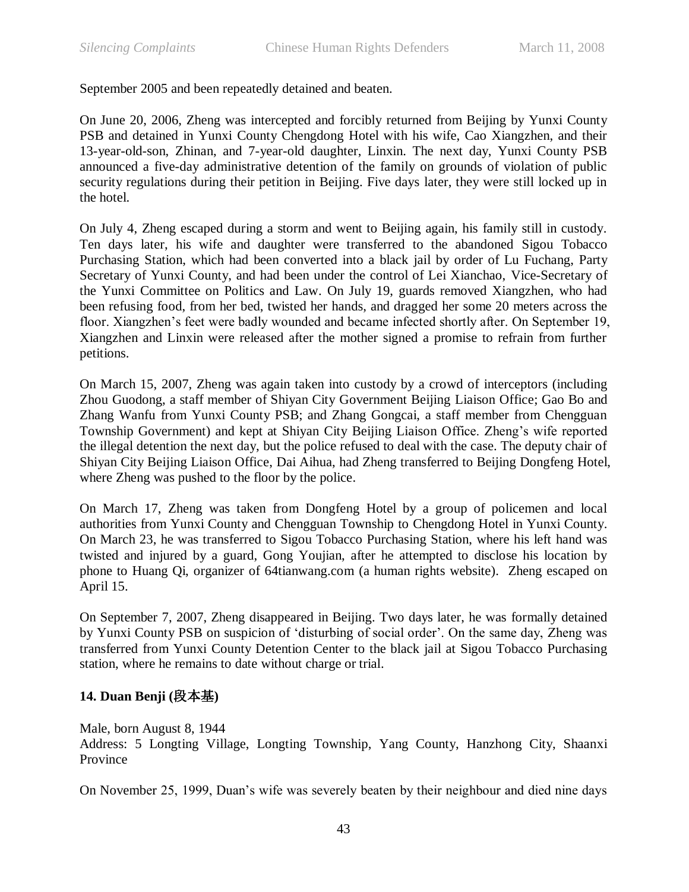September 2005 and been repeatedly detained and beaten.

On June 20, 2006, Zheng was intercepted and forcibly returned from Beijing by Yunxi County PSB and detained in Yunxi County Chengdong Hotel with his wife, Cao Xiangzhen, and their 13-year-old-son, Zhinan, and 7-year-old daughter, Linxin. The next day, Yunxi County PSB announced a five-day administrative detention of the family on grounds of violation of public security regulations during their petition in Beijing. Five days later, they were still locked up in the hotel.

On July 4, Zheng escaped during a storm and went to Beijing again, his family still in custody. Ten days later, his wife and daughter were transferred to the abandoned Sigou Tobacco Purchasing Station, which had been converted into a black jail by order of Lu Fuchang, Party Secretary of Yunxi County, and had been under the control of Lei Xianchao, Vice-Secretary of the Yunxi Committee on Politics and Law. On July 19, guards removed Xiangzhen, who had been refusing food, from her bed, twisted her hands, and dragged her some 20 meters across the floor. Xiangzhen's feet were badly wounded and became infected shortly after. On September 19, Xiangzhen and Linxin were released after the mother signed a promise to refrain from further petitions.

On March 15, 2007, Zheng was again taken into custody by a crowd of interceptors (including Zhou Guodong, a staff member of Shiyan City Government Beijing Liaison Office; Gao Bo and Zhang Wanfu from Yunxi County PSB; and Zhang Gongcai, a staff member from Chengguan Township Government) and kept at Shiyan City Beijing Liaison Office. Zheng's wife reported the illegal detention the next day, but the police refused to deal with the case. The deputy chair of Shiyan City Beijing Liaison Office, Dai Aihua, had Zheng transferred to Beijing Dongfeng Hotel, where Zheng was pushed to the floor by the police.

On March 17, Zheng was taken from Dongfeng Hotel by a group of policemen and local authorities from Yunxi County and Chengguan Township to Chengdong Hotel in Yunxi County. On March 23, he was transferred to Sigou Tobacco Purchasing Station, where his left hand was twisted and injured by a guard, Gong Youjian, after he attempted to disclose his location by phone to Huang Qi, organizer of 64tianwang.com (a human rights website). Zheng escaped on April 15.

On September 7, 2007, Zheng disappeared in Beijing. Two days later, he was formally detained by Yunxi County PSB on suspicion of 'disturbing of social order'. On the same day, Zheng was transferred from Yunxi County Detention Center to the black jail at Sigou Tobacco Purchasing station, where he remains to date without charge or trial.

### 14. Duan Benji (段本基)

Male, born August 8, 1944
Address: 5 Longting Village, Longting Township, Yang County, Hanzhong City, Shaanxi Province

On November 25, 1999, Duan's wife was severely beaten by their neighbour and died nine days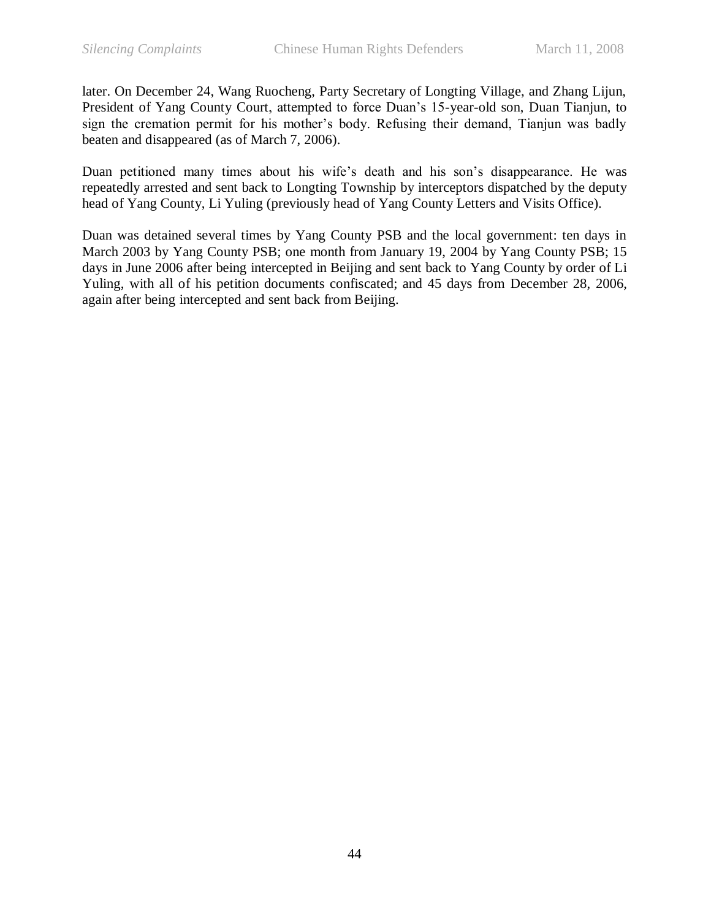later. On December 24, Wang Ruocheng, Party Secretary of Longting Village, and Zhang Lijun, President of Yang County Court, attempted to force Duan's 15-year-old son, Duan Tianjun, to sign the cremation permit for his mother's body. Refusing their demand, Tianjun was badly beaten and disappeared (as of March 7, 2006).

Duan petitioned many times about his wife's death and his son's disappearance. He was repeatedly arrested and sent back to Longting Township by interceptors dispatched by the deputy head of Yang County, Li Yuling (previously head of Yang County Letters and Visits Office).

Duan was detained several times by Yang County PSB and the local government: ten days in March 2003 by Yang County PSB; one month from January 19, 2004 by Yang County PSB; 15 days in June 2006 after being intercepted in Beijing and sent back to Yang County by order of Li Yuling, with all of his petition documents confiscated; and 45 days from December 28, 2006, again after being intercepted and sent back from Beijing.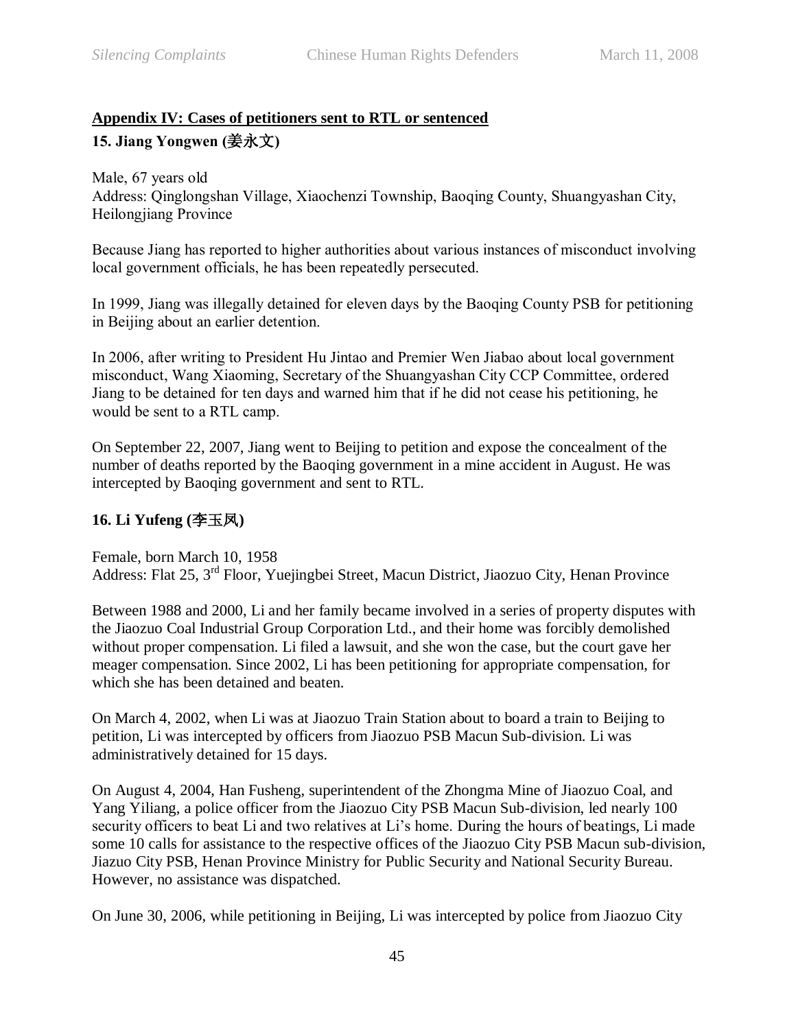## Appendix IV: Cases of petitioners sent to RTL or sentenced

### 15. Jiang Yongwen (姜永文)

Male, 67 years old
Address: Qinglongshan Village, Xiaochenzi Township, Baoqing County, Shuangyashan City, Heilongjiang Province

Because Jiang has reported to higher authorities about various instances of misconduct involving local government officials, he has been repeatedly persecuted.

In 1999, Jiang was illegally detained for eleven days by the Baoqing County PSB for petitioning in Beijing about an earlier detention.

In 2006, after writing to President Hu Jintao and Premier Wen Jiabao about local government misconduct, Wang Xiaoming, Secretary of the Shuangyashan City CCP Committee, ordered Jiang to be detained for ten days and warned him that if he did not cease his petitioning, he would be sent to a RTL camp.

On September 22, 2007, Jiang went to Beijing to petition and expose the concealment of the number of deaths reported by the Baoqing government in a mine accident in August. He was intercepted by Baoqing government and sent to RTL.

### 16. Li Yufeng (李玉凤)

Female, born March 10, 1958
Address: Flat 25, 3rd Floor, Yuejingbei Street, Macun District, Jiaozuo City, Henan Province

Between 1988 and 2000, Li and her family became involved in a series of property disputes with the Jiaozuo Coal Industrial Group Corporation Ltd., and their home was forcibly demolished without proper compensation. Li filed a lawsuit, and she won the case, but the court gave her meager compensation. Since 2002, Li has been petitioning for appropriate compensation, for which she has been detained and beaten.

On March 4, 2002, when Li was at Jiaozuo Train Station about to board a train to Beijing to petition, Li was intercepted by officers from Jiaozuo PSB Macun Sub-division. Li was administratively detained for 15 days.

On August 4, 2004, Han Fusheng, superintendent of the Zhongma Mine of Jiaozuo Coal, and Yang Yiliang, a police officer from the Jiaozuo City PSB Macun Sub-division, led nearly 100 security officers to beat Li and two relatives at Li's home. During the hours of beatings, Li made some 10 calls for assistance to the respective offices of the Jiaozuo City PSB Macun sub-division, Jiazuo City PSB, Henan Province Ministry for Public Security and National Security Bureau. However, no assistance was dispatched.

On June 30, 2006, while petitioning in Beijing, Li was intercepted by police from Jiaozuo City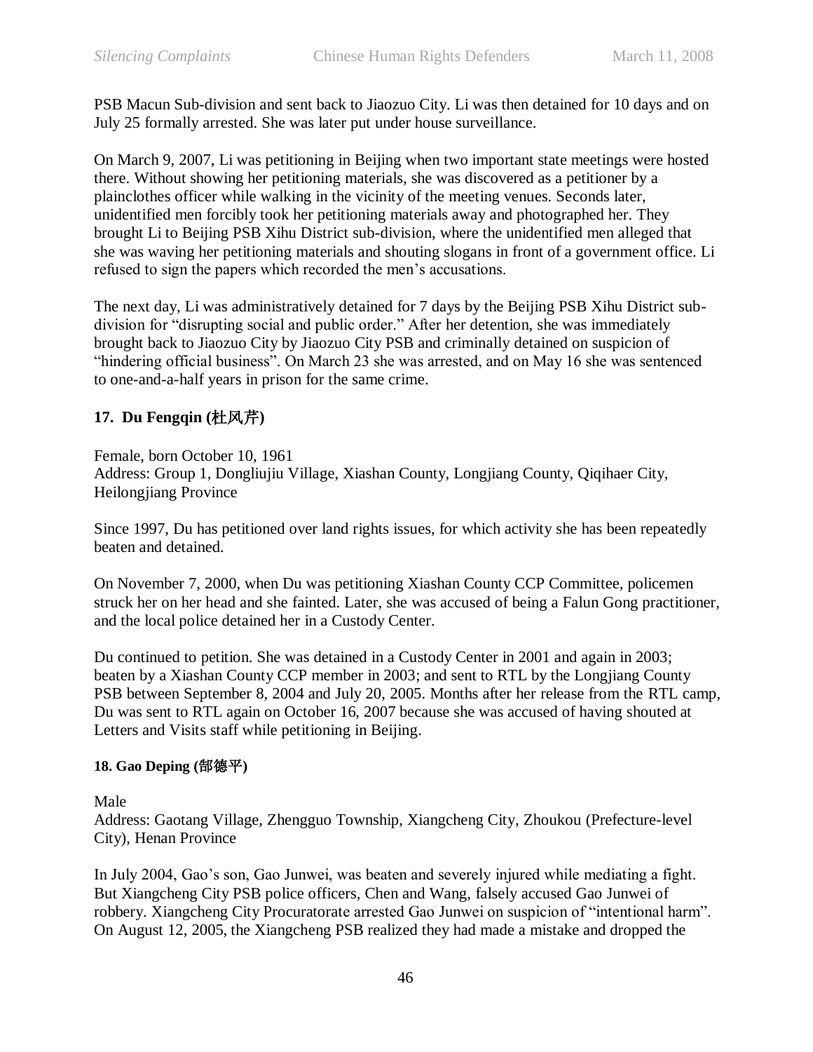PSB Macun Sub-division and sent back to Jiaozuo City. Li was then detained for 10 days and on July 25 formally arrested. She was later put under house surveillance.

On March 9, 2007, Li was petitioning in Beijing when two important state meetings were hosted there. Without showing her petitioning materials, she was discovered as a petitioner by a plainclothes officer while walking in the vicinity of the meeting venues. Seconds later, unidentified men forcibly took her petitioning materials away and photographed her. They brought Li to Beijing PSB Xihu District sub-division, where the unidentified men alleged that she was waving her petitioning materials and shouting slogans in front of a government office. Li refused to sign the papers which recorded the men's accusations.

The next day, Li was administratively detained for 7 days by the Beijing PSB Xihu District sub-division for "disrupting social and public order." After her detention, she was immediately brought back to Jiaozuo City by Jiaozuo City PSB and criminally detained on suspicion of "hindering official business". On March 23 she was arrested, and on May 16 she was sentenced to one-and-a-half years in prison for the same crime.

### 17. Du Fengqin (杜风芹)

Female, born October 10, 1961
Address: Group 1, Dongliujiu Village, Xiashan County, Longjiang County, Qiqihaer City, Heilongjiang Province

Since 1997, Du has petitioned over land rights issues, for which activity she has been repeatedly beaten and detained.

On November 7, 2000, when Du was petitioning Xiashan County CCP Committee, policemen struck her on her head and she fainted. Later, she was accused of being a Falun Gong practitioner, and the local police detained her in a Custody Center.

Du continued to petition. She was detained in a Custody Center in 2001 and again in 2003; beaten by a Xiashan County CCP member in 2003; and sent to RTL by the Longjiang County PSB between September 8, 2004 and July 20, 2005. Months after her release from the RTL camp, Du was sent to RTL again on October 16, 2007 because she was accused of having shouted at Letters and Visits staff while petitioning in Beijing.

#### 18. Gao Deping (郜德平)

Male
Address: Gaotang Village, Zhengguo Township, Xiangcheng City, Zhoukou (Prefecture-level City), Henan Province

In July 2004, Gao's son, Gao Junwei, was beaten and severely injured while mediating a fight. But Xiangcheng City PSB police officers, Chen and Wang, falsely accused Gao Junwei of robbery. Xiangcheng City Procuratorate arrested Gao Junwei on suspicion of "intentional harm". On August 12, 2005, the Xiangcheng PSB realized they had made a mistake and dropped the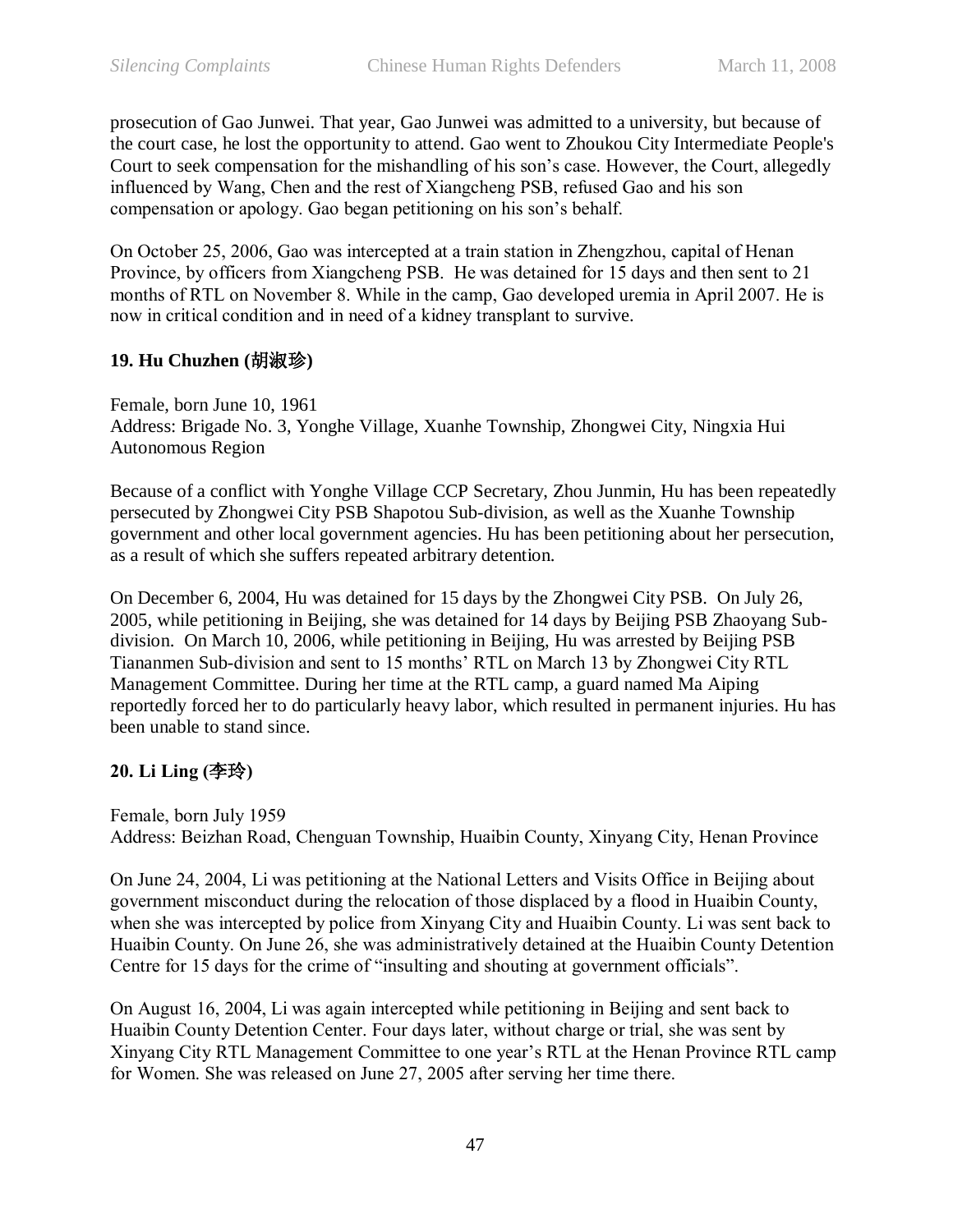prosecution of Gao Junwei. That year, Gao Junwei was admitted to a university, but because of the court case, he lost the opportunity to attend. Gao went to Zhoukou City Intermediate People's Court to seek compensation for the mishandling of his son's case. However, the Court, allegedly influenced by Wang, Chen and the rest of Xiangcheng PSB, refused Gao and his son compensation or apology. Gao began petitioning on his son's behalf.

On October 25, 2006, Gao was intercepted at a train station in Zhengzhou, capital of Henan Province, by officers from Xiangcheng PSB. He was detained for 15 days and then sent to 21 months of RTL on November 8. While in the camp, Gao developed uremia in April 2007. He is now in critical condition and in need of a kidney transplant to survive.

**19. Hu Chuzhen (胡淑珍)**

Female, born June 10, 1961
Address: Brigade No. 3, Yonghe Village, Xuanhe Township, Zhongwei City, Ningxia Hui Autonomous Region

Because of a conflict with Yonghe Village CCP Secretary, Zhou Junmin, Hu has been repeatedly persecuted by Zhongwei City PSB Shapotou Sub-division, as well as the Xuanhe Township government and other local government agencies. Hu has been petitioning about her persecution, as a result of which she suffers repeated arbitrary detention.

On December 6, 2004, Hu was detained for 15 days by the Zhongwei City PSB. On July 26, 2005, while petitioning in Beijing, she was detained for 14 days by Beijing PSB Zhaoyang Sub-division. On March 10, 2006, while petitioning in Beijing, Hu was arrested by Beijing PSB Tiananmen Sub-division and sent to 15 months' RTL on March 13 by Zhongwei City RTL Management Committee. During her time at the RTL camp, a guard named Ma Aiping reportedly forced her to do particularly heavy labor, which resulted in permanent injuries. Hu has been unable to stand since.

**20. Li Ling (李玲)**

Female, born July 1959
Address: Beizhan Road, Chenguan Township, Huaibin County, Xinyang City, Henan Province

On June 24, 2004, Li was petitioning at the National Letters and Visits Office in Beijing about government misconduct during the relocation of those displaced by a flood in Huaibin County, when she was intercepted by police from Xinyang City and Huaibin County. Li was sent back to Huaibin County. On June 26, she was administratively detained at the Huaibin County Detention Centre for 15 days for the crime of "insulting and shouting at government officials".

On August 16, 2004, Li was again intercepted while petitioning in Beijing and sent back to Huaibin County Detention Center. Four days later, without charge or trial, she was sent by Xinyang City RTL Management Committee to one year's RTL at the Henan Province RTL camp for Women. She was released on June 27, 2005 after serving her time there.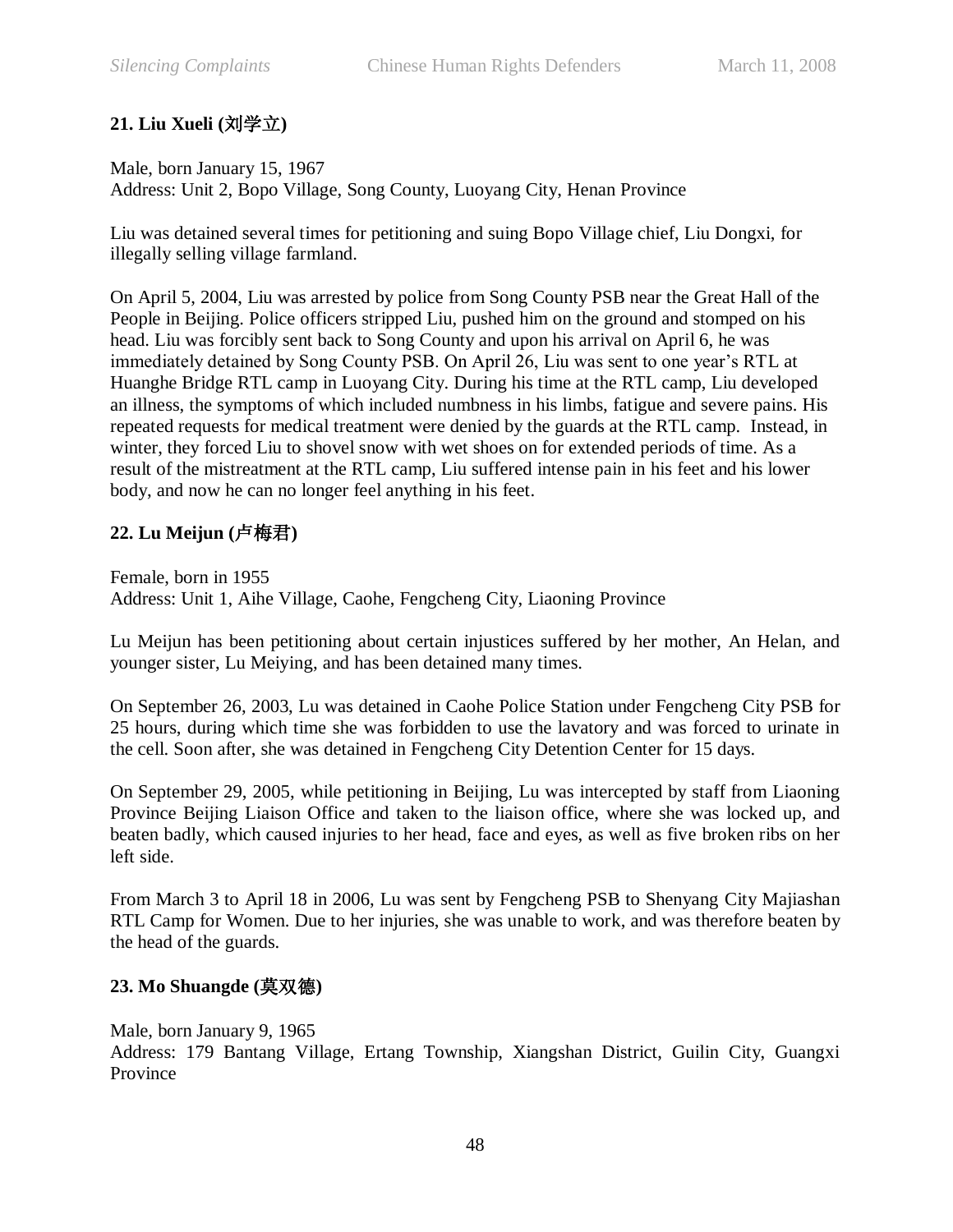**21. Liu Xueli (刘学立)**

Male, born January 15, 1967
Address: Unit 2, Bopo Village, Song County, Luoyang City, Henan Province

Liu was detained several times for petitioning and suing Bopo Village chief, Liu Dongxi, for illegally selling village farmland.

On April 5, 2004, Liu was arrested by police from Song County PSB near the Great Hall of the People in Beijing. Police officers stripped Liu, pushed him on the ground and stomped on his head. Liu was forcibly sent back to Song County and upon his arrival on April 6, he was immediately detained by Song County PSB. On April 26, Liu was sent to one year's RTL at Huanghe Bridge RTL camp in Luoyang City. During his time at the RTL camp, Liu developed an illness, the symptoms of which included numbness in his limbs, fatigue and severe pains. His repeated requests for medical treatment were denied by the guards at the RTL camp. Instead, in winter, they forced Liu to shovel snow with wet shoes on for extended periods of time. As a result of the mistreatment at the RTL camp, Liu suffered intense pain in his feet and his lower body, and now he can no longer feel anything in his feet.

**22. Lu Meijun (卢梅君)**

Female, born in 1955
Address: Unit 1, Aihe Village, Caohe, Fengcheng City, Liaoning Province

Lu Meijun has been petitioning about certain injustices suffered by her mother, An Helan, and younger sister, Lu Meiying, and has been detained many times.

On September 26, 2003, Lu was detained in Caohe Police Station under Fengcheng City PSB for 25 hours, during which time she was forbidden to use the lavatory and was forced to urinate in the cell. Soon after, she was detained in Fengcheng City Detention Center for 15 days.

On September 29, 2005, while petitioning in Beijing, Lu was intercepted by staff from Liaoning Province Beijing Liaison Office and taken to the liaison office, where she was locked up, and beaten badly, which caused injuries to her head, face and eyes, as well as five broken ribs on her left side.

From March 3 to April 18 in 2006, Lu was sent by Fengcheng PSB to Shenyang City Majiashan RTL Camp for Women. Due to her injuries, she was unable to work, and was therefore beaten by the head of the guards.

**23. Mo Shuangde (莫双德)**

Male, born January 9, 1965
Address: 179 Bantang Village, Ertang Township, Xiangshan District, Guilin City, Guangxi Province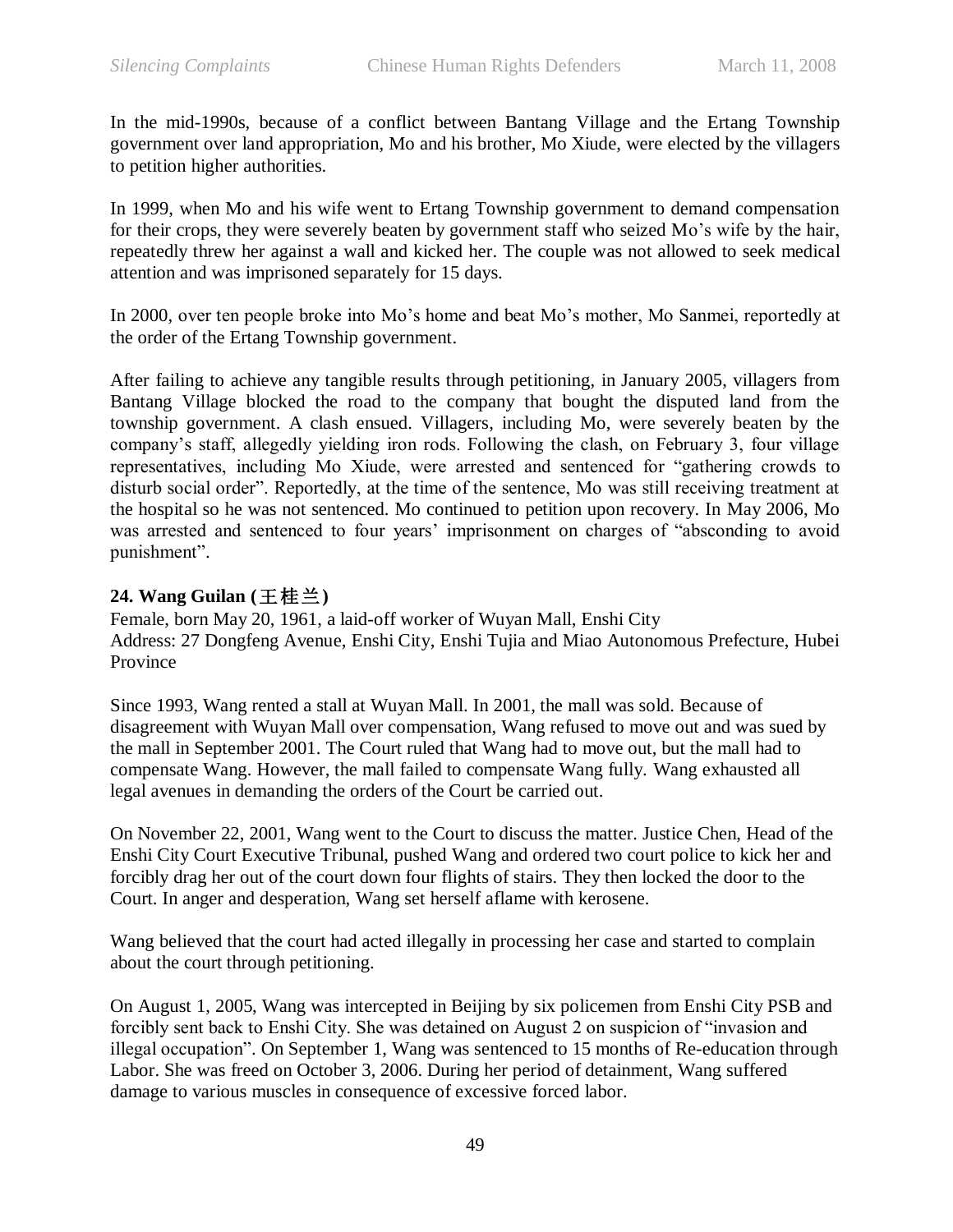In the mid-1990s, because of a conflict between Bantang Village and the Ertang Township government over land appropriation, Mo and his brother, Mo Xiude, were elected by the villagers to petition higher authorities.

In 1999, when Mo and his wife went to Ertang Township government to demand compensation for their crops, they were severely beaten by government staff who seized Mo's wife by the hair, repeatedly threw her against a wall and kicked her. The couple was not allowed to seek medical attention and was imprisoned separately for 15 days.

In 2000, over ten people broke into Mo's home and beat Mo's mother, Mo Sanmei, reportedly at the order of the Ertang Township government.

After failing to achieve any tangible results through petitioning, in January 2005, villagers from Bantang Village blocked the road to the company that bought the disputed land from the township government. A clash ensued. Villagers, including Mo, were severely beaten by the company's staff, allegedly yielding iron rods. Following the clash, on February 3, four village representatives, including Mo Xiude, were arrested and sentenced for "gathering crowds to disturb social order". Reportedly, at the time of the sentence, Mo was still receiving treatment at the hospital so he was not sentenced. Mo continued to petition upon recovery. In May 2006, Mo was arrested and sentenced to four years' imprisonment on charges of "absconding to avoid punishment".

**24. Wang Guilan (王桂兰)**

Female, born May 20, 1961, a laid-off worker of Wuyan Mall, Enshi City
Address: 27 Dongfeng Avenue, Enshi City, Enshi Tujia and Miao Autonomous Prefecture, Hubei Province

Since 1993, Wang rented a stall at Wuyan Mall. In 2001, the mall was sold. Because of disagreement with Wuyan Mall over compensation, Wang refused to move out and was sued by the mall in September 2001. The Court ruled that Wang had to move out, but the mall had to compensate Wang. However, the mall failed to compensate Wang fully. Wang exhausted all legal avenues in demanding the orders of the Court be carried out.

On November 22, 2001, Wang went to the Court to discuss the matter. Justice Chen, Head of the Enshi City Court Executive Tribunal, pushed Wang and ordered two court police to kick her and forcibly drag her out of the court down four flights of stairs. They then locked the door to the Court. In anger and desperation, Wang set herself aflame with kerosene.

Wang believed that the court had acted illegally in processing her case and started to complain about the court through petitioning.

On August 1, 2005, Wang was intercepted in Beijing by six policemen from Enshi City PSB and forcibly sent back to Enshi City. She was detained on August 2 on suspicion of "invasion and illegal occupation". On September 1, Wang was sentenced to 15 months of Re-education through Labor. She was freed on October 3, 2006. During her period of detainment, Wang suffered damage to various muscles in consequence of excessive forced labor.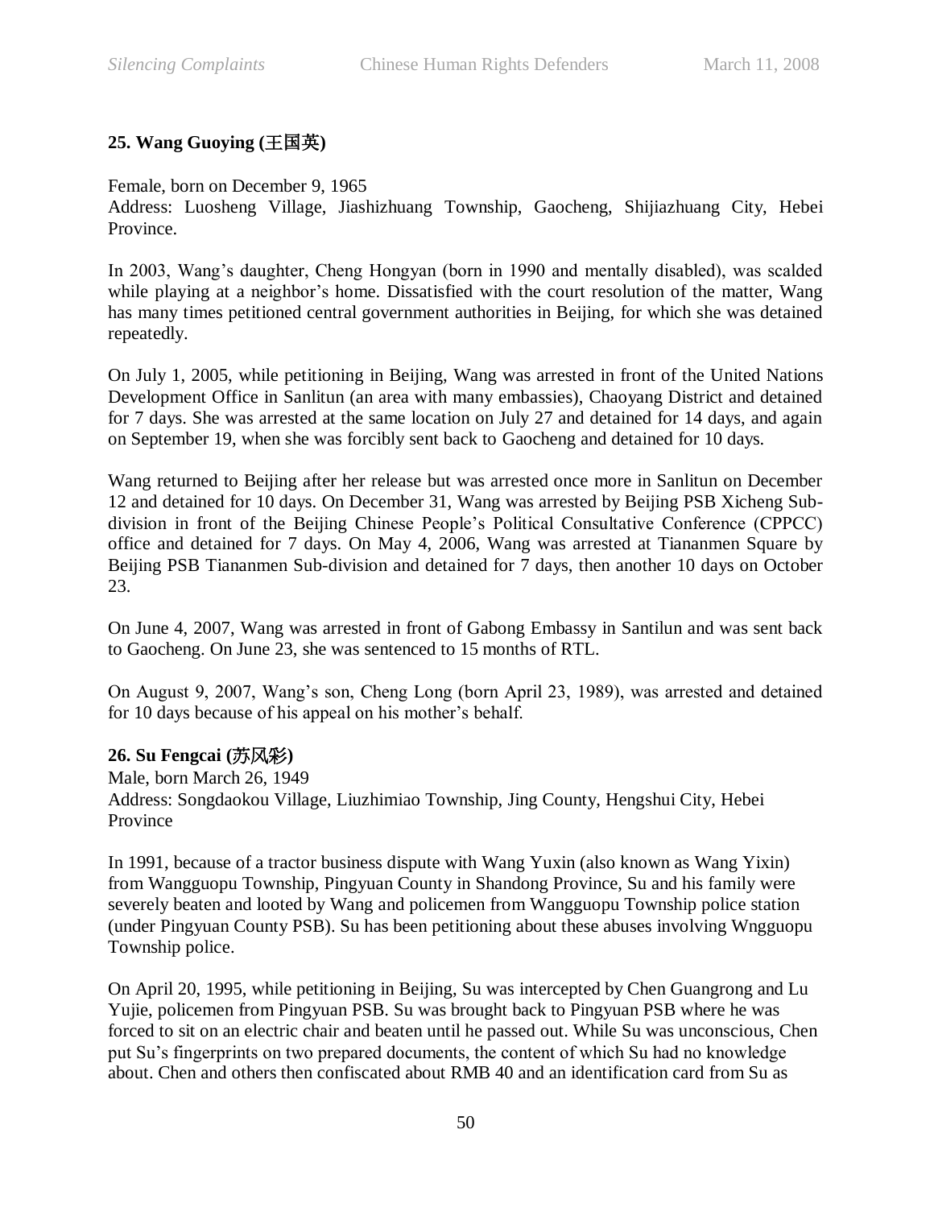**25. Wang Guoying (王国英)**

Female, born on December 9, 1965
Address: Luosheng Village, Jiashizhuang Township, Gaocheng, Shijiazhuang City, Hebei Province.

In 2003, Wang's daughter, Cheng Hongyan (born in 1990 and mentally disabled), was scalded while playing at a neighbor's home. Dissatisfied with the court resolution of the matter, Wang has many times petitioned central government authorities in Beijing, for which she was detained repeatedly.

On July 1, 2005, while petitioning in Beijing, Wang was arrested in front of the United Nations Development Office in Sanlitun (an area with many embassies), Chaoyang District and detained for 7 days. She was arrested at the same location on July 27 and detained for 14 days, and again on September 19, when she was forcibly sent back to Gaocheng and detained for 10 days.

Wang returned to Beijing after her release but was arrested once more in Sanlitun on December 12 and detained for 10 days. On December 31, Wang was arrested by Beijing PSB Xicheng Sub-division in front of the Beijing Chinese People's Political Consultative Conference (CPPCC) office and detained for 7 days. On May 4, 2006, Wang was arrested at Tiananmen Square by Beijing PSB Tiananmen Sub-division and detained for 7 days, then another 10 days on October 23.

On June 4, 2007, Wang was arrested in front of Gabong Embassy in Santilun and was sent back to Gaocheng. On June 23, she was sentenced to 15 months of RTL.

On August 9, 2007, Wang's son, Cheng Long (born April 23, 1989), was arrested and detained for 10 days because of his appeal on his mother's behalf.

**26. Su Fengcai (苏风彩)**

Male, born March 26, 1949
Address: Songdaokou Village, Liuzhimiao Township, Jing County, Hengshui City, Hebei Province

In 1991, because of a tractor business dispute with Wang Yuxin (also known as Wang Yixin) from Wangguopu Township, Pingyuan County in Shandong Province, Su and his family were severely beaten and looted by Wang and policemen from Wangguopu Township police station (under Pingyuan County PSB). Su has been petitioning about these abuses involving Wngguopu Township police.

On April 20, 1995, while petitioning in Beijing, Su was intercepted by Chen Guangrong and Lu Yujie, policemen from Pingyuan PSB. Su was brought back to Pingyuan PSB where he was forced to sit on an electric chair and beaten until he passed out. While Su was unconscious, Chen put Su's fingerprints on two prepared documents, the content of which Su had no knowledge about. Chen and others then confiscated about RMB 40 and an identification card from Su as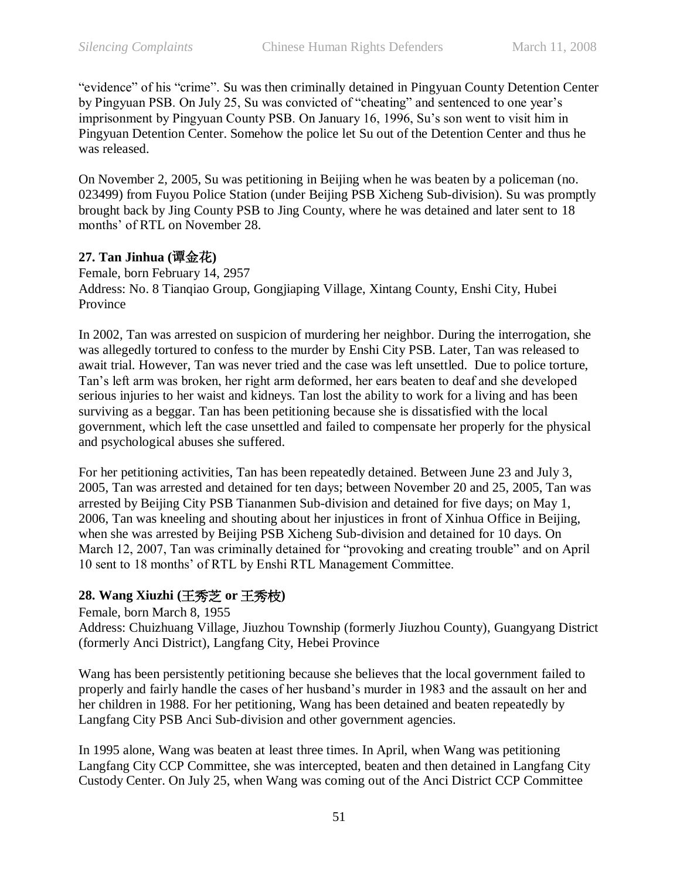"evidence" of his "crime". Su was then criminally detained in Pingyuan County Detention Center by Pingyuan PSB. On July 25, Su was convicted of "cheating" and sentenced to one year's imprisonment by Pingyuan County PSB. On January 16, 1996, Su's son went to visit him in Pingyuan Detention Center. Somehow the police let Su out of the Detention Center and thus he was released.

On November 2, 2005, Su was petitioning in Beijing when he was beaten by a policeman (no. 023499) from Fuyou Police Station (under Beijing PSB Xicheng Sub-division). Su was promptly brought back by Jing County PSB to Jing County, where he was detained and later sent to 18 months' of RTL on November 28.

**27. Tan Jinhua (谭金花)**

Female, born February 14, 2957
Address: No. 8 Tianqiao Group, Gongjiaping Village, Xintang County, Enshi City, Hubei Province

In 2002, Tan was arrested on suspicion of murdering her neighbor. During the interrogation, she was allegedly tortured to confess to the murder by Enshi City PSB. Later, Tan was released to await trial. However, Tan was never tried and the case was left unsettled. Due to police torture, Tan's left arm was broken, her right arm deformed, her ears beaten to deaf and she developed serious injuries to her waist and kidneys. Tan lost the ability to work for a living and has been surviving as a beggar. Tan has been petitioning because she is dissatisfied with the local government, which left the case unsettled and failed to compensate her properly for the physical and psychological abuses she suffered.

For her petitioning activities, Tan has been repeatedly detained. Between June 23 and July 3, 2005, Tan was arrested and detained for ten days; between November 20 and 25, 2005, Tan was arrested by Beijing City PSB Tiananmen Sub-division and detained for five days; on May 1, 2006, Tan was kneeling and shouting about her injustices in front of Xinhua Office in Beijing, when she was arrested by Beijing PSB Xicheng Sub-division and detained for 10 days. On March 12, 2007, Tan was criminally detained for "provoking and creating trouble" and on April 10 sent to 18 months' of RTL by Enshi RTL Management Committee.

**28. Wang Xiuzhi (王秀芝 or 王秀枝)**

Female, born March 8, 1955
Address: Chuizhuang Village, Jiuzhou Township (formerly Jiuzhou County), Guangyang District (formerly Anci District), Langfang City, Hebei Province

Wang has been persistently petitioning because she believes that the local government failed to properly and fairly handle the cases of her husband's murder in 1983 and the assault on her and her children in 1988. For her petitioning, Wang has been detained and beaten repeatedly by Langfang City PSB Anci Sub-division and other government agencies.

In 1995 alone, Wang was beaten at least three times. In April, when Wang was petitioning Langfang City CCP Committee, she was intercepted, beaten and then detained in Langfang City Custody Center. On July 25, when Wang was coming out of the Anci District CCP Committee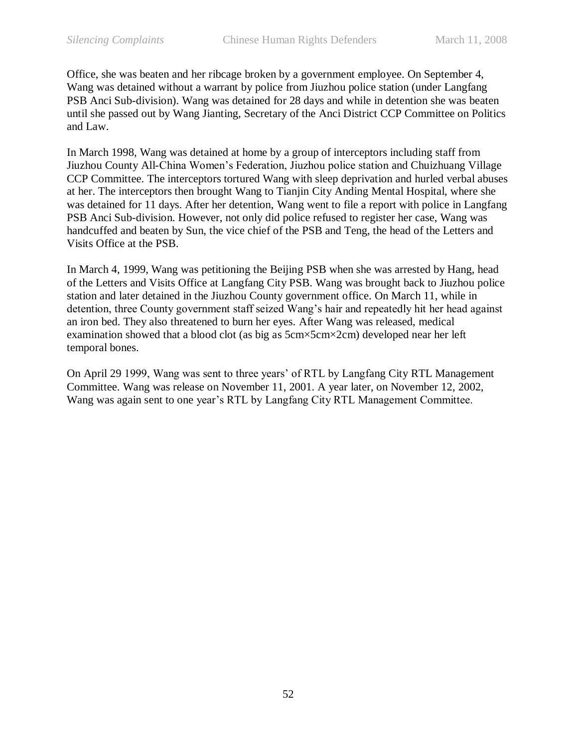Office, she was beaten and her ribcage broken by a government employee. On September 4, Wang was detained without a warrant by police from Jiuzhou police station (under Langfang PSB Anci Sub-division). Wang was detained for 28 days and while in detention she was beaten until she passed out by Wang Jianting, Secretary of the Anci District CCP Committee on Politics and Law.

In March 1998, Wang was detained at home by a group of interceptors including staff from Jiuzhou County All-China Women's Federation, Jiuzhou police station and Chuizhuang Village CCP Committee. The interceptors tortured Wang with sleep deprivation and hurled verbal abuses at her. The interceptors then brought Wang to Tianjin City Anding Mental Hospital, where she was detained for 11 days. After her detention, Wang went to file a report with police in Langfang PSB Anci Sub-division. However, not only did police refused to register her case, Wang was handcuffed and beaten by Sun, the vice chief of the PSB and Teng, the head of the Letters and Visits Office at the PSB.

In March 4, 1999, Wang was petitioning the Beijing PSB when she was arrested by Hang, head of the Letters and Visits Office at Langfang City PSB. Wang was brought back to Jiuzhou police station and later detained in the Jiuzhou County government office. On March 11, while in detention, three County government staff seized Wang's hair and repeatedly hit her head against an iron bed. They also threatened to burn her eyes. After Wang was released, medical examination showed that a blood clot (as big as 5cm×5cm×2cm) developed near her left temporal bones.

On April 29 1999, Wang was sent to three years' of RTL by Langfang City RTL Management Committee. Wang was release on November 11, 2001. A year later, on November 12, 2002, Wang was again sent to one year's RTL by Langfang City RTL Management Committee.